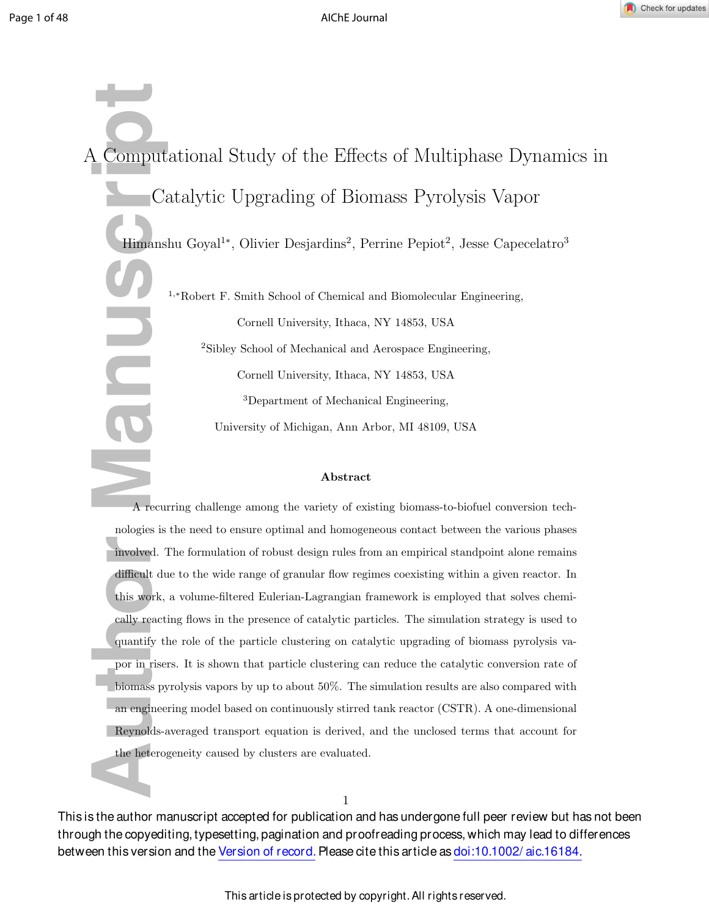# A Computational Study of the Effects of Multiphase Dynamics in Catalytic Upgrading of Biomass Pyrolysis Vapor

Himanshu Goyal[1,*], Olivier Desjardins[2], Perrine Pepiot[2], Jesse Capecelatro[3]

[1,*]Robert F. Smith School of Chemical and Biomolecular Engineering, Cornell University, Ithaca, NY 14853, USA

[2]Sibley School of Mechanical and Aerospace Engineering, Cornell University, Ithaca, NY 14853, USA

[3]Department of Mechanical Engineering, University of Michigan, Ann Arbor, MI 48109, USA

## Abstract

A recurring challenge among the variety of existing biomass-to-biofuel conversion technologies is the need to ensure optimal and homogeneous contact between the various phases involved. The formulation of robust design rules from an empirical standpoint alone remains difficult due to the wide range of granular flow regimes coexisting within a given reactor. In this work, a volume-filtered Eulerian-Lagrangian framework is employed that solves chemically reacting flows in the presence of catalytic particles. The simulation strategy is used to quantify the role of the particle clustering on catalytic upgrading of biomass pyrolysis vapor in risers. It is shown that particle clustering can reduce the catalytic conversion rate of biomass pyrolysis vapors by up to about 50%. The simulation results are also compared with an engineering model based on continuously stirred tank reactor (CSTR). A one-dimensional Reynolds-averaged transport equation is derived, and the unclosed terms that account for the heterogeneity caused by clusters are evaluated.

This is the author manuscript accepted for publication and has undergone full peer review but has not been through the copyediting, typesetting, pagination and proofreading process, which may lead to differences between this version and the Version of record. Please cite this article as doi:10.1002/aic.16184.

This article is protected by copyright. All rights reserved.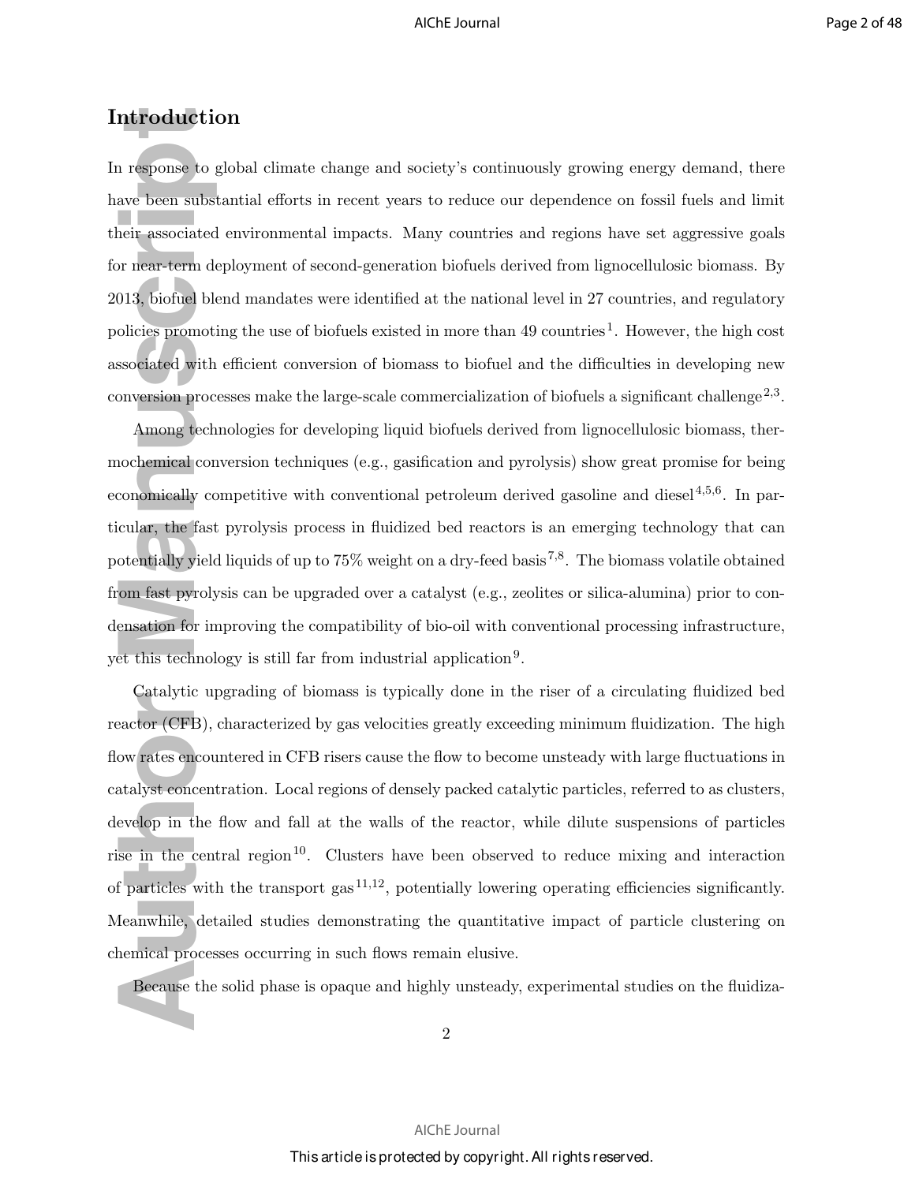## Introduction

In response to global climate change and society's continuously growing energy demand, there have been substantial efforts in recent years to reduce our dependence on fossil fuels and limit their associated environmental impacts. Many countries and regions have set aggressive goals for near-term deployment of second-generation biofuels derived from lignocellulosic biomass. By 2013, biofuel blend mandates were identified at the national level in 27 countries, and regulatory policies promoting the use of biofuels existed in more than 49 countries[1]. However, the high cost associated with efficient conversion of biomass to biofuel and the difficulties in developing new conversion processes make the large-scale commercialization of biofuels a significant challenge[2,3].

Among technologies for developing liquid biofuels derived from lignocellulosic biomass, thermochemical conversion techniques (e.g., gasification and pyrolysis) show great promise for being economically competitive with conventional petroleum derived gasoline and diesel[4,5,6]. In particular, the fast pyrolysis process in fluidized bed reactors is an emerging technology that can potentially yield liquids of up to 75% weight on a dry-feed basis[7,8]. The biomass volatile obtained from fast pyrolysis can be upgraded over a catalyst (e.g., zeolites or silica-alumina) prior to condensation for improving the compatibility of bio-oil with conventional processing infrastructure, yet this technology is still far from industrial application[9].

Catalytic upgrading of biomass is typically done in the riser of a circulating fluidized bed reactor (CFB), characterized by gas velocities greatly exceeding minimum fluidization. The high flow rates encountered in CFB risers cause the flow to become unsteady with large fluctuations in catalyst concentration. Local regions of densely packed catalytic particles, referred to as clusters, develop in the flow and fall at the walls of the reactor, while dilute suspensions of particles rise in the central region[10]. Clusters have been observed to reduce mixing and interaction of particles with the transport gas[11,12], potentially lowering operating efficiencies significantly. Meanwhile, detailed studies demonstrating the quantitative impact of particle clustering on chemical processes occurring in such flows remain elusive.

Because the solid phase is opaque and highly unsteady, experimental studies on the fluidiza-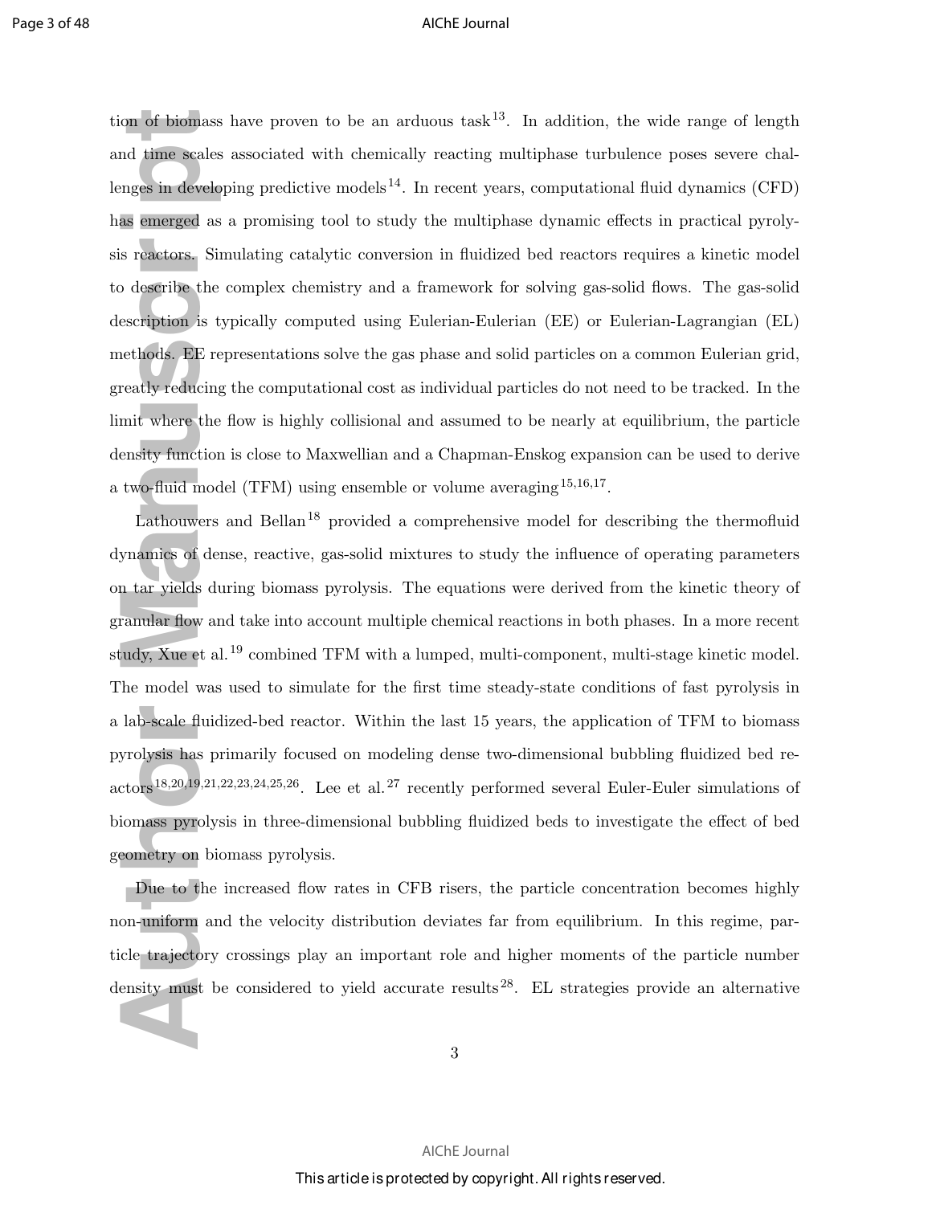tion of biomass have proven to be an arduous task[13]. In addition, the wide range of length and time scales associated with chemically reacting multiphase turbulence poses severe challenges in developing predictive models[14]. In recent years, computational fluid dynamics (CFD) has emerged as a promising tool to study the multiphase dynamic effects in practical pyrolysis reactors. Simulating catalytic conversion in fluidized bed reactors requires a kinetic model to describe the complex chemistry and a framework for solving gas-solid flows. The gas-solid description is typically computed using Eulerian-Eulerian (EE) or Eulerian-Lagrangian (EL) methods. EE representations solve the gas phase and solid particles on a common Eulerian grid, greatly reducing the computational cost as individual particles do not need to be tracked. In the limit where the flow is highly collisional and assumed to be nearly at equilibrium, the particle density function is close to Maxwellian and a Chapman-Enskog expansion can be used to derive a two-fluid model (TFM) using ensemble or volume averaging[15,16,17].

Lathouwers and Bellan[18] provided a comprehensive model for describing the thermofluid dynamics of dense, reactive, gas-solid mixtures to study the influence of operating parameters on tar yields during biomass pyrolysis. The equations were derived from the kinetic theory of granular flow and take into account multiple chemical reactions in both phases. In a more recent study, Xue et al.[19] combined TFM with a lumped, multi-component, multi-stage kinetic model. The model was used to simulate for the first time steady-state conditions of fast pyrolysis in a lab-scale fluidized-bed reactor. Within the last 15 years, the application of TFM to biomass pyrolysis has primarily focused on modeling dense two-dimensional bubbling fluidized bed reactors[18,20,19,21,22,23,24,25,26]. Lee et al.[27] recently performed several Euler-Euler simulations of biomass pyrolysis in three-dimensional bubbling fluidized beds to investigate the effect of bed geometry on biomass pyrolysis.

Due to the increased flow rates in CFB risers, the particle concentration becomes highly non-uniform and the velocity distribution deviates far from equilibrium. In this regime, particle trajectory crossings play an important role and higher moments of the particle number density must be considered to yield accurate results[28]. EL strategies provide an alternative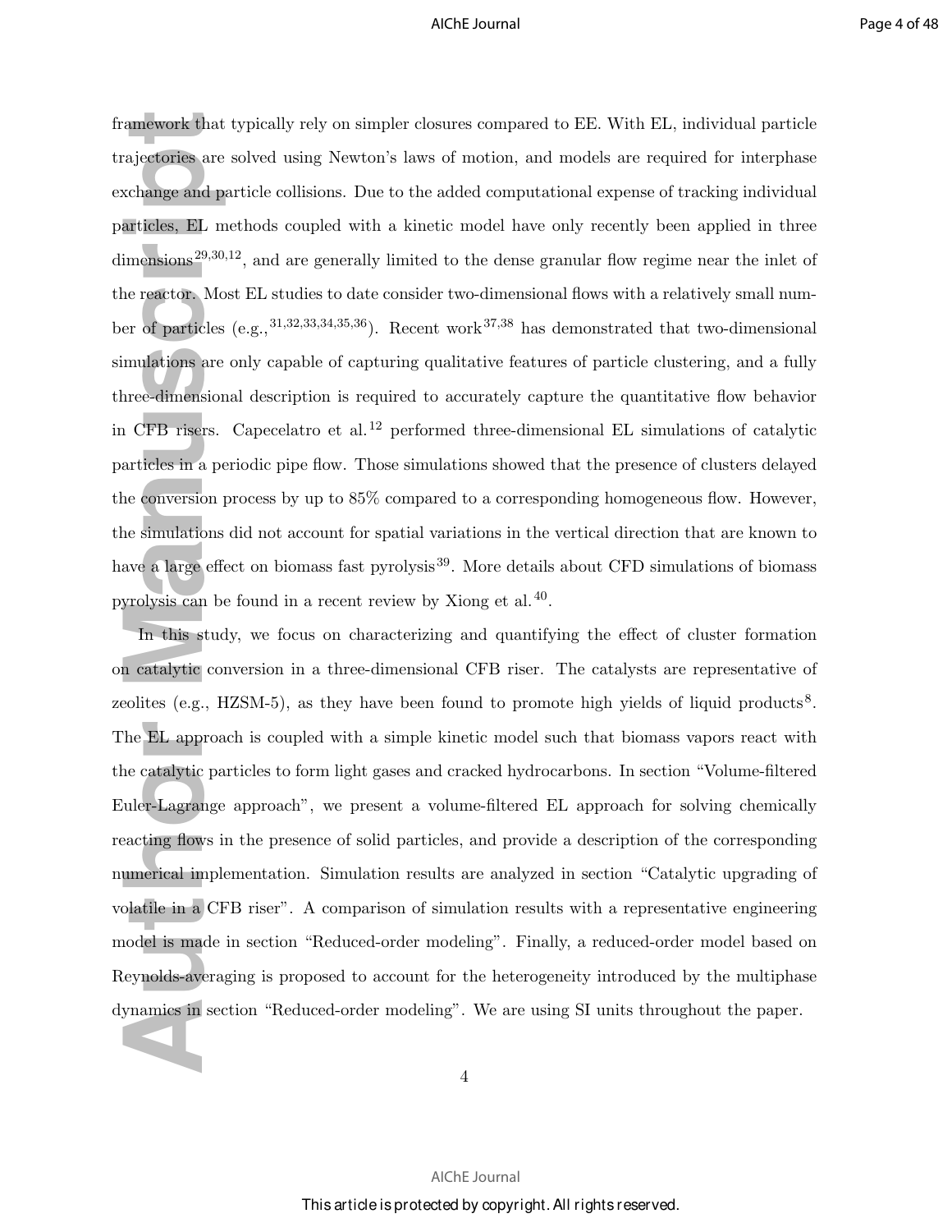framework that typically rely on simpler closures compared to EE. With EL, individual particle trajectories are solved using Newton's laws of motion, and models are required for interphase exchange and particle collisions. Due to the added computational expense of tracking individual particles, EL methods coupled with a kinetic model have only recently been applied in three dimensions[29,30,12], and are generally limited to the dense granular flow regime near the inlet of the reactor. Most EL studies to date consider two-dimensional flows with a relatively small number of particles (e.g.,[31,32,33,34,35,36]). Recent work[37,38] has demonstrated that two-dimensional simulations are only capable of capturing qualitative features of particle clustering, and a fully three-dimensional description is required to accurately capture the quantitative flow behavior in CFB risers. Capecelatro et al.[12] performed three-dimensional EL simulations of catalytic particles in a periodic pipe flow. Those simulations showed that the presence of clusters delayed the conversion process by up to 85% compared to a corresponding homogeneous flow. However, the simulations did not account for spatial variations in the vertical direction that are known to have a large effect on biomass fast pyrolysis[39]. More details about CFD simulations of biomass pyrolysis can be found in a recent review by Xiong et al.[40].

In this study, we focus on characterizing and quantifying the effect of cluster formation on catalytic conversion in a three-dimensional CFB riser. The catalysts are representative of zeolites (e.g., HZSM-5), as they have been found to promote high yields of liquid products[8]. The EL approach is coupled with a simple kinetic model such that biomass vapors react with the catalytic particles to form light gases and cracked hydrocarbons. In section "Volume-filtered Euler-Lagrange approach", we present a volume-filtered EL approach for solving chemically reacting flows in the presence of solid particles, and provide a description of the corresponding numerical implementation. Simulation results are analyzed in section "Catalytic upgrading of volatile in a CFB riser". A comparison of simulation results with a representative engineering model is made in section "Reduced-order modeling". Finally, a reduced-order model based on Reynolds-averaging is proposed to account for the heterogeneity introduced by the multiphase dynamics in section "Reduced-order modeling". We are using SI units throughout the paper.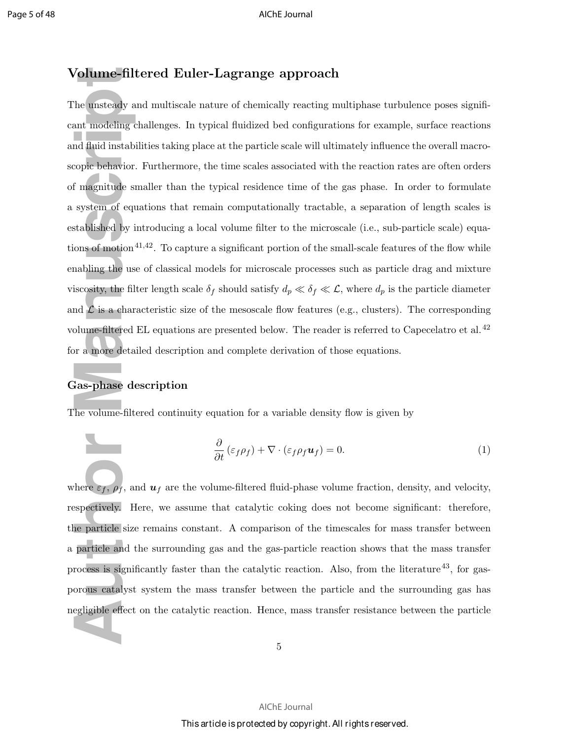## Volume-filtered Euler-Lagrange approach

The unsteady and multiscale nature of chemically reacting multiphase turbulence poses significant modeling challenges. In typical fluidized bed configurations for example, surface reactions and fluid instabilities taking place at the particle scale will ultimately influence the overall macroscopic behavior. Furthermore, the time scales associated with the reaction rates are often orders of magnitude smaller than the typical residence time of the gas phase. In order to formulate a system of equations that remain computationally tractable, a separation of length scales is established by introducing a local volume filter to the microscale (i.e., sub-particle scale) equations of motion[41,42]. To capture a significant portion of the small-scale features of the flow while enabling the use of classical models for microscale processes such as particle drag and mixture viscosity, the filter length scale $\delta_f$ should satisfy $d_p \ll \delta_f \ll \mathcal{L}$, where $d_p$ is the particle diameter and $\mathcal{L}$ is a characteristic size of the mesoscale flow features (e.g., clusters). The corresponding volume-filtered EL equations are presented below. The reader is referred to Capecelatro et al.[42] for a more detailed description and complete derivation of those equations.

### Gas-phase description

The volume-filtered continuity equation for a variable density flow is given by

$$\frac{\partial}{\partial t}\left(\varepsilon_f \rho_f\right) + \nabla \cdot \left(\varepsilon_f \rho_f \boldsymbol{u}_f\right) = 0. \tag{1}$$

where $\varepsilon_f$, $\rho_f$, and $\boldsymbol{u}_f$ are the volume-filtered fluid-phase volume fraction, density, and velocity, respectively. Here, we assume that catalytic coking does not become significant: therefore, the particle size remains constant. A comparison of the timescales for mass transfer between a particle and the surrounding gas and the gas-particle reaction shows that the mass transfer process is significantly faster than the catalytic reaction. Also, from the literature[43], for gas-porous catalyst system the mass transfer between the particle and the surrounding gas has negligible effect on the catalytic reaction. Hence, mass transfer resistance between the particle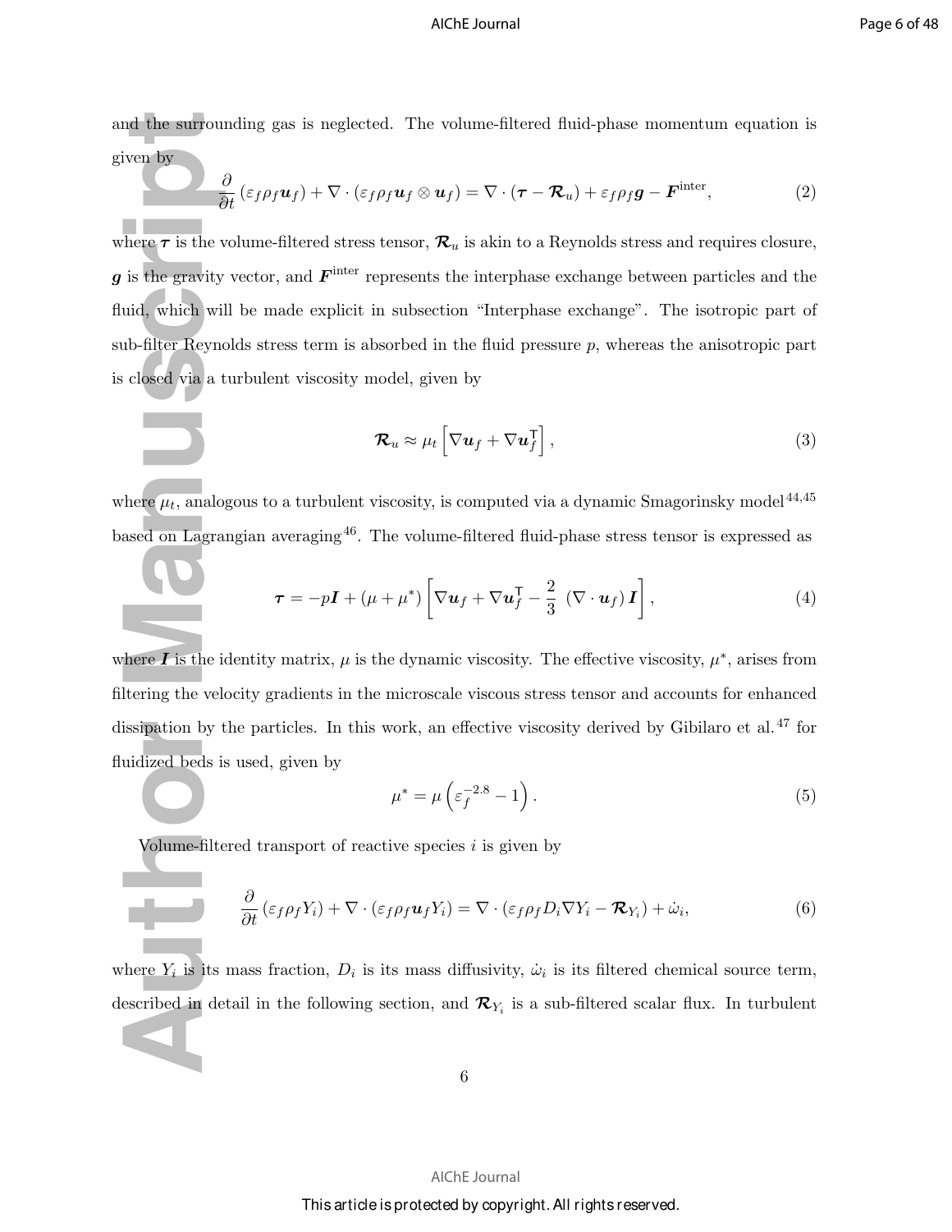and the surrounding gas is neglected. The volume-filtered fluid-phase momentum equation is given by

$$\frac{\partial}{\partial t}\left(\varepsilon_f \rho_f \boldsymbol{u}_f\right) + \nabla \cdot \left(\varepsilon_f \rho_f \boldsymbol{u}_f \otimes \boldsymbol{u}_f\right) = \nabla \cdot \left(\boldsymbol{\tau} - \boldsymbol{\mathcal{R}}_u\right) + \varepsilon_f \rho_f \boldsymbol{g} - \boldsymbol{F}^{\text{inter}}, \tag{2}$$

where $\boldsymbol{\tau}$ is the volume-filtered stress tensor, $\boldsymbol{\mathcal{R}}_u$ is akin to a Reynolds stress and requires closure, $\boldsymbol{g}$ is the gravity vector, and $\boldsymbol{F}^{\text{inter}}$ represents the interphase exchange between particles and the fluid, which will be made explicit in subsection "Interphase exchange". The isotropic part of sub-filter Reynolds stress term is absorbed in the fluid pressure $p$, whereas the anisotropic part is closed via a turbulent viscosity model, given by

$$\boldsymbol{\mathcal{R}}_u \approx \mu_t \left[\nabla \boldsymbol{u}_f + \nabla \boldsymbol{u}_f^{\mathsf{T}}\right], \tag{3}$$

where $\mu_t$, analogous to a turbulent viscosity, is computed via a dynamic Smagorinsky model[44,45] based on Lagrangian averaging[46]. The volume-filtered fluid-phase stress tensor is expressed as

$$\boldsymbol{\tau} = -p\boldsymbol{I} + \left(\mu + \mu^*\right)\left[\nabla \boldsymbol{u}_f + \nabla \boldsymbol{u}_f^{\mathsf{T}} - \frac{2}{3}\ \left(\nabla \cdot \boldsymbol{u}_f\right)\boldsymbol{I}\right], \tag{4}$$

where $\boldsymbol{I}$ is the identity matrix, $\mu$ is the dynamic viscosity. The effective viscosity, $\mu^*$, arises from filtering the velocity gradients in the microscale viscous stress tensor and accounts for enhanced dissipation by the particles. In this work, an effective viscosity derived by Gibilaro et al.[47] for fluidized beds is used, given by

$$\mu^* = \mu\left(\varepsilon_f^{-2.8} - 1\right). \tag{5}$$

Volume-filtered transport of reactive species $i$ is given by

$$\frac{\partial}{\partial t}\left(\varepsilon_f \rho_f Y_i\right) + \nabla \cdot \left(\varepsilon_f \rho_f \boldsymbol{u}_f Y_i\right) = \nabla \cdot \left(\varepsilon_f \rho_f D_i \nabla Y_i - \boldsymbol{\mathcal{R}}_{Y_i}\right) + \dot{\omega}_i, \tag{6}$$

where $Y_i$ is its mass fraction, $D_i$ is its mass diffusivity, $\dot{\omega}_i$ is its filtered chemical source term, described in detail in the following section, and $\boldsymbol{\mathcal{R}}_{Y_i}$ is a sub-filtered scalar flux. In turbulent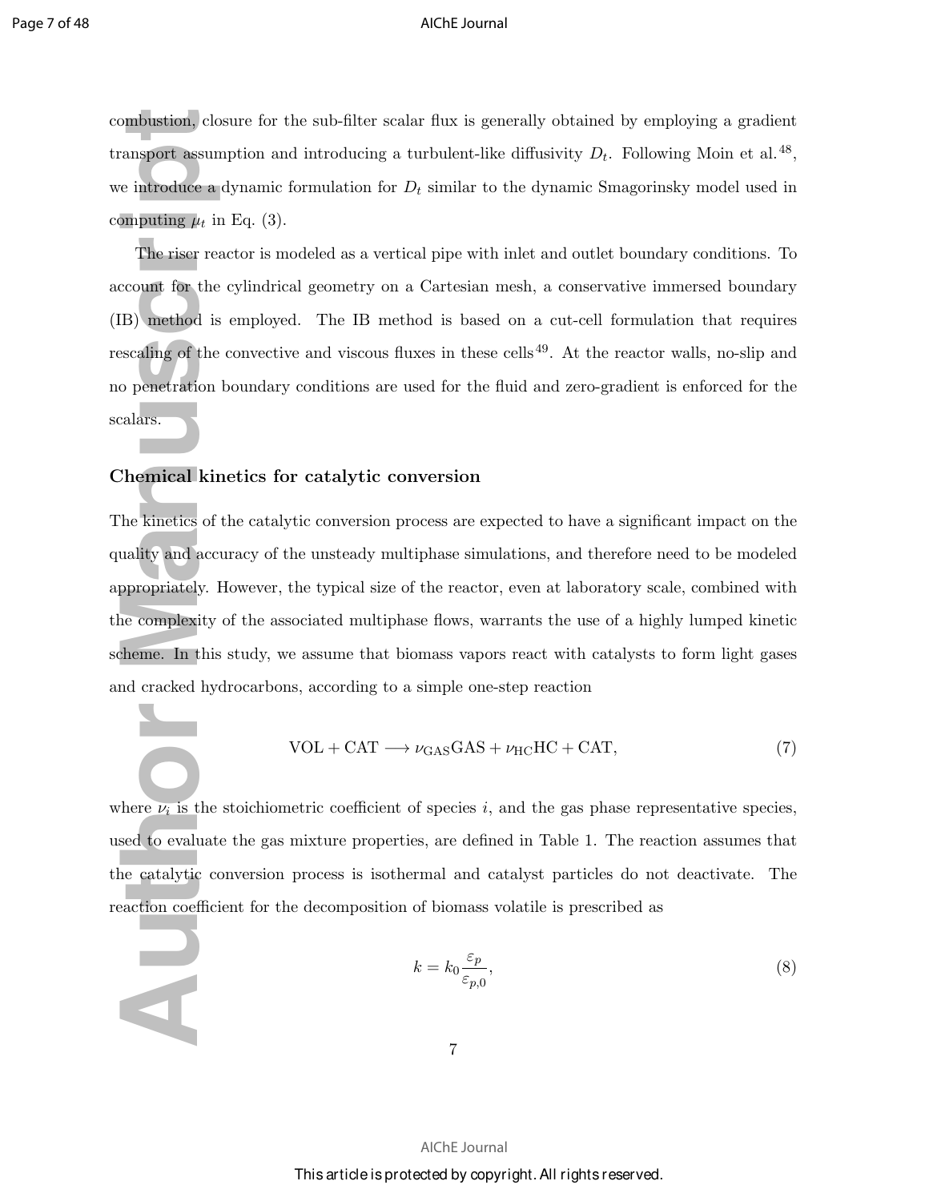combustion, closure for the sub-filter scalar flux is generally obtained by employing a gradient transport assumption and introducing a turbulent-like diffusivity $D_t$. Following Moin et al.[48], we introduce a dynamic formulation for $D_t$ similar to the dynamic Smagorinsky model used in computing $\mu_t$ in Eq. (3).

The riser reactor is modeled as a vertical pipe with inlet and outlet boundary conditions. To account for the cylindrical geometry on a Cartesian mesh, a conservative immersed boundary (IB) method is employed. The IB method is based on a cut-cell formulation that requires rescaling of the convective and viscous fluxes in these cells[49]. At the reactor walls, no-slip and no penetration boundary conditions are used for the fluid and zero-gradient is enforced for the scalars.

### Chemical kinetics for catalytic conversion

The kinetics of the catalytic conversion process are expected to have a significant impact on the quality and accuracy of the unsteady multiphase simulations, and therefore need to be modeled appropriately. However, the typical size of the reactor, even at laboratory scale, combined with the complexity of the associated multiphase flows, warrants the use of a highly lumped kinetic scheme. In this study, we assume that biomass vapors react with catalysts to form light gases and cracked hydrocarbons, according to a simple one-step reaction

$$\mathrm{VOL} + \mathrm{CAT} \longrightarrow \nu_{\mathrm{GAS}}\mathrm{GAS} + \nu_{\mathrm{HC}}\mathrm{HC} + \mathrm{CAT}, \tag{7}$$

where $\nu_i$ is the stoichiometric coefficient of species $i$, and the gas phase representative species, used to evaluate the gas mixture properties, are defined in Table 1. The reaction assumes that the catalytic conversion process is isothermal and catalyst particles do not deactivate. The reaction coefficient for the decomposition of biomass volatile is prescribed as

$$k = k_0 \frac{\varepsilon_p}{\varepsilon_{p,0}}, \tag{8}$$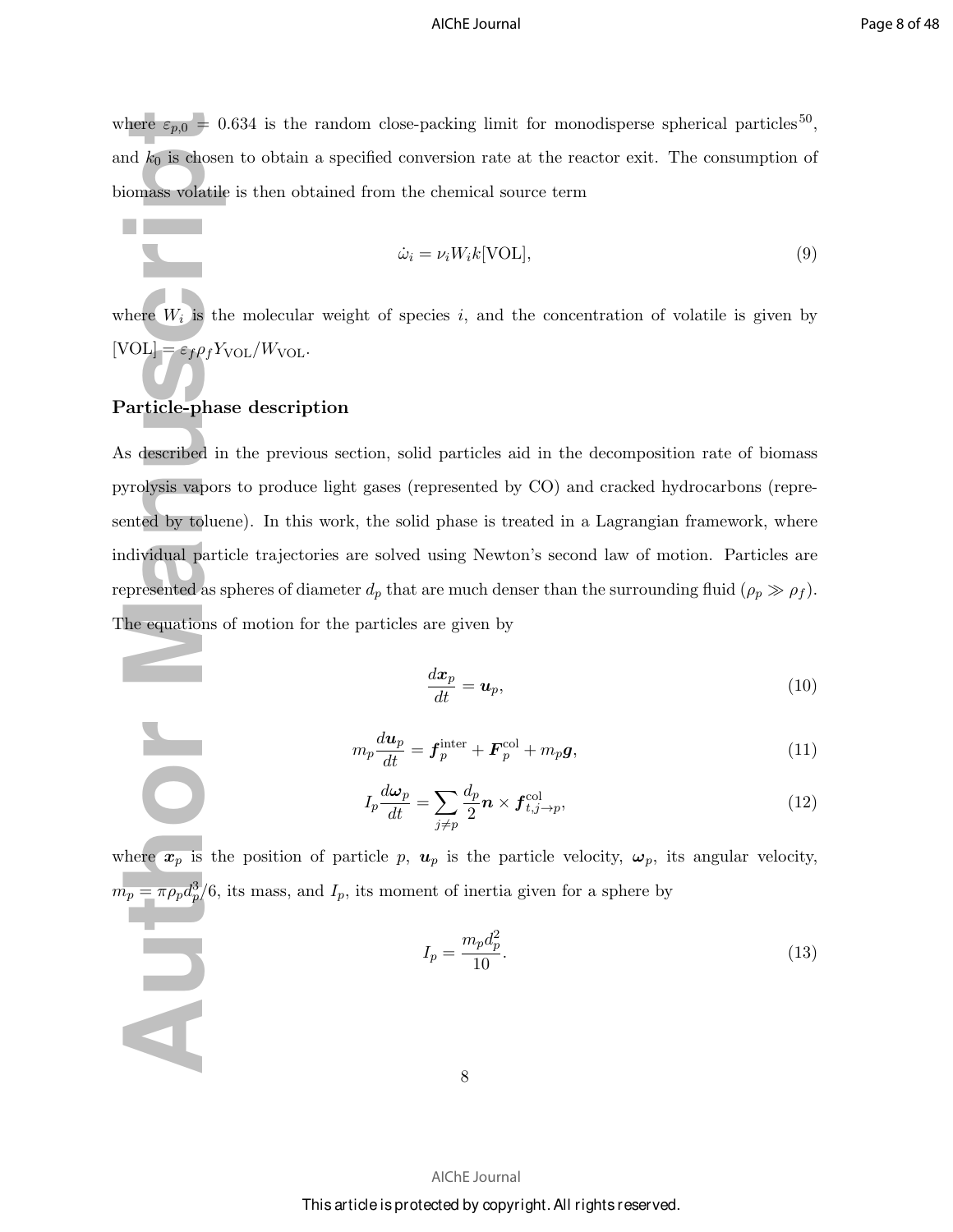where $\varepsilon_{p,0} = 0.634$ is the random close-packing limit for monodisperse spherical particles[50], and $k_0$ is chosen to obtain a specified conversion rate at the reactor exit. The consumption of biomass volatile is then obtained from the chemical source term

$$\dot{\omega}_i = \nu_i W_i k[\mathrm{VOL}], \tag{9}$$

where $W_i$ is the molecular weight of species $i$, and the concentration of volatile is given by $[\mathrm{VOL}] = \varepsilon_f \rho_f Y_{\mathrm{VOL}}/W_{\mathrm{VOL}}$.

## Particle-phase description

As described in the previous section, solid particles aid in the decomposition rate of biomass pyrolysis vapors to produce light gases (represented by CO) and cracked hydrocarbons (represented by toluene). In this work, the solid phase is treated in a Lagrangian framework, where individual particle trajectories are solved using Newton's second law of motion. Particles are represented as spheres of diameter $d_p$ that are much denser than the surrounding fluid ($\rho_p \gg \rho_f$). The equations of motion for the particles are given by

$$\frac{d\boldsymbol{x}_p}{dt} = \boldsymbol{u}_p, \tag{10}$$

$$m_p \frac{d\boldsymbol{u}_p}{dt} = \boldsymbol{f}_p^{\mathrm{inter}} + \boldsymbol{F}_p^{\mathrm{col}} + m_p \boldsymbol{g}, \tag{11}$$

$$I_p \frac{d\boldsymbol{\omega}_p}{dt} = \sum_{j \neq p} \frac{d_p}{2} \boldsymbol{n} \times \boldsymbol{f}_{t,j\to p}^{\mathrm{col}}, \tag{12}$$

where $\boldsymbol{x}_p$ is the position of particle $p$, $\boldsymbol{u}_p$ is the particle velocity, $\boldsymbol{\omega}_p$, its angular velocity, $m_p = \pi \rho_p d_p^3/6$, its mass, and $I_p$, its moment of inertia given for a sphere by

$$I_p = \frac{m_p d_p^2}{10}. \tag{13}$$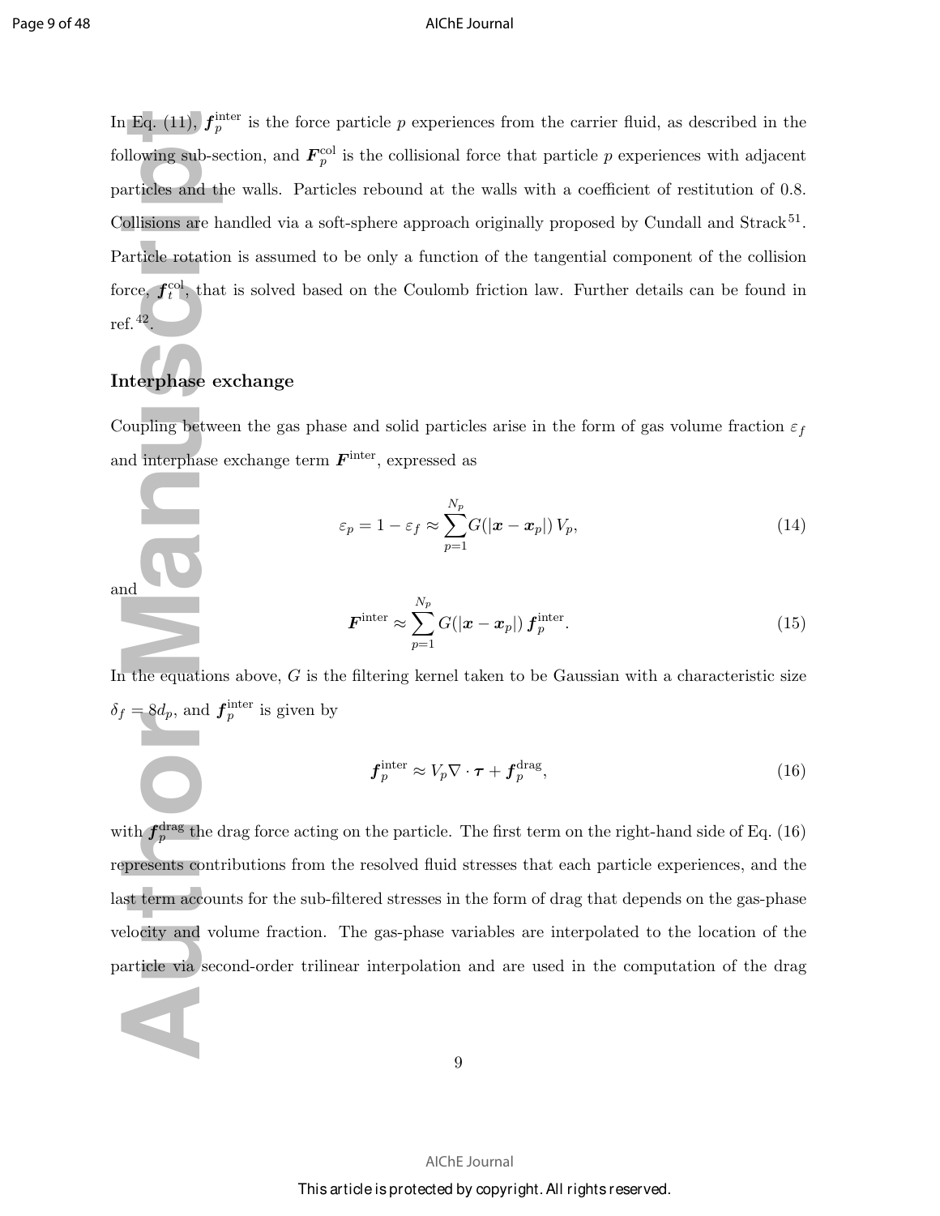In Eq. (11), $\boldsymbol{f}_p^{\text{inter}}$ is the force particle $p$ experiences from the carrier fluid, as described in the following sub-section, and $\boldsymbol{F}_p^{\text{col}}$ is the collisional force that particle $p$ experiences with adjacent particles and the walls. Particles rebound at the walls with a coefficient of restitution of 0.8. Collisions are handled via a soft-sphere approach originally proposed by Cundall and Strack[51]. Particle rotation is assumed to be only a function of the tangential component of the collision force, $\boldsymbol{f}_t^{\text{col}}$, that is solved based on the Coulomb friction law. Further details can be found in ref.[42].

### Interphase exchange

Coupling between the gas phase and solid particles arise in the form of gas volume fraction $\varepsilon_f$ and interphase exchange term $\boldsymbol{F}^{\text{inter}}$, expressed as

$$\varepsilon_p = 1 - \varepsilon_f \approx \sum_{p=1}^{N_p} G(|\boldsymbol{x} - \boldsymbol{x}_p|)\, V_p, \tag{14}$$

and

$$\boldsymbol{F}^{\text{inter}} \approx \sum_{p=1}^{N_p} G(|\boldsymbol{x} - \boldsymbol{x}_p|)\, \boldsymbol{f}_p^{\text{inter}}. \tag{15}$$

In the equations above, $G$ is the filtering kernel taken to be Gaussian with a characteristic size $\delta_f = 8d_p$, and $\boldsymbol{f}_p^{\text{inter}}$ is given by

$$\boldsymbol{f}_p^{\text{inter}} \approx V_p \nabla \cdot \boldsymbol{\tau} + \boldsymbol{f}_p^{\text{drag}}, \tag{16}$$

with $\boldsymbol{f}_p^{\text{drag}}$ the drag force acting on the particle. The first term on the right-hand side of Eq. (16) represents contributions from the resolved fluid stresses that each particle experiences, and the last term accounts for the sub-filtered stresses in the form of drag that depends on the gas-phase velocity and volume fraction. The gas-phase variables are interpolated to the location of the particle via second-order trilinear interpolation and are used in the computation of the drag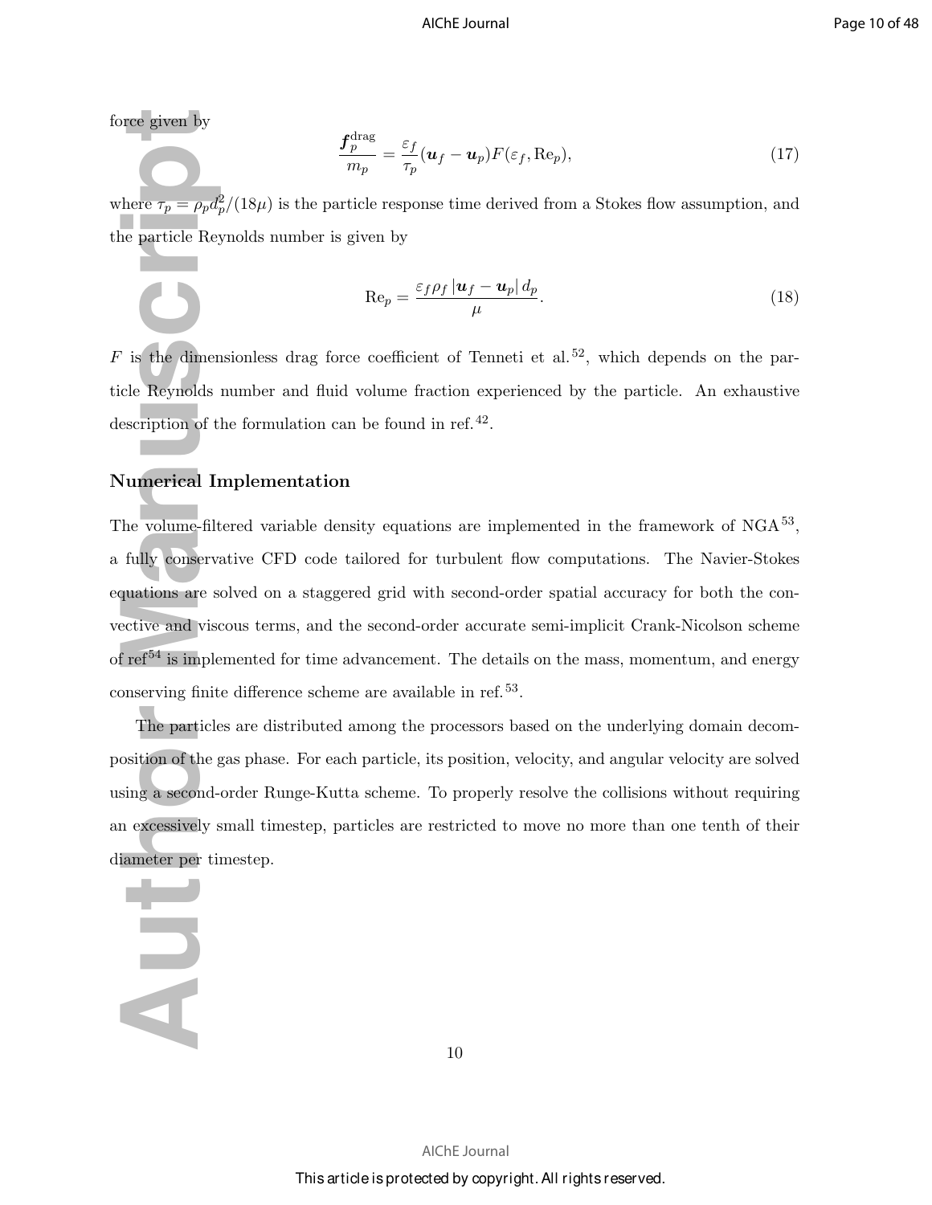force given by

$$\frac{\boldsymbol{f}_p^{\text{drag}}}{m_p} = \frac{\varepsilon_f}{\tau_p}(\boldsymbol{u}_f - \boldsymbol{u}_p)F(\varepsilon_f, \text{Re}_p), \tag{17}$$

where $\tau_p = \rho_p d_p^2/(18\mu)$ is the particle response time derived from a Stokes flow assumption, and the particle Reynolds number is given by

$$\text{Re}_p = \frac{\varepsilon_f \rho_f \left|\boldsymbol{u}_f - \boldsymbol{u}_p\right| d_p}{\mu}. \tag{18}$$

$F$ is the dimensionless drag force coefficient of Tenneti et al.[52], which depends on the particle Reynolds number and fluid volume fraction experienced by the particle. An exhaustive description of the formulation can be found in ref.[42].

## Numerical Implementation

The volume-filtered variable density equations are implemented in the framework of NGA[53], a fully conservative CFD code tailored for turbulent flow computations. The Navier-Stokes equations are solved on a staggered grid with second-order spatial accuracy for both the convective and viscous terms, and the second-order accurate semi-implicit Crank-Nicolson scheme of ref[54] is implemented for time advancement. The details on the mass, momentum, and energy conserving finite difference scheme are available in ref.[53].

The particles are distributed among the processors based on the underlying domain decomposition of the gas phase. For each particle, its position, velocity, and angular velocity are solved using a second-order Runge-Kutta scheme. To properly resolve the collisions without requiring an excessively small timestep, particles are restricted to move no more than one tenth of their diameter per timestep.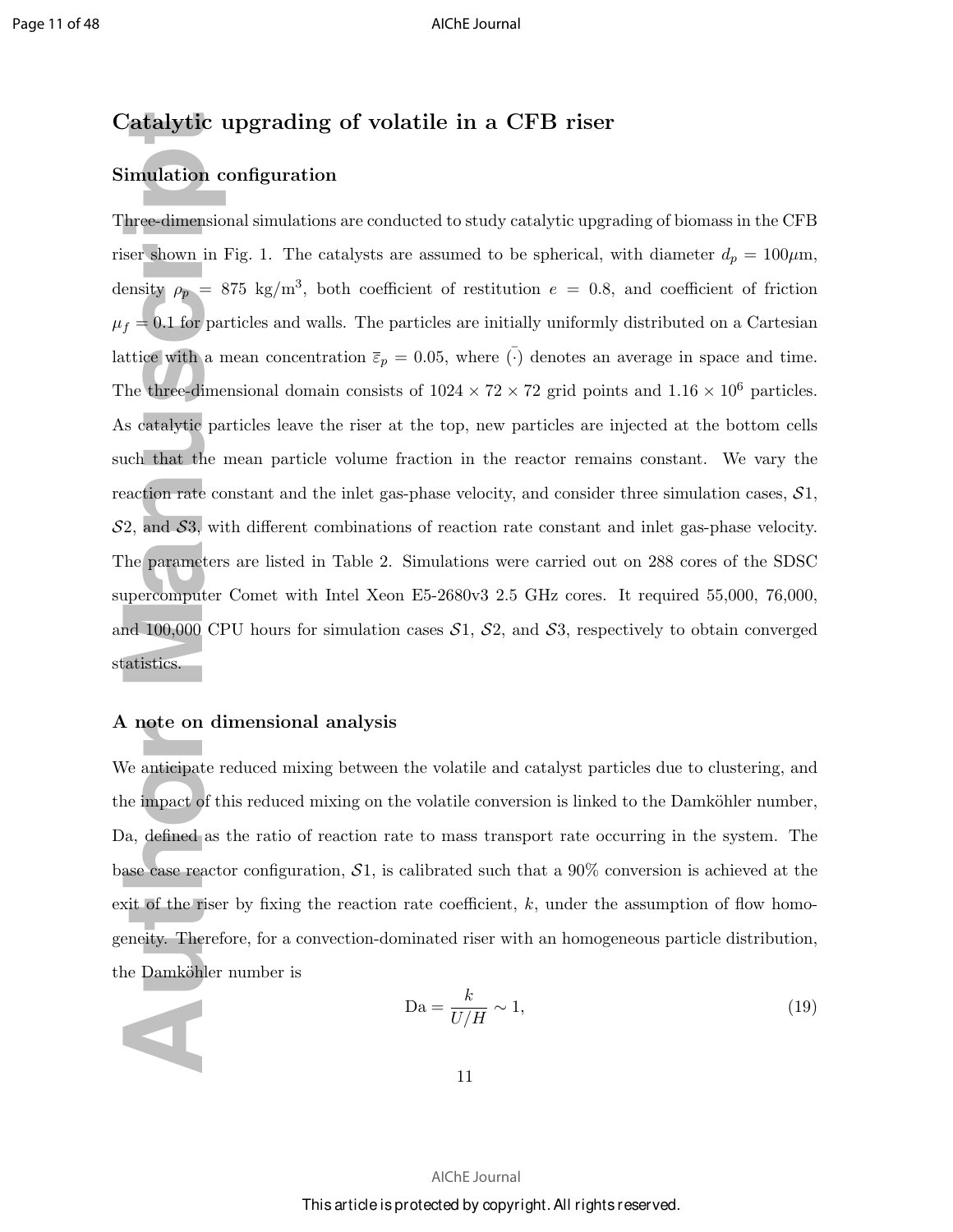## Catalytic upgrading of volatile in a CFB riser

### Simulation configuration

Three-dimensional simulations are conducted to study catalytic upgrading of biomass in the CFB riser shown in Fig. 1. The catalysts are assumed to be spherical, with diameter $d_p = 100\mu\text{m}$, density $\rho_p = 875 \text{ kg/m}^3$, both coefficient of restitution $e = 0.8$, and coefficient of friction $\mu_f = 0.1$ for particles and walls. The particles are initially uniformly distributed on a Cartesian lattice with a mean concentration $\bar{\varepsilon}_p = 0.05$, where $\bar{(\cdot)}$ denotes an average in space and time. The three-dimensional domain consists of $1024 \times 72 \times 72$ grid points and $1.16 \times 10^6$ particles. As catalytic particles leave the riser at the top, new particles are injected at the bottom cells such that the mean particle volume fraction in the reactor remains constant. We vary the reaction rate constant and the inlet gas-phase velocity, and consider three simulation cases, $\mathcal{S}1$, $\mathcal{S}2$, and $\mathcal{S}3$, with different combinations of reaction rate constant and inlet gas-phase velocity. The parameters are listed in Table 2. Simulations were carried out on 288 cores of the SDSC supercomputer Comet with Intel Xeon E5-2680v3 2.5 GHz cores. It required 55,000, 76,000, and 100,000 CPU hours for simulation cases $\mathcal{S}1$, $\mathcal{S}2$, and $\mathcal{S}3$, respectively to obtain converged statistics.

### A note on dimensional analysis

We anticipate reduced mixing between the volatile and catalyst particles due to clustering, and the impact of this reduced mixing on the volatile conversion is linked to the Damköhler number, Da, defined as the ratio of reaction rate to mass transport rate occurring in the system. The base case reactor configuration, $\mathcal{S}1$, is calibrated such that a 90% conversion is achieved at the exit of the riser by fixing the reaction rate coefficient, $k$, under the assumption of flow homogeneity. Therefore, for a convection-dominated riser with an homogeneous particle distribution, the Damköhler number is

$$\text{Da} = \frac{k}{U/H} \sim 1, \tag{19}$$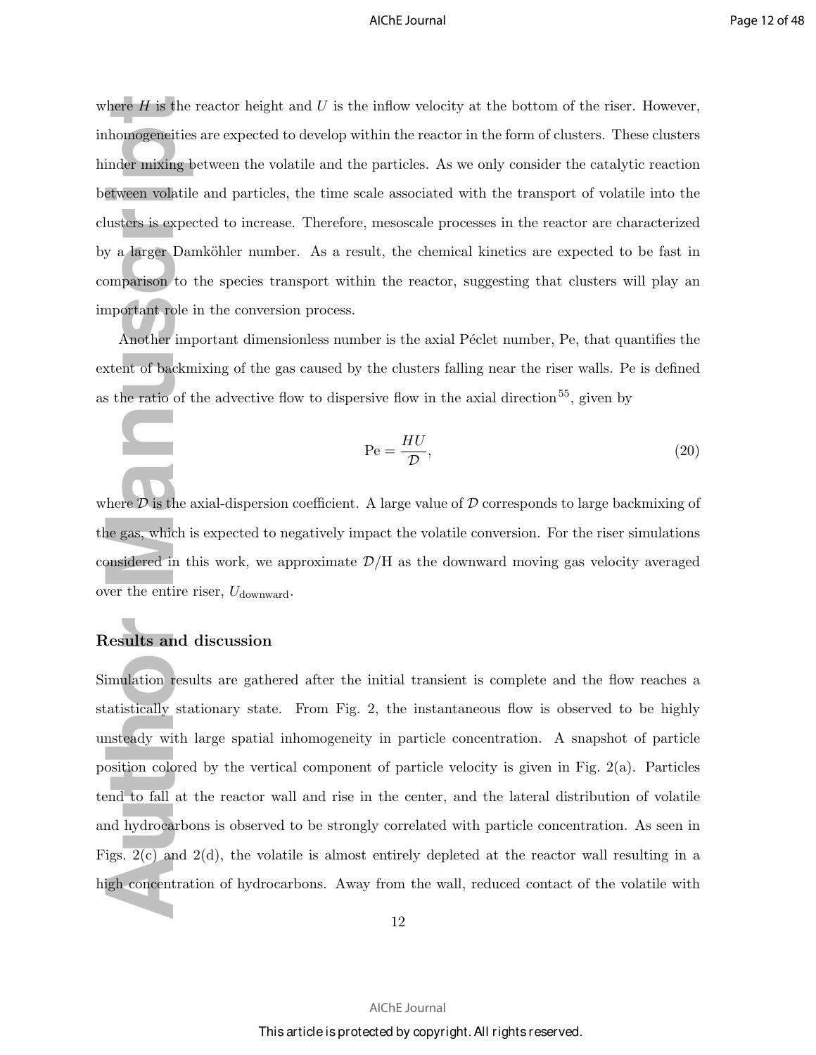where $H$ is the reactor height and $U$ is the inflow velocity at the bottom of the riser. However, inhomogeneities are expected to develop within the reactor in the form of clusters. These clusters hinder mixing between the volatile and the particles. As we only consider the catalytic reaction between volatile and particles, the time scale associated with the transport of volatile into the clusters is expected to increase. Therefore, mesoscale processes in the reactor are characterized by a larger Damköhler number. As a result, the chemical kinetics are expected to be fast in comparison to the species transport within the reactor, suggesting that clusters will play an important role in the conversion process.

Another important dimensionless number is the axial Péclet number, Pe, that quantifies the extent of backmixing of the gas caused by the clusters falling near the riser walls. Pe is defined as the ratio of the advective flow to dispersive flow in the axial direction[55], given by

$$\mathrm{Pe} = \frac{HU}{\mathcal{D}}, \tag{20}$$

where $\mathcal{D}$ is the axial-dispersion coefficient. A large value of $\mathcal{D}$ corresponds to large backmixing of the gas, which is expected to negatively impact the volatile conversion. For the riser simulations considered in this work, we approximate $\mathcal{D}/\mathrm{H}$ as the downward moving gas velocity averaged over the entire riser, $U_{\mathrm{downward}}$.

## Results and discussion

Simulation results are gathered after the initial transient is complete and the flow reaches a statistically stationary state. From Fig. 2, the instantaneous flow is observed to be highly unsteady with large spatial inhomogeneity in particle concentration. A snapshot of particle position colored by the vertical component of particle velocity is given in Fig. 2(a). Particles tend to fall at the reactor wall and rise in the center, and the lateral distribution of volatile and hydrocarbons is observed to be strongly correlated with particle concentration. As seen in Figs. 2(c) and 2(d), the volatile is almost entirely depleted at the reactor wall resulting in a high concentration of hydrocarbons. Away from the wall, reduced contact of the volatile with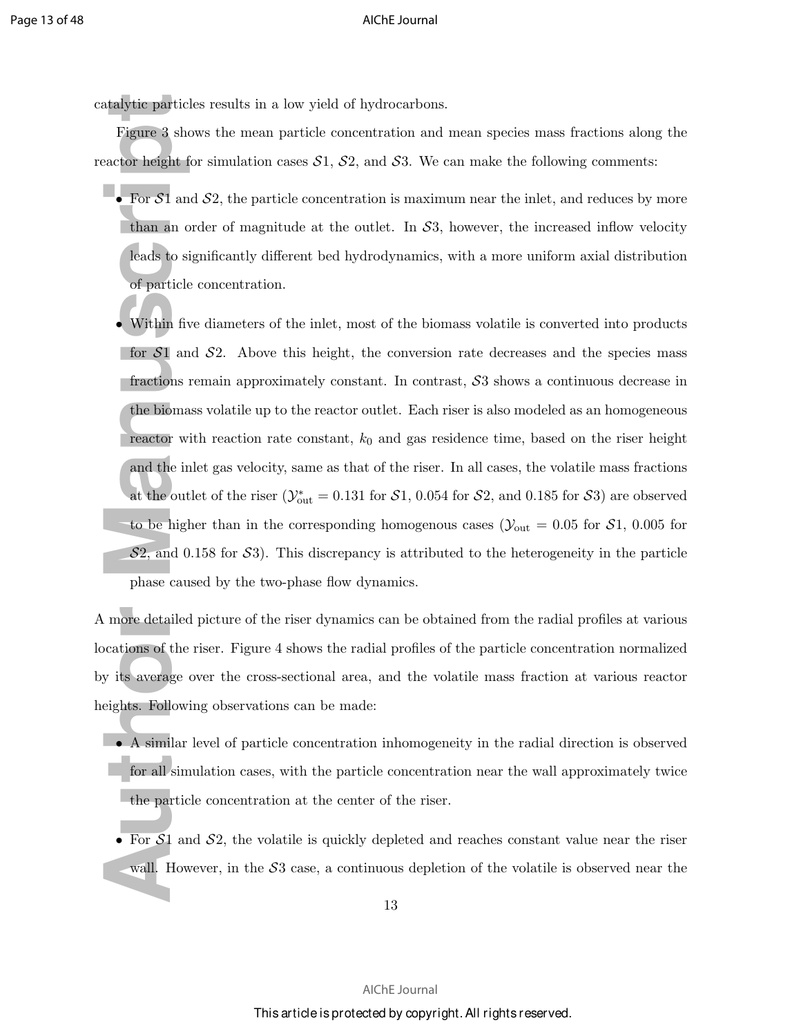catalytic particles results in a low yield of hydrocarbons.

Figure 3 shows the mean particle concentration and mean species mass fractions along the reactor height for simulation cases $\mathcal{S}1$, $\mathcal{S}2$, and $\mathcal{S}3$. We can make the following comments:

- For $\mathcal{S}1$ and $\mathcal{S}2$, the particle concentration is maximum near the inlet, and reduces by more than an order of magnitude at the outlet. In $\mathcal{S}3$, however, the increased inflow velocity leads to significantly different bed hydrodynamics, with a more uniform axial distribution of particle concentration.

- Within five diameters of the inlet, most of the biomass volatile is converted into products for $\mathcal{S}1$ and $\mathcal{S}2$. Above this height, the conversion rate decreases and the species mass fractions remain approximately constant. In contrast, $\mathcal{S}3$ shows a continuous decrease in the biomass volatile up to the reactor outlet. Each riser is also modeled as an homogeneous reactor with reaction rate constant, $k_0$ and gas residence time, based on the riser height and the inlet gas velocity, same as that of the riser. In all cases, the volatile mass fractions at the outlet of the riser ($\mathcal{Y}^*_{\text{out}} = 0.131$ for $\mathcal{S}1$, 0.054 for $\mathcal{S}2$, and 0.185 for $\mathcal{S}3$) are observed to be higher than in the corresponding homogenous cases ($\mathcal{Y}_{\text{out}} = 0.05$ for $\mathcal{S}1$, 0.005 for $\mathcal{S}2$, and 0.158 for $\mathcal{S}3$). This discrepancy is attributed to the heterogeneity in the particle phase caused by the two-phase flow dynamics.

A more detailed picture of the riser dynamics can be obtained from the radial profiles at various locations of the riser. Figure 4 shows the radial profiles of the particle concentration normalized by its average over the cross-sectional area, and the volatile mass fraction at various reactor heights. Following observations can be made:

- A similar level of particle concentration inhomogeneity in the radial direction is observed for all simulation cases, with the particle concentration near the wall approximately twice the particle concentration at the center of the riser.

- For $\mathcal{S}1$ and $\mathcal{S}2$, the volatile is quickly depleted and reaches constant value near the riser wall. However, in the $\mathcal{S}3$ case, a continuous depletion of the volatile is observed near the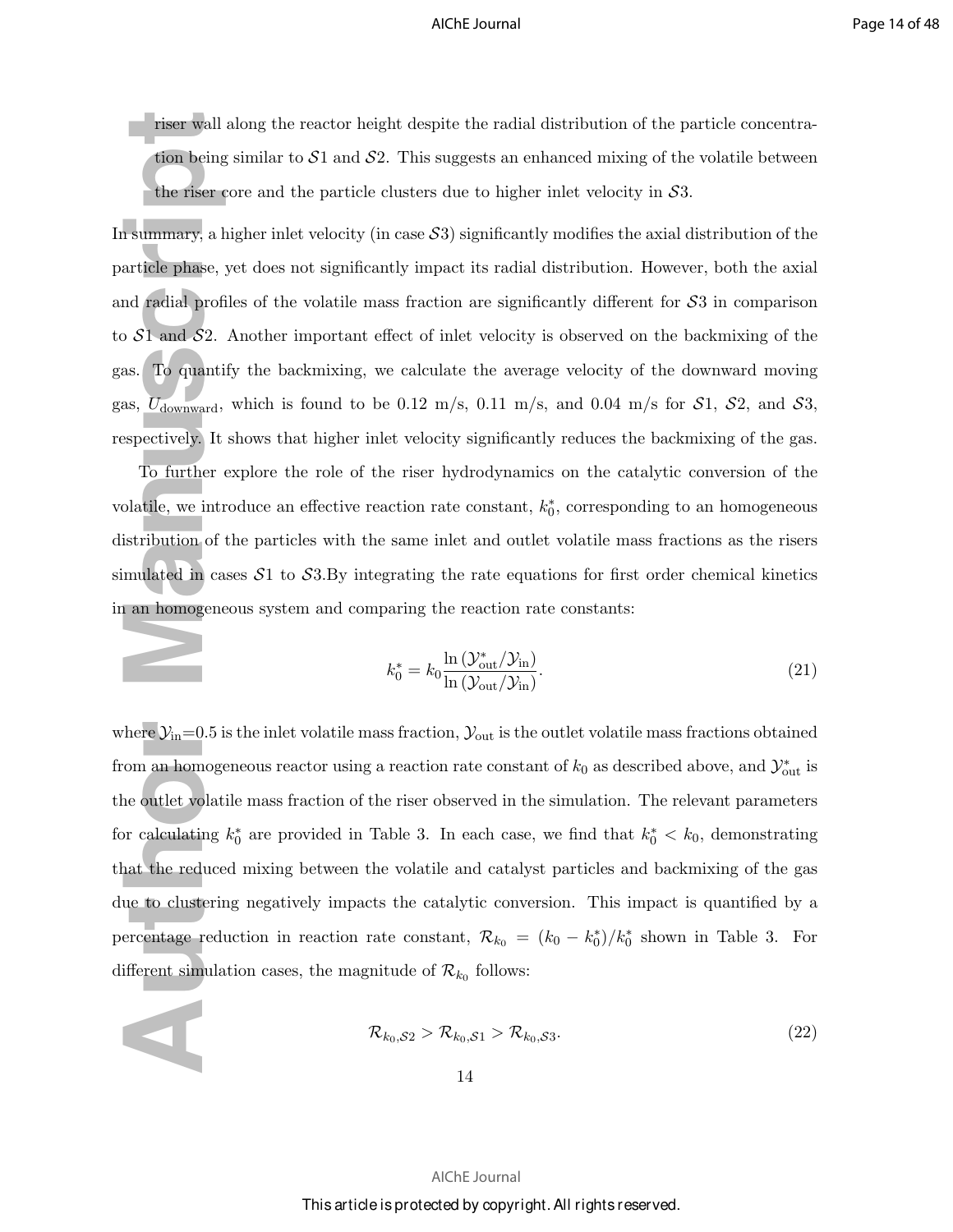riser wall along the reactor height despite the radial distribution of the particle concentration being similar to $\mathcal{S}1$ and $\mathcal{S}2$. This suggests an enhanced mixing of the volatile between the riser core and the particle clusters due to higher inlet velocity in $\mathcal{S}3$.

In summary, a higher inlet velocity (in case $\mathcal{S}3$) significantly modifies the axial distribution of the particle phase, yet does not significantly impact its radial distribution. However, both the axial and radial profiles of the volatile mass fraction are significantly different for $\mathcal{S}3$ in comparison to $\mathcal{S}1$ and $\mathcal{S}2$. Another important effect of inlet velocity is observed on the backmixing of the gas. To quantify the backmixing, we calculate the average velocity of the downward moving gas, $U_{\text{downward}}$, which is found to be 0.12 m/s, 0.11 m/s, and 0.04 m/s for $\mathcal{S}1$, $\mathcal{S}2$, and $\mathcal{S}3$, respectively. It shows that higher inlet velocity significantly reduces the backmixing of the gas.

To further explore the role of the riser hydrodynamics on the catalytic conversion of the volatile, we introduce an effective reaction rate constant, $k_0^*$, corresponding to an homogeneous distribution of the particles with the same inlet and outlet volatile mass fractions as the risers simulated in cases $\mathcal{S}1$ to $\mathcal{S}3$.By integrating the rate equations for first order chemical kinetics in an homogeneous system and comparing the reaction rate constants:

$$k_0^* = k_0 \frac{\ln \left(\mathcal{Y}_{\text{out}}^*/\mathcal{Y}_{\text{in}}\right)}{\ln \left(\mathcal{Y}_{\text{out}}/\mathcal{Y}_{\text{in}}\right)}. \tag{21}$$

where $\mathcal{Y}_{\text{in}}$=0.5 is the inlet volatile mass fraction, $\mathcal{Y}_{\text{out}}$ is the outlet volatile mass fractions obtained from an homogeneous reactor using a reaction rate constant of $k_0$ as described above, and $\mathcal{Y}_{\text{out}}^*$ is the outlet volatile mass fraction of the riser observed in the simulation. The relevant parameters for calculating $k_0^*$ are provided in Table 3. In each case, we find that $k_0^* < k_0$, demonstrating that the reduced mixing between the volatile and catalyst particles and backmixing of the gas due to clustering negatively impacts the catalytic conversion. This impact is quantified by a percentage reduction in reaction rate constant, $\mathcal{R}_{k_0} = (k_0 - k_0^*)/k_0^*$ shown in Table 3. For different simulation cases, the magnitude of $\mathcal{R}_{k_0}$ follows:

$$\mathcal{R}_{k_0,\mathcal{S}2} > \mathcal{R}_{k_0,\mathcal{S}1} > \mathcal{R}_{k_0,\mathcal{S}3}. \tag{22}$$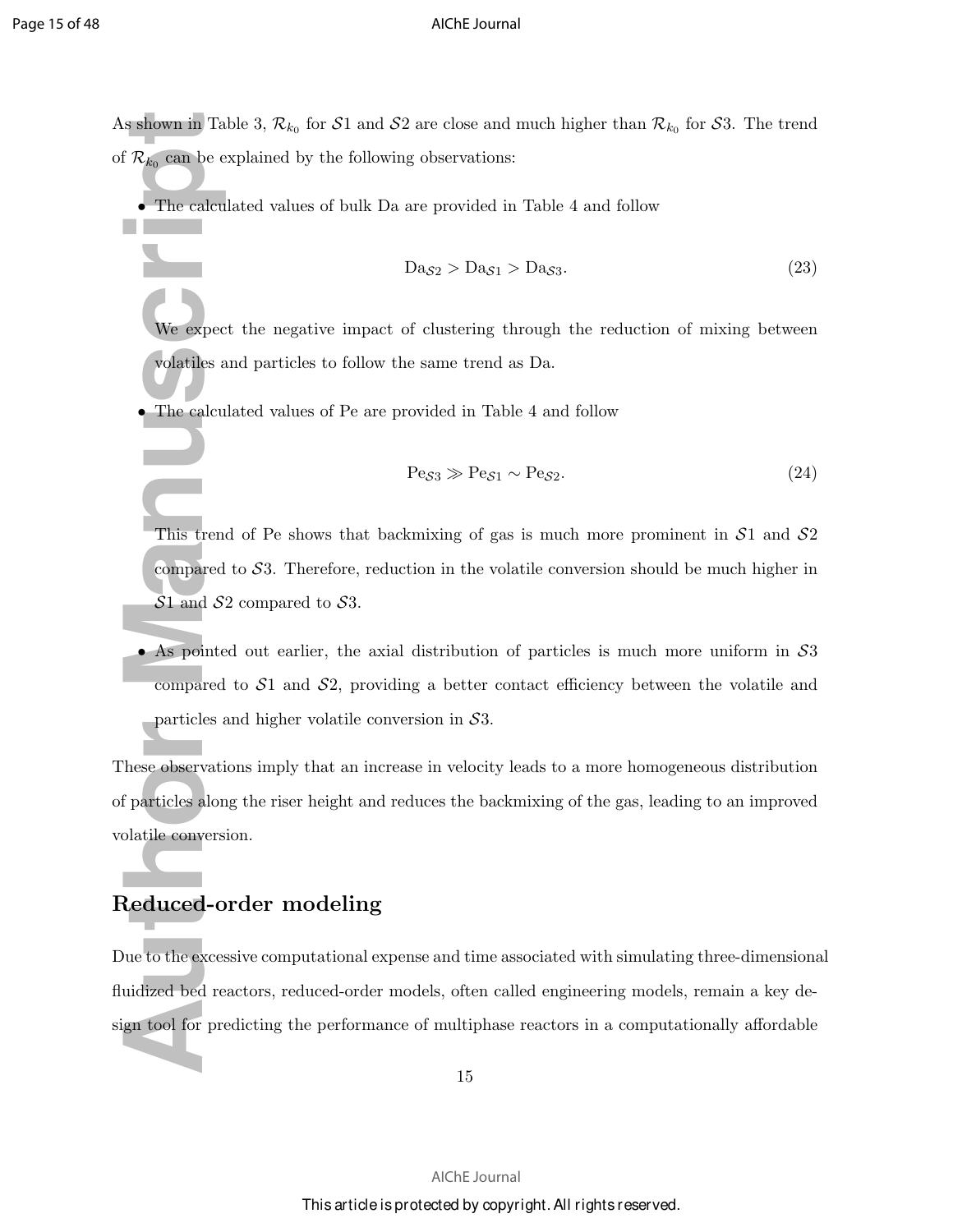As shown in Table 3, $\mathcal{R}_{k_0}$ for $\mathcal{S}1$ and $\mathcal{S}2$ are close and much higher than $\mathcal{R}_{k_0}$ for $\mathcal{S}3$. The trend of $\mathcal{R}_{k_0}$ can be explained by the following observations:

- The calculated values of bulk Da are provided in Table 4 and follow

$$\mathrm{Da}_{\mathcal{S}2} > \mathrm{Da}_{\mathcal{S}1} > \mathrm{Da}_{\mathcal{S}3}. \tag{23}$$

  We expect the negative impact of clustering through the reduction of mixing between volatiles and particles to follow the same trend as Da.

- The calculated values of Pe are provided in Table 4 and follow

$$\mathrm{Pe}_{\mathcal{S}3} \gg \mathrm{Pe}_{\mathcal{S}1} \sim \mathrm{Pe}_{\mathcal{S}2}. \tag{24}$$

  This trend of Pe shows that backmixing of gas is much more prominent in $\mathcal{S}1$ and $\mathcal{S}2$ compared to $\mathcal{S}3$. Therefore, reduction in the volatile conversion should be much higher in $\mathcal{S}1$ and $\mathcal{S}2$ compared to $\mathcal{S}3$.

- As pointed out earlier, the axial distribution of particles is much more uniform in $\mathcal{S}3$ compared to $\mathcal{S}1$ and $\mathcal{S}2$, providing a better contact efficiency between the volatile and particles and higher volatile conversion in $\mathcal{S}3$.

These observations imply that an increase in velocity leads to a more homogeneous distribution of particles along the riser height and reduces the backmixing of the gas, leading to an improved volatile conversion.

## Reduced-order modeling

Due to the excessive computational expense and time associated with simulating three-dimensional fluidized bed reactors, reduced-order models, often called engineering models, remain a key design tool for predicting the performance of multiphase reactors in a computationally affordable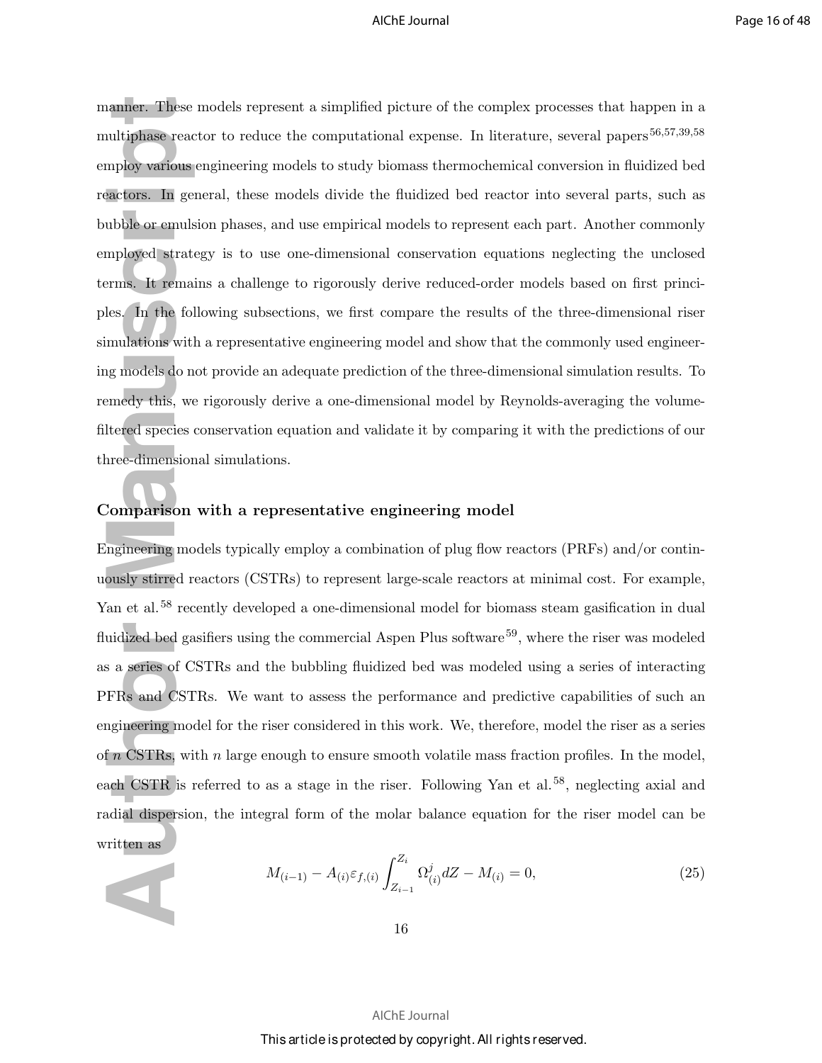manner. These models represent a simplified picture of the complex processes that happen in a multiphase reactor to reduce the computational expense. In literature, several papers[56,57,39,58] employ various engineering models to study biomass thermochemical conversion in fluidized bed reactors. In general, these models divide the fluidized bed reactor into several parts, such as bubble or emulsion phases, and use empirical models to represent each part. Another commonly employed strategy is to use one-dimensional conservation equations neglecting the unclosed terms. It remains a challenge to rigorously derive reduced-order models based on first principles. In the following subsections, we first compare the results of the three-dimensional riser simulations with a representative engineering model and show that the commonly used engineering models do not provide an adequate prediction of the three-dimensional simulation results. To remedy this, we rigorously derive a one-dimensional model by Reynolds-averaging the volume-filtered species conservation equation and validate it by comparing it with the predictions of our three-dimensional simulations.

## Comparison with a representative engineering model

Engineering models typically employ a combination of plug flow reactors (PRFs) and/or continuously stirred reactors (CSTRs) to represent large-scale reactors at minimal cost. For example, Yan et al.[58] recently developed a one-dimensional model for biomass steam gasification in dual fluidized bed gasifiers using the commercial Aspen Plus software[59], where the riser was modeled as a series of CSTRs and the bubbling fluidized bed was modeled using a series of interacting PFRs and CSTRs. We want to assess the performance and predictive capabilities of such an engineering model for the riser considered in this work. We, therefore, model the riser as a series of $n$ CSTRs, with $n$ large enough to ensure smooth volatile mass fraction profiles. In the model, each CSTR is referred to as a stage in the riser. Following Yan et al.[58], neglecting axial and radial dispersion, the integral form of the molar balance equation for the riser model can be written as

$$M_{(i-1)} - A_{(i)}\varepsilon_{f,(i)} \int_{Z_{i-1}}^{Z_i} \Omega^j_{(i)} dZ - M_{(i)} = 0, \tag{25}$$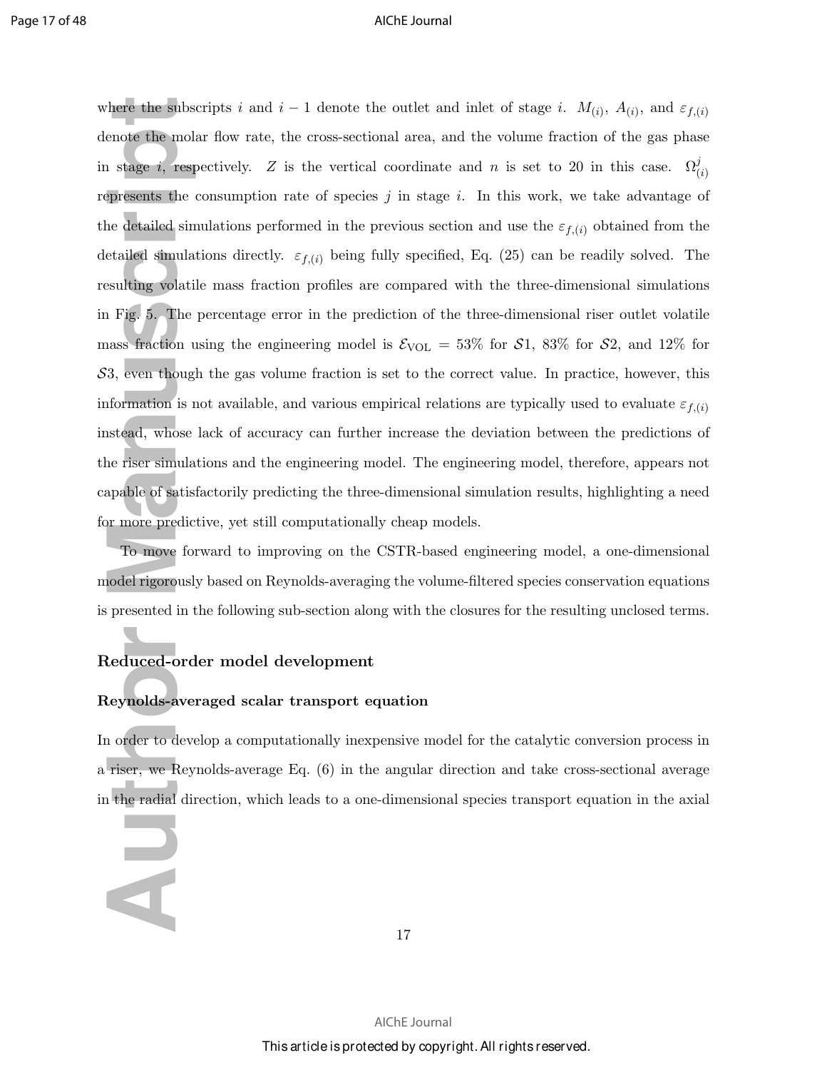where the subscripts $i$ and $i-1$ denote the outlet and inlet of stage $i$. $M_{(i)}$, $A_{(i)}$, and $\varepsilon_{f,(i)}$ denote the molar flow rate, the cross-sectional area, and the volume fraction of the gas phase in stage $i$, respectively. $Z$ is the vertical coordinate and $n$ is set to 20 in this case. $\Omega^{j}_{(i)}$ represents the consumption rate of species $j$ in stage $i$. In this work, we take advantage of the detailed simulations performed in the previous section and use the $\varepsilon_{f,(i)}$ obtained from the detailed simulations directly. $\varepsilon_{f,(i)}$ being fully specified, Eq. (25) can be readily solved. The resulting volatile mass fraction profiles are compared with the three-dimensional simulations in Fig. 5. The percentage error in the prediction of the three-dimensional riser outlet volatile mass fraction using the engineering model is $\mathcal{E}_{\text{VOL}} = 53\%$ for $\mathcal{S}1$, 83% for $\mathcal{S}2$, and 12% for $\mathcal{S}3$, even though the gas volume fraction is set to the correct value. In practice, however, this information is not available, and various empirical relations are typically used to evaluate $\varepsilon_{f,(i)}$ instead, whose lack of accuracy can further increase the deviation between the predictions of the riser simulations and the engineering model. The engineering model, therefore, appears not capable of satisfactorily predicting the three-dimensional simulation results, highlighting a need for more predictive, yet still computationally cheap models.

To move forward to improving on the CSTR-based engineering model, a one-dimensional model rigorously based on Reynolds-averaging the volume-filtered species conservation equations is presented in the following sub-section along with the closures for the resulting unclosed terms.

## Reduced-order model development

### Reynolds-averaged scalar transport equation

In order to develop a computationally inexpensive model for the catalytic conversion process in a riser, we Reynolds-average Eq. (6) in the angular direction and take cross-sectional average in the radial direction, which leads to a one-dimensional species transport equation in the axial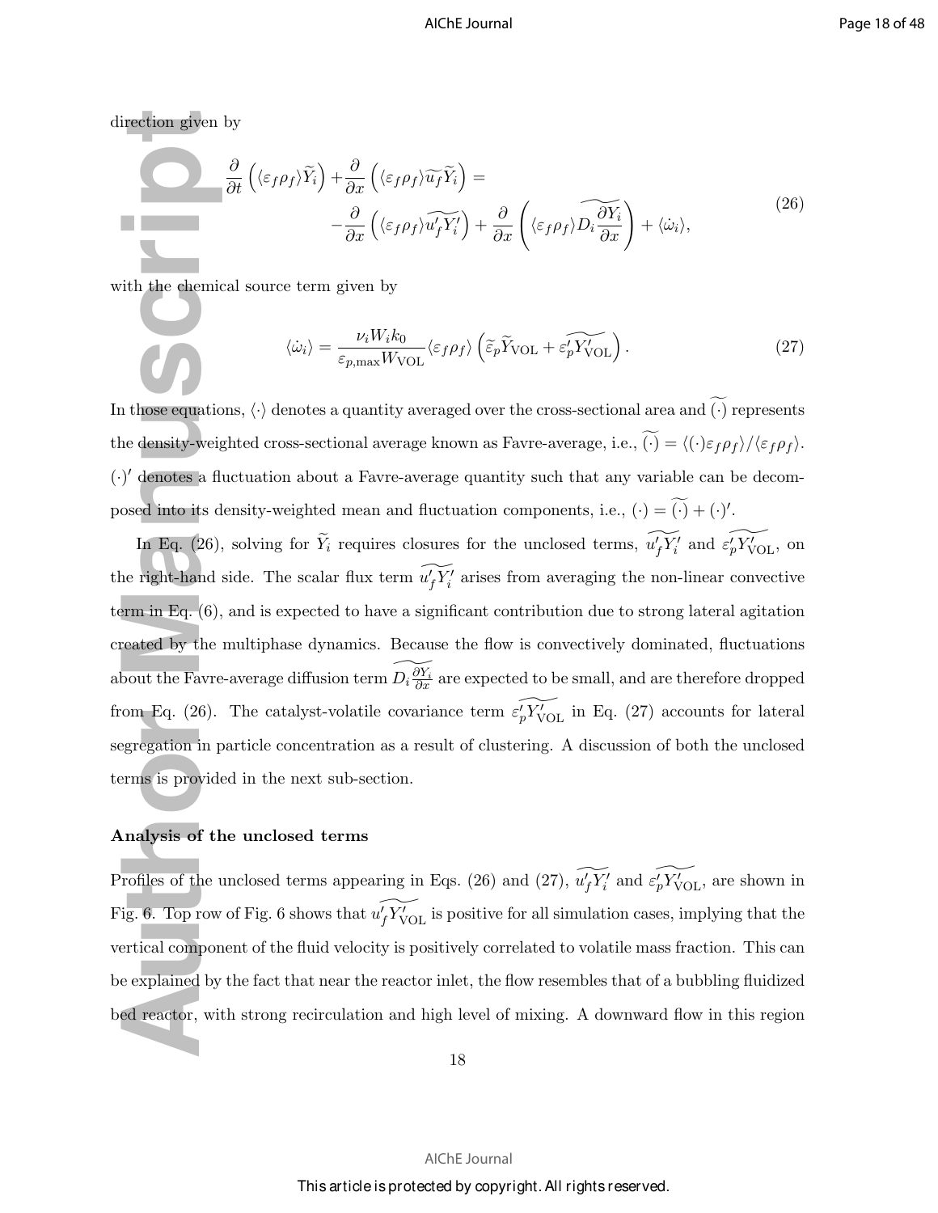direction given by

$$
\begin{aligned}
\frac{\partial}{\partial t}\left(\langle\varepsilon_f\rho_f\rangle\widetilde{Y}_i\right)+\frac{\partial}{\partial x}\left(\langle\varepsilon_f\rho_f\rangle\widetilde{u_f}\widetilde{Y}_i\right) = & \\
& -\frac{\partial}{\partial x}\left(\langle\varepsilon_f\rho_f\rangle\widetilde{u_f'Y_i'}\right)+\frac{\partial}{\partial x}\left(\langle\varepsilon_f\rho_f\rangle\widetilde{D_i\frac{\partial Y_i}{\partial x}}\right)+\langle\dot{\omega}_i\rangle,
\end{aligned}
\tag{26}
$$

with the chemical source term given by

$$
\langle\dot{\omega}_i\rangle = \frac{\nu_i W_i k_0}{\varepsilon_{p,\max}W_{\mathrm{VOL}}}\langle\varepsilon_f\rho_f\rangle\left(\widetilde{\varepsilon}_p\widetilde{Y}_{\mathrm{VOL}}+\widetilde{\varepsilon_p'Y_{\mathrm{VOL}}'}\right). \tag{27}
$$

In those equations, $\langle\cdot\rangle$ denotes a quantity averaged over the cross-sectional area and $\widetilde{(\cdot)}$ represents the density-weighted cross-sectional average known as Favre-average, i.e., $\widetilde{(\cdot)} = \langle(\cdot)\varepsilon_f\rho_f\rangle/\langle\varepsilon_f\rho_f\rangle$. $(\cdot)'$ denotes a fluctuation about a Favre-average quantity such that any variable can be decomposed into its density-weighted mean and fluctuation components, i.e., $(\cdot) = \widetilde{(\cdot)} + (\cdot)'$.

In Eq. (26), solving for $\widetilde{Y}_i$ requires closures for the unclosed terms, $\widetilde{u_f'Y_i'}$ and $\widetilde{\varepsilon_p'Y_{\mathrm{VOL}}'}$, on the right-hand side. The scalar flux term $\widetilde{u_f'Y_i'}$ arises from averaging the non-linear convective term in Eq. (6), and is expected to have a significant contribution due to strong lateral agitation created by the multiphase dynamics. Because the flow is convectively dominated, fluctuations about the Favre-average diffusion term $\widetilde{D_i\frac{\partial Y_i}{\partial x}}$ are expected to be small, and are therefore dropped from Eq. (26). The catalyst-volatile covariance term $\widetilde{\varepsilon_p'Y_{\mathrm{VOL}}'}$ in Eq. (27) accounts for lateral segregation in particle concentration as a result of clustering. A discussion of both the unclosed terms is provided in the next sub-section.

### Analysis of the unclosed terms

Profiles of the unclosed terms appearing in Eqs. (26) and (27), $\widetilde{u_f'Y_i'}$ and $\widetilde{\varepsilon_p'Y_{\mathrm{VOL}}'}$, are shown in Fig. 6. Top row of Fig. 6 shows that $\widetilde{u_f'Y_{\mathrm{VOL}}'}$ is positive for all simulation cases, implying that the vertical component of the fluid velocity is positively correlated to volatile mass fraction. This can be explained by the fact that near the reactor inlet, the flow resembles that of a bubbling fluidized bed reactor, with strong recirculation and high level of mixing. A downward flow in this region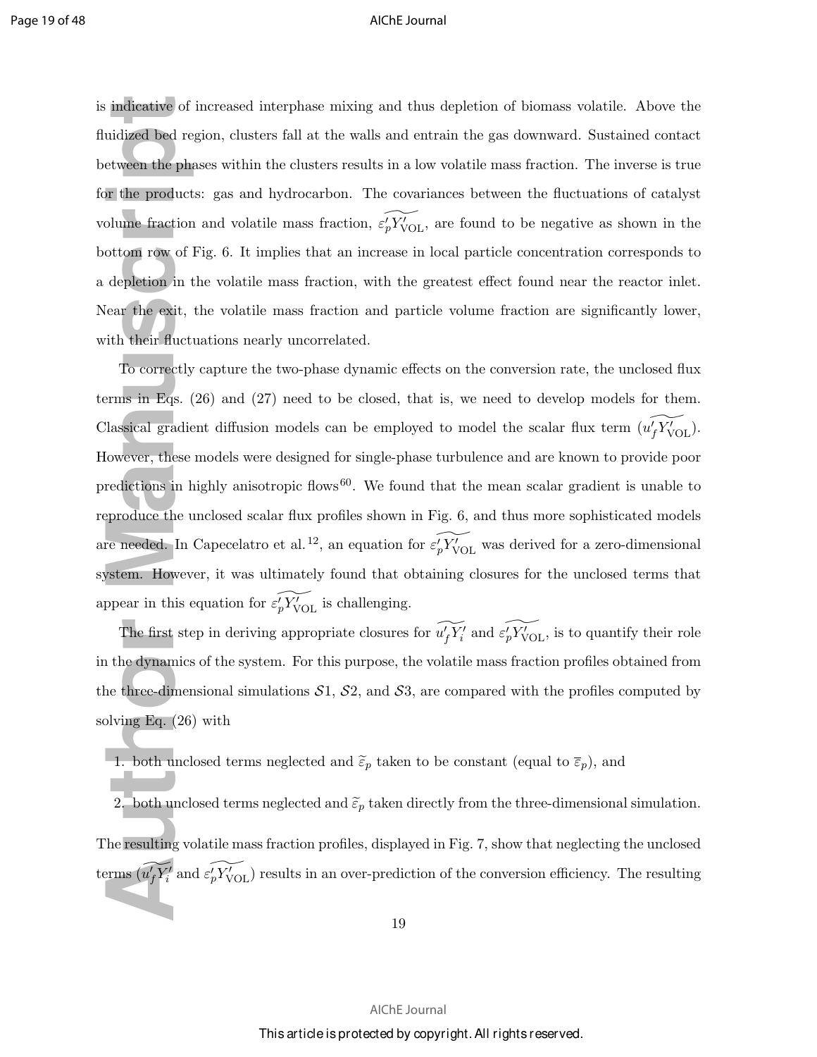is indicative of increased interphase mixing and thus depletion of biomass volatile. Above the fluidized bed region, clusters fall at the walls and entrain the gas downward. Sustained contact between the phases within the clusters results in a low volatile mass fraction. The inverse is true for the products: gas and hydrocarbon. The covariances between the fluctuations of catalyst volume fraction and volatile mass fraction, $\widetilde{\varepsilon_p' Y_{\mathrm{VOL}}'}$, are found to be negative as shown in the bottom row of Fig. 6. It implies that an increase in local particle concentration corresponds to a depletion in the volatile mass fraction, with the greatest effect found near the reactor inlet. Near the exit, the volatile mass fraction and particle volume fraction are significantly lower, with their fluctuations nearly uncorrelated.

To correctly capture the two-phase dynamic effects on the conversion rate, the unclosed flux terms in Eqs. (26) and (27) need to be closed, that is, we need to develop models for them. Classical gradient diffusion models can be employed to model the scalar flux term $(\widetilde{u_f' Y_{\mathrm{VOL}}'})$. However, these models were designed for single-phase turbulence and are known to provide poor predictions in highly anisotropic flows[60]. We found that the mean scalar gradient is unable to reproduce the unclosed scalar flux profiles shown in Fig. 6, and thus more sophisticated models are needed. In Capecelatro et al.[12], an equation for $\widetilde{\varepsilon_p' Y_{\mathrm{VOL}}'}$ was derived for a zero-dimensional system. However, it was ultimately found that obtaining closures for the unclosed terms that appear in this equation for $\widetilde{\varepsilon_p' Y_{\mathrm{VOL}}'}$ is challenging.

The first step in deriving appropriate closures for $\widetilde{u_f' Y_i'}$ and $\widetilde{\varepsilon_p' Y_{\mathrm{VOL}}'}$, is to quantify their role in the dynamics of the system. For this purpose, the volatile mass fraction profiles obtained from the three-dimensional simulations $\mathcal{S}1$, $\mathcal{S}2$, and $\mathcal{S}3$, are compared with the profiles computed by solving Eq. (26) with

1. both unclosed terms neglected and $\widetilde{\varepsilon}_p$ taken to be constant (equal to $\overline{\varepsilon}_p$), and
2. both unclosed terms neglected and $\widetilde{\varepsilon}_p$ taken directly from the three-dimensional simulation.

The resulting volatile mass fraction profiles, displayed in Fig. 7, show that neglecting the unclosed terms ($\widetilde{u_f' Y_i'}$ and $\widetilde{\varepsilon_p' Y_{\mathrm{VOL}}'}$) results in an over-prediction of the conversion efficiency. The resulting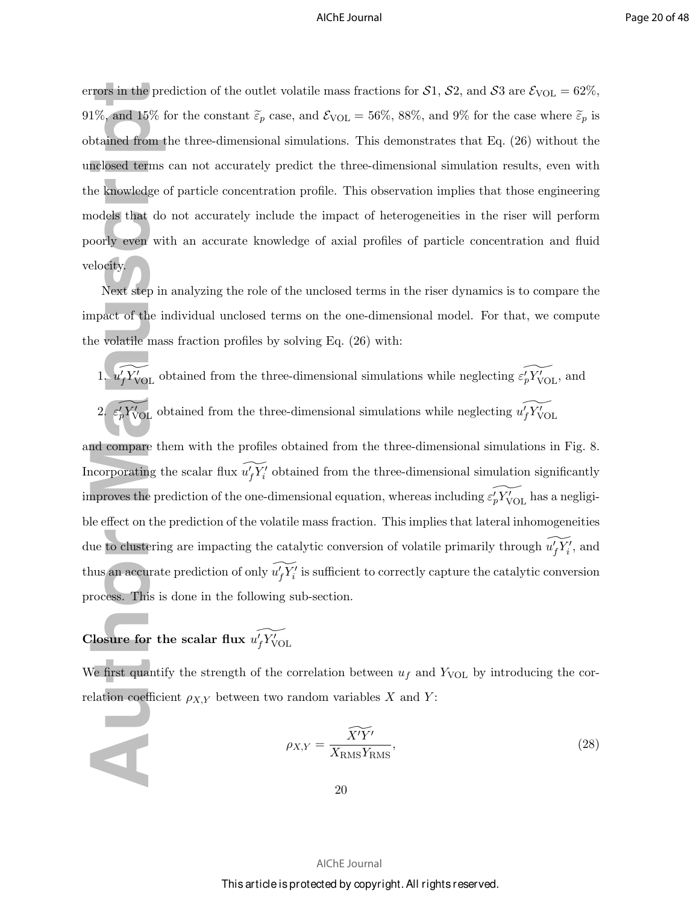errors in the prediction of the outlet volatile mass fractions for $\mathcal{S}1$, $\mathcal{S}2$, and $\mathcal{S}3$ are $\mathcal{E}_{\mathrm{VOL}} = 62\%$, 91%, and 15% for the constant $\widetilde{\varepsilon}_p$ case, and $\mathcal{E}_{\mathrm{VOL}} = 56\%$, 88%, and 9% for the case where $\widetilde{\varepsilon}_p$ is obtained from the three-dimensional simulations. This demonstrates that Eq. (26) without the unclosed terms can not accurately predict the three-dimensional simulation results, even with the knowledge of particle concentration profile. This observation implies that those engineering models that do not accurately include the impact of heterogeneities in the riser will perform poorly even with an accurate knowledge of axial profiles of particle concentration and fluid velocity.

Next step in analyzing the role of the unclosed terms in the riser dynamics is to compare the impact of the individual unclosed terms on the one-dimensional model. For that, we compute the volatile mass fraction profiles by solving Eq. (26) with:

1. $\widetilde{u_f' Y_{\mathrm{VOL}}'}$ obtained from the three-dimensional simulations while neglecting $\widetilde{\varepsilon_p' Y_{\mathrm{VOL}}'}$, and
2. $\widetilde{\varepsilon_p' Y_{\mathrm{VOL}}'}$ obtained from the three-dimensional simulations while neglecting $\widetilde{u_f' Y_{\mathrm{VOL}}'}$

and compare them with the profiles obtained from the three-dimensional simulations in Fig. 8. Incorporating the scalar flux $\widetilde{u_f' Y_i'}$ obtained from the three-dimensional simulation significantly improves the prediction of the one-dimensional equation, whereas including $\widetilde{\varepsilon_p' Y_{\mathrm{VOL}}'}$ has a negligible effect on the prediction of the volatile mass fraction. This implies that lateral inhomogeneities due to clustering are impacting the catalytic conversion of volatile primarily through $\widetilde{u_f' Y_i'}$, and thus an accurate prediction of only $\widetilde{u_f' Y_i'}$ is sufficient to correctly capture the catalytic conversion process. This is done in the following sub-section.

### Closure for the scalar flux $\widetilde{u_f' Y_{\mathrm{VOL}}'}$

We first quantify the strength of the correlation between $u_f$ and $Y_{\mathrm{VOL}}$ by introducing the correlation coefficient $\rho_{X,Y}$ between two random variables $X$ and $Y$:

$$\rho_{X,Y} = \frac{\widetilde{X'Y'}}{X_{\mathrm{RMS}} Y_{\mathrm{RMS}}}, \tag{28}$$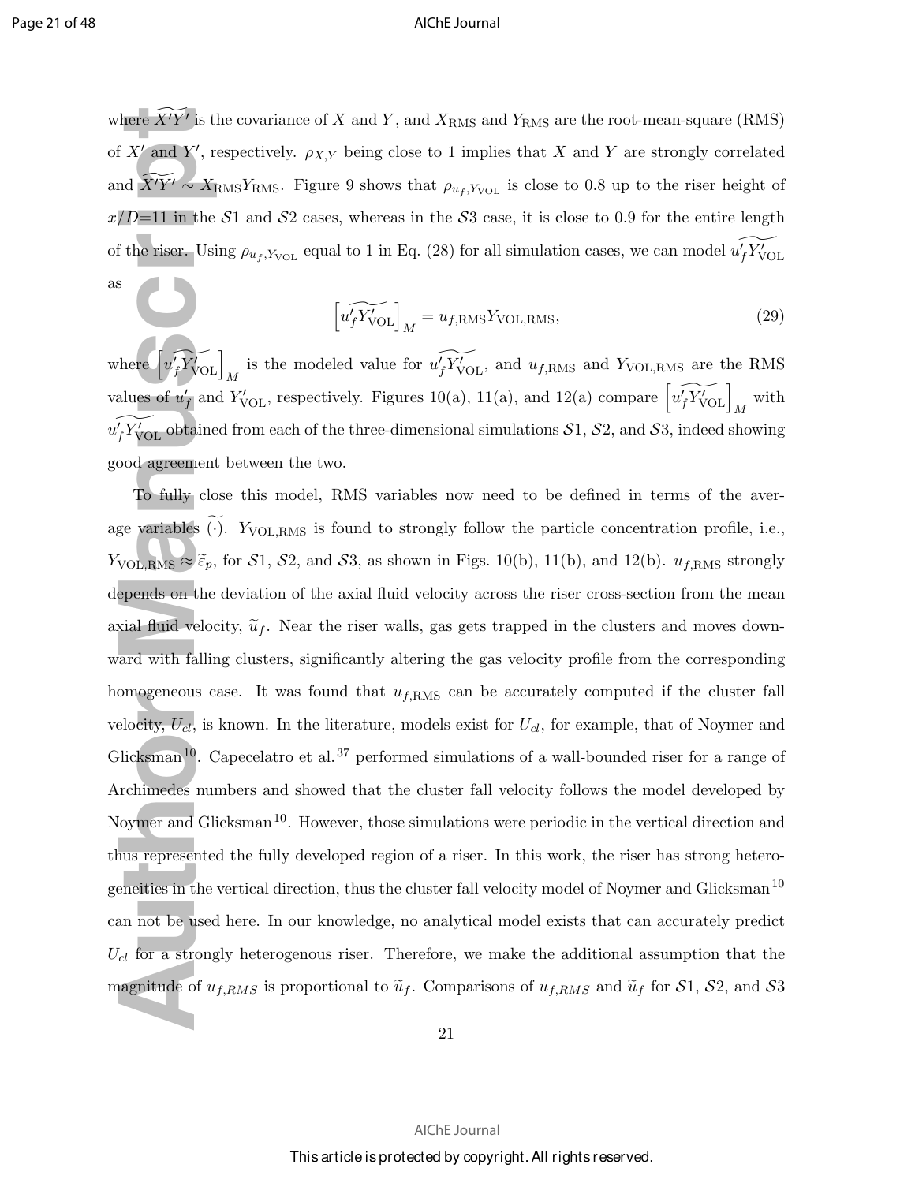where $\widetilde{X'Y'}$ is the covariance of $X$ and $Y$, and $X_{\mathrm{RMS}}$ and $Y_{\mathrm{RMS}}$ are the root-mean-square (RMS) of $X'$ and $Y'$, respectively. $\rho_{X,Y}$ being close to 1 implies that $X$ and $Y$ are strongly correlated and $\widetilde{X'Y'} \sim X_{\mathrm{RMS}} Y_{\mathrm{RMS}}$. Figure 9 shows that $\rho_{u_f, Y_{\mathrm{VOL}}}$ is close to 0.8 up to the riser height of $x/D$=11 in the $\mathcal{S}1$ and $\mathcal{S}2$ cases, whereas in the $\mathcal{S}3$ case, it is close to 0.9 for the entire length of the riser. Using $\rho_{u_f, Y_{\mathrm{VOL}}}$ equal to 1 in Eq. (28) for all simulation cases, we can model $\widetilde{u_f' Y_{\mathrm{VOL}}'}$ as

$$\left[\widetilde{u_f' Y_{\mathrm{VOL}}'}\right]_M = u_{f,\mathrm{RMS}} Y_{\mathrm{VOL,RMS}}, \tag{29}$$

where $\left[\widetilde{u_f' Y_{\mathrm{VOL}}'}\right]_M$ is the modeled value for $\widetilde{u_f' Y_{\mathrm{VOL}}'}$, and $u_{f,\mathrm{RMS}}$ and $Y_{\mathrm{VOL,RMS}}$ are the RMS values of $u_f'$ and $Y_{\mathrm{VOL}}'$, respectively. Figures 10(a), 11(a), and 12(a) compare $\left[\widetilde{u_f' Y_{\mathrm{VOL}}'}\right]_M$ with $\widetilde{u_f' Y_{\mathrm{VOL}}'}$ obtained from each of the three-dimensional simulations $\mathcal{S}1$, $\mathcal{S}2$, and $\mathcal{S}3$, indeed showing good agreement between the two.

To fully close this model, RMS variables now need to be defined in terms of the average variables $\widetilde{(\cdot)}$. $Y_{\mathrm{VOL,RMS}}$ is found to strongly follow the particle concentration profile, i.e., $Y_{\mathrm{VOL,RMS}} \approx \widetilde{\varepsilon}_p$, for $\mathcal{S}1$, $\mathcal{S}2$, and $\mathcal{S}3$, as shown in Figs. 10(b), 11(b), and 12(b). $u_{f,\mathrm{RMS}}$ strongly depends on the deviation of the axial fluid velocity across the riser cross-section from the mean axial fluid velocity, $\widetilde{u}_f$. Near the riser walls, gas gets trapped in the clusters and moves downward with falling clusters, significantly altering the gas velocity profile from the corresponding homogeneous case. It was found that $u_{f,\mathrm{RMS}}$ can be accurately computed if the cluster fall velocity, $U_{cl}$, is known. In the literature, models exist for $U_{cl}$, for example, that of Noymer and Glicksman[10]. Capecelatro et al.[37] performed simulations of a wall-bounded riser for a range of Archimedes numbers and showed that the cluster fall velocity follows the model developed by Noymer and Glicksman[10]. However, those simulations were periodic in the vertical direction and thus represented the fully developed region of a riser. In this work, the riser has strong heterogeneities in the vertical direction, thus the cluster fall velocity model of Noymer and Glicksman[10] can not be used here. In our knowledge, no analytical model exists that can accurately predict $U_{cl}$ for a strongly heterogenous riser. Therefore, we make the additional assumption that the magnitude of $u_{f,RMS}$ is proportional to $\widetilde{u}_f$. Comparisons of $u_{f,RMS}$ and $\widetilde{u}_f$ for $\mathcal{S}1$, $\mathcal{S}2$, and $\mathcal{S}3$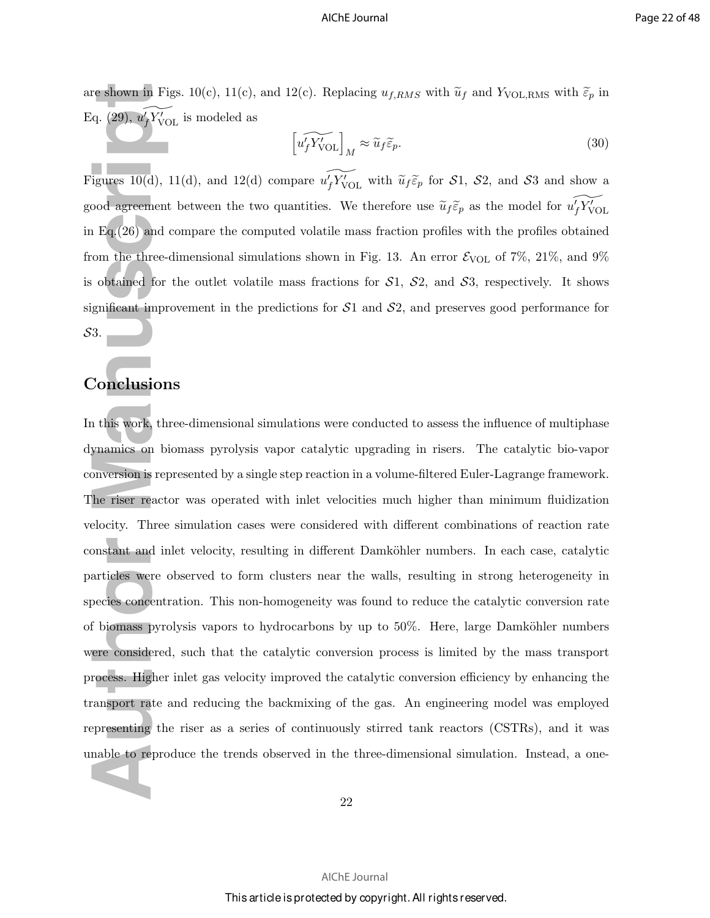are shown in Figs. 10(c), 11(c), and 12(c). Replacing $u_{f,RMS}$ with $\widetilde{u}_f$ and $Y_{\text{VOL,RMS}}$ with $\widetilde{\varepsilon}_p$ in Eq. (29), $\widetilde{u'_f Y'_{\text{VOL}}}$ is modeled as

$$\left[\widetilde{u'_f Y'_{\text{VOL}}}\right]_M \approx \widetilde{u}_f \widetilde{\varepsilon}_p. \tag{30}$$

Figures 10(d), 11(d), and 12(d) compare $\widetilde{u'_f Y'_{\text{VOL}}}$ with $\widetilde{u}_f \widetilde{\varepsilon}_p$ for $\mathcal{S}1$, $\mathcal{S}2$, and $\mathcal{S}3$ and show a good agreement between the two quantities. We therefore use $\widetilde{u}_f \widetilde{\varepsilon}_p$ as the model for $\widetilde{u'_f Y'_{\text{VOL}}}$ in Eq.(26) and compare the computed volatile mass fraction profiles with the profiles obtained from the three-dimensional simulations shown in Fig. 13. An error $\mathcal{E}_{\text{VOL}}$ of 7%, 21%, and 9% is obtained for the outlet volatile mass fractions for $\mathcal{S}1$, $\mathcal{S}2$, and $\mathcal{S}3$, respectively. It shows significant improvement in the predictions for $\mathcal{S}1$ and $\mathcal{S}2$, and preserves good performance for $\mathcal{S}3$.

## Conclusions

In this work, three-dimensional simulations were conducted to assess the influence of multiphase dynamics on biomass pyrolysis vapor catalytic upgrading in risers. The catalytic bio-vapor conversion is represented by a single step reaction in a volume-filtered Euler-Lagrange framework. The riser reactor was operated with inlet velocities much higher than minimum fluidization velocity. Three simulation cases were considered with different combinations of reaction rate constant and inlet velocity, resulting in different Damköhler numbers. In each case, catalytic particles were observed to form clusters near the walls, resulting in strong heterogeneity in species concentration. This non-homogeneity was found to reduce the catalytic conversion rate of biomass pyrolysis vapors to hydrocarbons by up to 50%. Here, large Damköhler numbers were considered, such that the catalytic conversion process is limited by the mass transport process. Higher inlet gas velocity improved the catalytic conversion efficiency by enhancing the transport rate and reducing the backmixing of the gas. An engineering model was employed representing the riser as a series of continuously stirred tank reactors (CSTRs), and it was unable to reproduce the trends observed in the three-dimensional simulation. Instead, a one-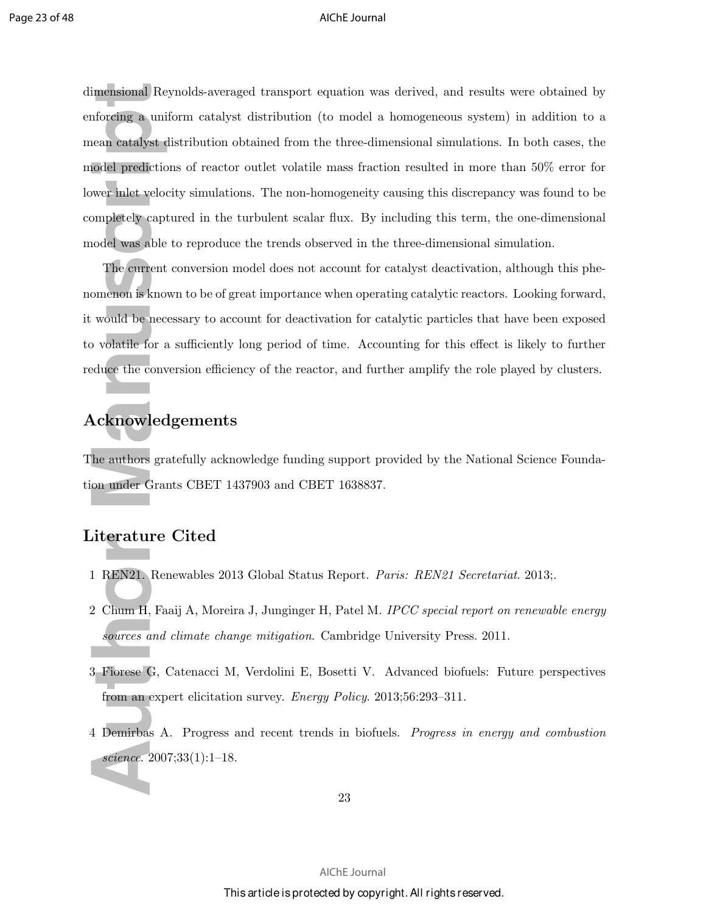dimensional Reynolds-averaged transport equation was derived, and results were obtained by enforcing a uniform catalyst distribution (to model a homogeneous system) in addition to a mean catalyst distribution obtained from the three-dimensional simulations. In both cases, the model predictions of reactor outlet volatile mass fraction resulted in more than 50% error for lower inlet velocity simulations. The non-homogeneity causing this discrepancy was found to be completely captured in the turbulent scalar flux. By including this term, the one-dimensional model was able to reproduce the trends observed in the three-dimensional simulation.

The current conversion model does not account for catalyst deactivation, although this phenomenon is known to be of great importance when operating catalytic reactors. Looking forward, it would be necessary to account for deactivation for catalytic particles that have been exposed to volatile for a sufficiently long period of time. Accounting for this effect is likely to further reduce the conversion efficiency of the reactor, and further amplify the role played by clusters.

## Acknowledgements

The authors gratefully acknowledge funding support provided by the National Science Foundation under Grants CBET 1437903 and CBET 1638837.

## Literature Cited

1 REN21. Renewables 2013 Global Status Report. *Paris: REN21 Secretariat*. 2013;.

2 Chum H, Faaij A, Moreira J, Junginger H, Patel M. *IPCC special report on renewable energy sources and climate change mitigation*. Cambridge University Press. 2011.

3 Fiorese G, Catenacci M, Verdolini E, Bosetti V. Advanced biofuels: Future perspectives from an expert elicitation survey. *Energy Policy*. 2013;56:293–311.

4 Demirbas A. Progress and recent trends in biofuels. *Progress in energy and combustion science*. 2007;33(1):1–18.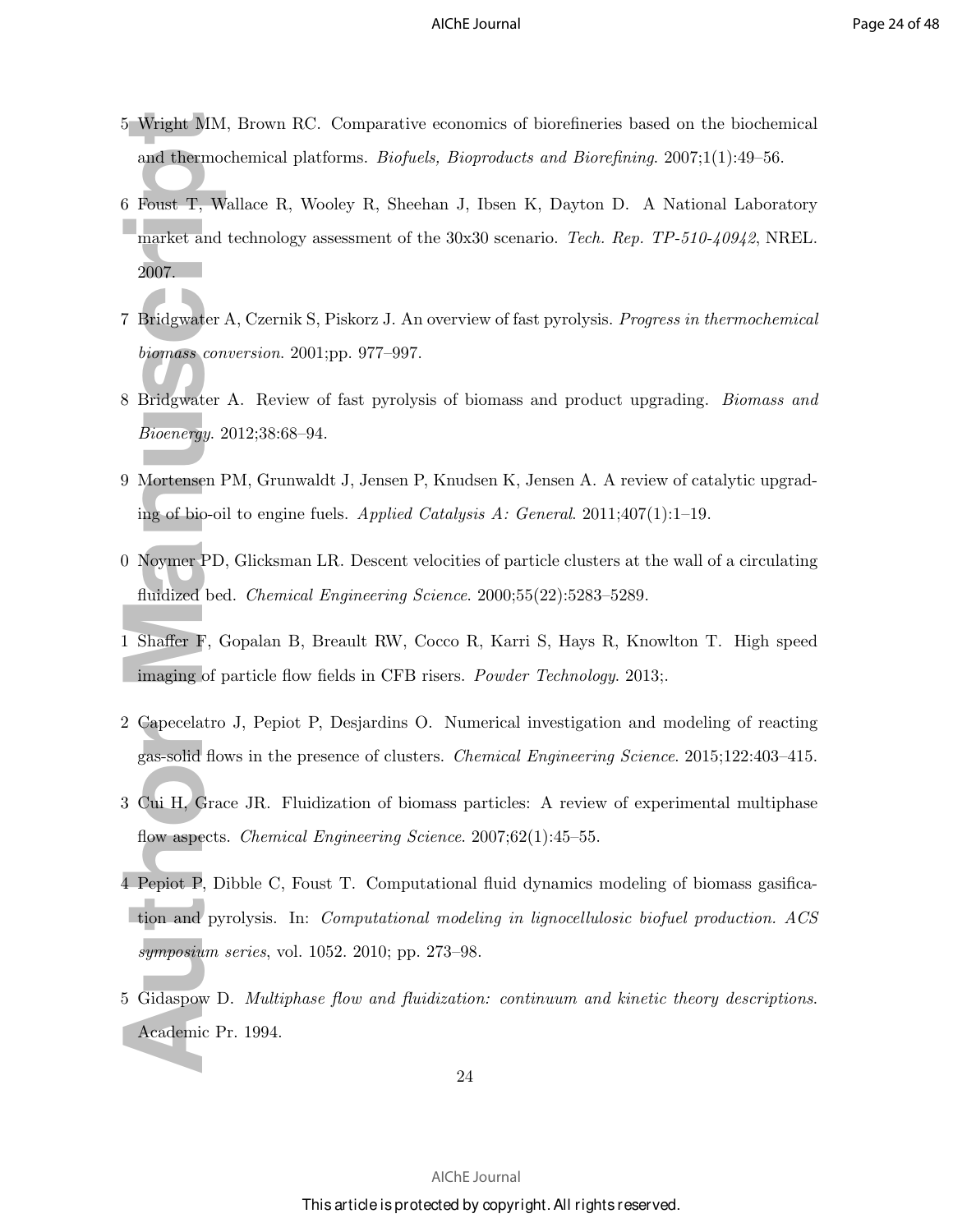5 Wright MM, Brown RC. Comparative economics of biorefineries based on the biochemical and thermochemical platforms. *Biofuels, Bioproducts and Biorefining*. 2007;1(1):49–56.

6 Foust T, Wallace R, Wooley R, Sheehan J, Ibsen K, Dayton D. A National Laboratory market and technology assessment of the 30x30 scenario. *Tech. Rep. TP-510-40942*, NREL. 2007.

7 Bridgwater A, Czernik S, Piskorz J. An overview of fast pyrolysis. *Progress in thermochemical biomass conversion*. 2001;pp. 977–997.

8 Bridgwater A. Review of fast pyrolysis of biomass and product upgrading. *Biomass and Bioenergy*. 2012;38:68–94.

9 Mortensen PM, Grunwaldt J, Jensen P, Knudsen K, Jensen A. A review of catalytic upgrading of bio-oil to engine fuels. *Applied Catalysis A: General*. 2011;407(1):1–19.

0 Noymer PD, Glicksman LR. Descent velocities of particle clusters at the wall of a circulating fluidized bed. *Chemical Engineering Science*. 2000;55(22):5283–5289.

1 Shaffer F, Gopalan B, Breault RW, Cocco R, Karri S, Hays R, Knowlton T. High speed imaging of particle flow fields in CFB risers. *Powder Technology*. 2013;.

2 Capecelatro J, Pepiot P, Desjardins O. Numerical investigation and modeling of reacting gas-solid flows in the presence of clusters. *Chemical Engineering Science*. 2015;122:403–415.

3 Cui H, Grace JR. Fluidization of biomass particles: A review of experimental multiphase flow aspects. *Chemical Engineering Science*. 2007;62(1):45–55.

4 Pepiot P, Dibble C, Foust T. Computational fluid dynamics modeling of biomass gasification and pyrolysis. In: *Computational modeling in lignocellulosic biofuel production. ACS symposium series*, vol. 1052. 2010; pp. 273–98.

5 Gidaspow D. *Multiphase flow and fluidization: continuum and kinetic theory descriptions*. Academic Pr. 1994.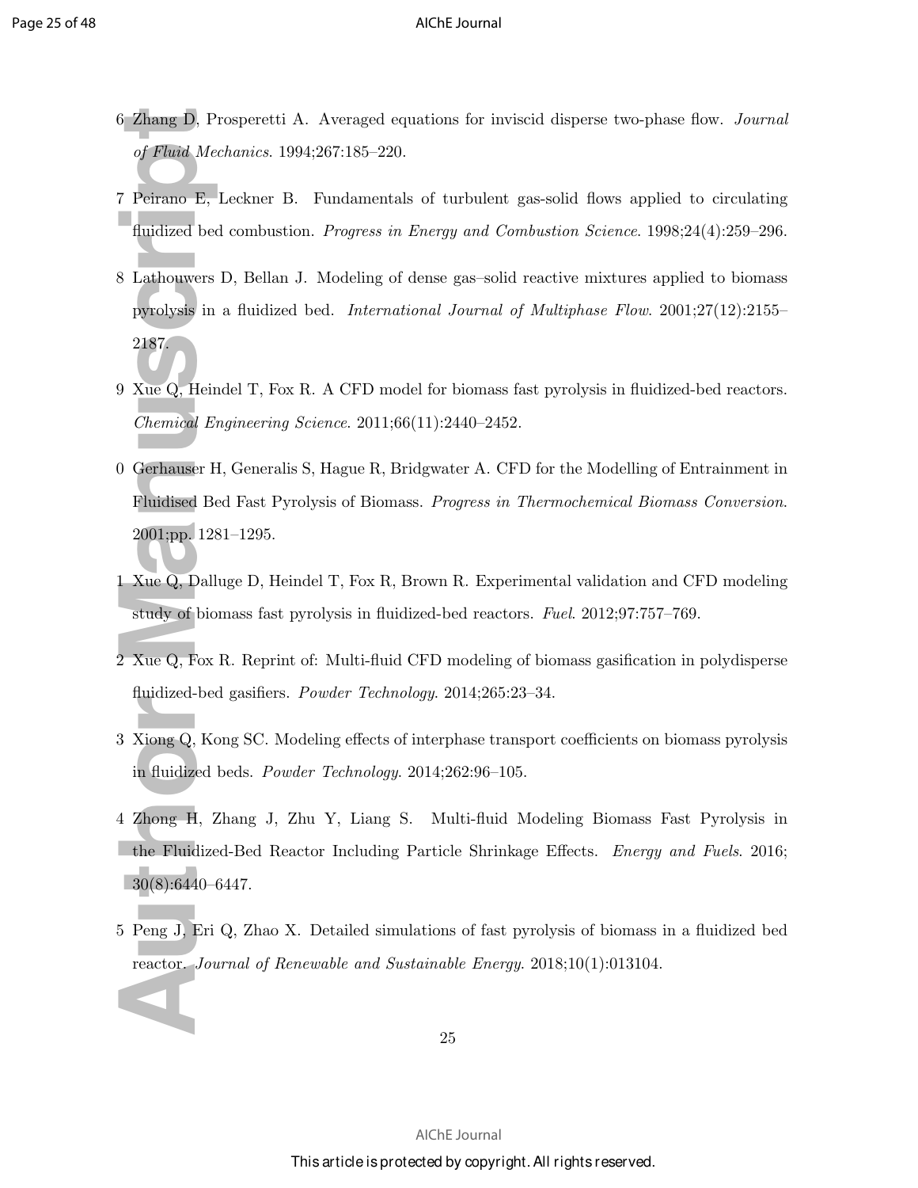6 Zhang D, Prosperetti A. Averaged equations for inviscid disperse two-phase flow. *Journal of Fluid Mechanics*. 1994;267:185–220.

7 Peirano E, Leckner B. Fundamentals of turbulent gas-solid flows applied to circulating fluidized bed combustion. *Progress in Energy and Combustion Science*. 1998;24(4):259–296.

8 Lathouwers D, Bellan J. Modeling of dense gas–solid reactive mixtures applied to biomass pyrolysis in a fluidized bed. *International Journal of Multiphase Flow*. 2001;27(12):2155–2187.

9 Xue Q, Heindel T, Fox R. A CFD model for biomass fast pyrolysis in fluidized-bed reactors. *Chemical Engineering Science*. 2011;66(11):2440–2452.

0 Gerhauser H, Generalis S, Hague R, Bridgwater A. CFD for the Modelling of Entrainment in Fluidised Bed Fast Pyrolysis of Biomass. *Progress in Thermochemical Biomass Conversion*. 2001;pp. 1281–1295.

1 Xue Q, Dalluge D, Heindel T, Fox R, Brown R. Experimental validation and CFD modeling study of biomass fast pyrolysis in fluidized-bed reactors. *Fuel*. 2012;97:757–769.

2 Xue Q, Fox R. Reprint of: Multi-fluid CFD modeling of biomass gasification in polydisperse fluidized-bed gasifiers. *Powder Technology*. 2014;265:23–34.

3 Xiong Q, Kong SC. Modeling effects of interphase transport coefficients on biomass pyrolysis in fluidized beds. *Powder Technology*. 2014;262:96–105.

4 Zhong H, Zhang J, Zhu Y, Liang S. Multi-fluid Modeling Biomass Fast Pyrolysis in the Fluidized-Bed Reactor Including Particle Shrinkage Effects. *Energy and Fuels*. 2016; 30(8):6440–6447.

5 Peng J, Eri Q, Zhao X. Detailed simulations of fast pyrolysis of biomass in a fluidized bed reactor. *Journal of Renewable and Sustainable Energy*. 2018;10(1):013104.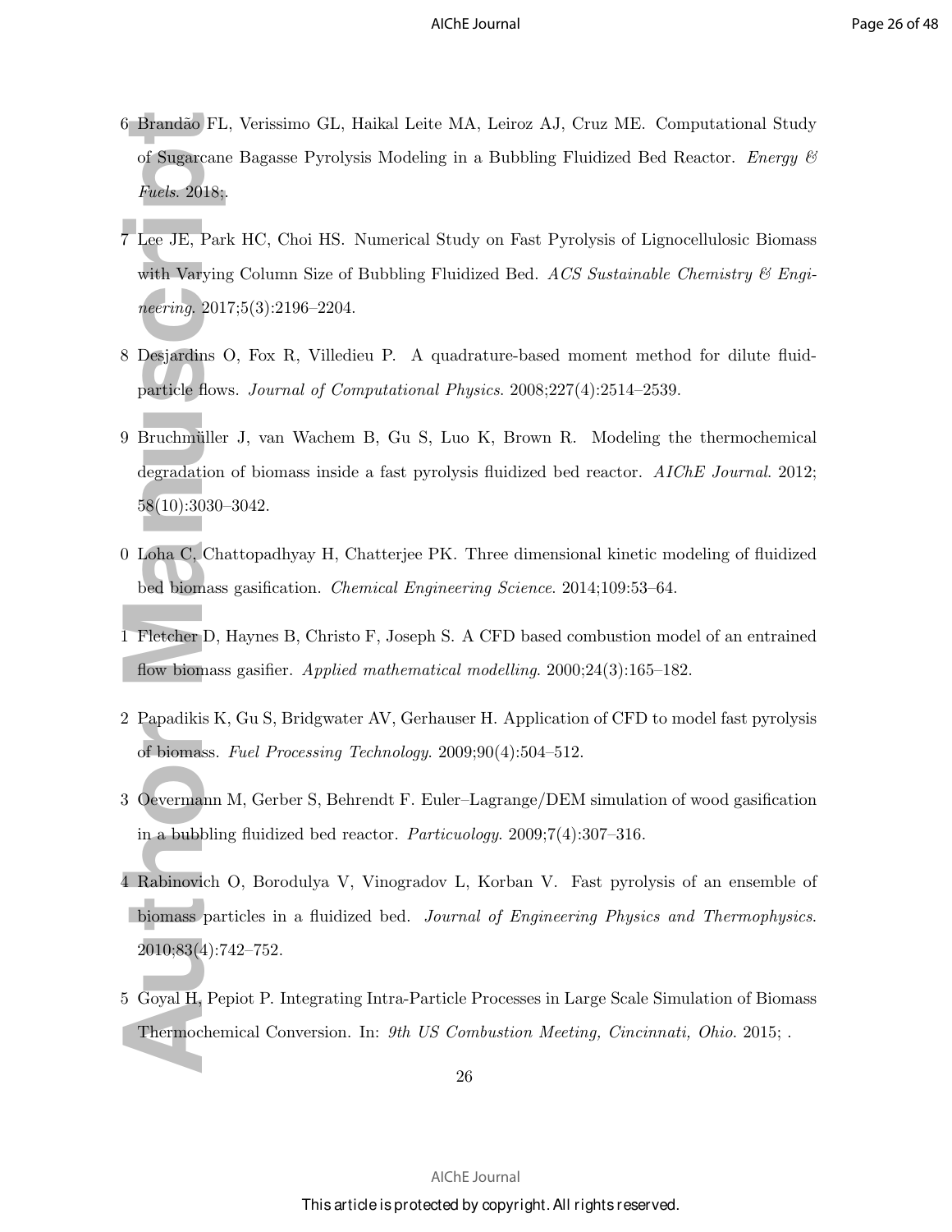6 Brandão FL, Verissimo GL, Haikal Leite MA, Leiroz AJ, Cruz ME. Computational Study of Sugarcane Bagasse Pyrolysis Modeling in a Bubbling Fluidized Bed Reactor. *Energy & Fuels*. 2018;.

7 Lee JE, Park HC, Choi HS. Numerical Study on Fast Pyrolysis of Lignocellulosic Biomass with Varying Column Size of Bubbling Fluidized Bed. *ACS Sustainable Chemistry & Engineering*. 2017;5(3):2196–2204.

8 Desjardins O, Fox R, Villedieu P. A quadrature-based moment method for dilute fluid-particle flows. *Journal of Computational Physics*. 2008;227(4):2514–2539.

9 Bruchmüller J, van Wachem B, Gu S, Luo K, Brown R. Modeling the thermochemical degradation of biomass inside a fast pyrolysis fluidized bed reactor. *AIChE Journal*. 2012; 58(10):3030–3042.

0 Loha C, Chattopadhyay H, Chatterjee PK. Three dimensional kinetic modeling of fluidized bed biomass gasification. *Chemical Engineering Science*. 2014;109:53–64.

1 Fletcher D, Haynes B, Christo F, Joseph S. A CFD based combustion model of an entrained flow biomass gasifier. *Applied mathematical modelling*. 2000;24(3):165–182.

2 Papadikis K, Gu S, Bridgwater AV, Gerhauser H. Application of CFD to model fast pyrolysis of biomass. *Fuel Processing Technology*. 2009;90(4):504–512.

3 Oevermann M, Gerber S, Behrendt F. Euler–Lagrange/DEM simulation of wood gasification in a bubbling fluidized bed reactor. *Particuology*. 2009;7(4):307–316.

4 Rabinovich O, Borodulya V, Vinogradov L, Korban V. Fast pyrolysis of an ensemble of biomass particles in a fluidized bed. *Journal of Engineering Physics and Thermophysics*. 2010;83(4):742–752.

5 Goyal H, Pepiot P. Integrating Intra-Particle Processes in Large Scale Simulation of Biomass Thermochemical Conversion. In: *9th US Combustion Meeting, Cincinnati, Ohio*. 2015; .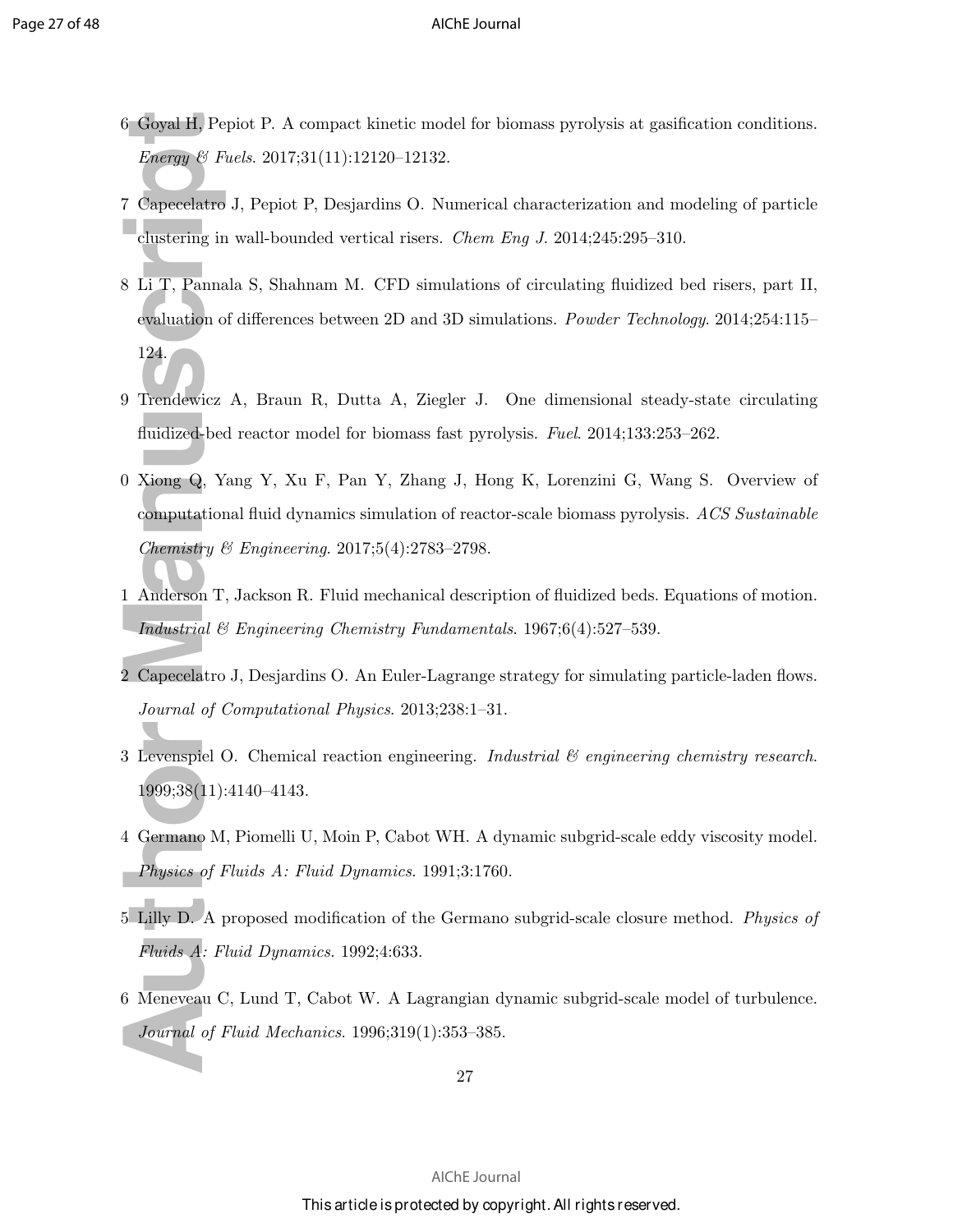6 Goyal H, Pepiot P. A compact kinetic model for biomass pyrolysis at gasification conditions. *Energy & Fuels*. 2017;31(11):12120–12132.

7 Capecelatro J, Pepiot P, Desjardins O. Numerical characterization and modeling of particle clustering in wall-bounded vertical risers. *Chem Eng J*. 2014;245:295–310.

8 Li T, Pannala S, Shahnam M. CFD simulations of circulating fluidized bed risers, part II, evaluation of differences between 2D and 3D simulations. *Powder Technology*. 2014;254:115–124.

9 Trendewicz A, Braun R, Dutta A, Ziegler J. One dimensional steady-state circulating fluidized-bed reactor model for biomass fast pyrolysis. *Fuel*. 2014;133:253–262.

0 Xiong Q, Yang Y, Xu F, Pan Y, Zhang J, Hong K, Lorenzini G, Wang S. Overview of computational fluid dynamics simulation of reactor-scale biomass pyrolysis. *ACS Sustainable Chemistry & Engineering*. 2017;5(4):2783–2798.

1 Anderson T, Jackson R. Fluid mechanical description of fluidized beds. Equations of motion. *Industrial & Engineering Chemistry Fundamentals*. 1967;6(4):527–539.

2 Capecelatro J, Desjardins O. An Euler-Lagrange strategy for simulating particle-laden flows. *Journal of Computational Physics*. 2013;238:1–31.

3 Levenspiel O. Chemical reaction engineering. *Industrial & engineering chemistry research*. 1999;38(11):4140–4143.

4 Germano M, Piomelli U, Moin P, Cabot WH. A dynamic subgrid-scale eddy viscosity model. *Physics of Fluids A: Fluid Dynamics*. 1991;3:1760.

5 Lilly D. A proposed modification of the Germano subgrid-scale closure method. *Physics of Fluids A: Fluid Dynamics*. 1992;4:633.

6 Meneveau C, Lund T, Cabot W. A Lagrangian dynamic subgrid-scale model of turbulence. *Journal of Fluid Mechanics*. 1996;319(1):353–385.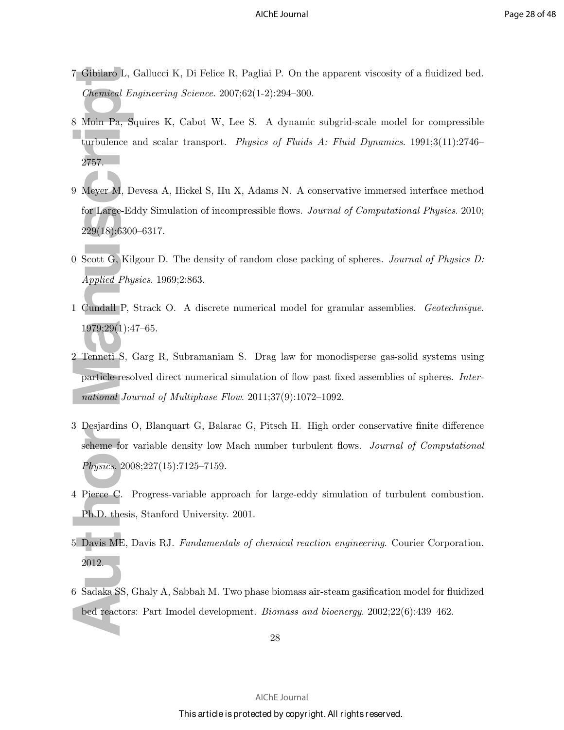7 Gibilaro L, Gallucci K, Di Felice R, Pagliai P. On the apparent viscosity of a fluidized bed. *Chemical Engineering Science*. 2007;62(1-2):294–300.

8 Moin Pa, Squires K, Cabot W, Lee S. A dynamic subgrid-scale model for compressible turbulence and scalar transport. *Physics of Fluids A: Fluid Dynamics*. 1991;3(11):2746–2757.

9 Meyer M, Devesa A, Hickel S, Hu X, Adams N. A conservative immersed interface method for Large-Eddy Simulation of incompressible flows. *Journal of Computational Physics*. 2010; 229(18):6300–6317.

0 Scott G, Kilgour D. The density of random close packing of spheres. *Journal of Physics D: Applied Physics*. 1969;2:863.

1 Cundall P, Strack O. A discrete numerical model for granular assemblies. *Geotechnique*. 1979;29(1):47–65.

2 Tenneti S, Garg R, Subramaniam S. Drag law for monodisperse gas-solid systems using particle-resolved direct numerical simulation of flow past fixed assemblies of spheres. *International Journal of Multiphase Flow*. 2011;37(9):1072–1092.

3 Desjardins O, Blanquart G, Balarac G, Pitsch H. High order conservative finite difference scheme for variable density low Mach number turbulent flows. *Journal of Computational Physics*. 2008;227(15):7125–7159.

4 Pierce C. Progress-variable approach for large-eddy simulation of turbulent combustion. Ph.D. thesis, Stanford University. 2001.

5 Davis ME, Davis RJ. *Fundamentals of chemical reaction engineering*. Courier Corporation. 2012.

6 Sadaka SS, Ghaly A, Sabbah M. Two phase biomass air-steam gasification model for fluidized bed reactors: Part Imodel development. *Biomass and bioenergy*. 2002;22(6):439–462.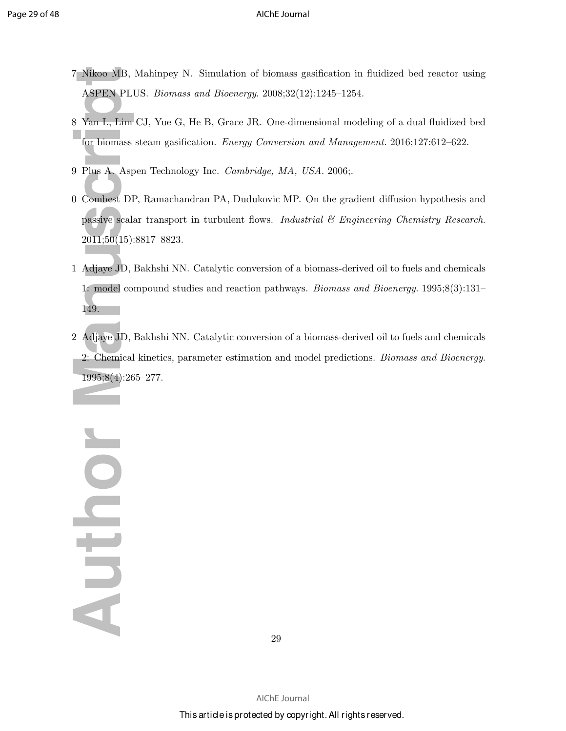7 Nikoo MB, Mahinpey N. Simulation of biomass gasification in fluidized bed reactor using ASPEN PLUS. *Biomass and Bioenergy*. 2008;32(12):1245–1254.

8 Yan L, Lim CJ, Yue G, He B, Grace JR. One-dimensional modeling of a dual fluidized bed for biomass steam gasification. *Energy Conversion and Management*. 2016;127:612–622.

9 Plus A. Aspen Technology Inc. *Cambridge, MA, USA*. 2006;.

0 Combest DP, Ramachandran PA, Dudukovic MP. On the gradient diffusion hypothesis and passive scalar transport in turbulent flows. *Industrial & Engineering Chemistry Research*. 2011;50(15):8817–8823.

1 Adjaye JD, Bakhshi NN. Catalytic conversion of a biomass-derived oil to fuels and chemicals 1: model compound studies and reaction pathways. *Biomass and Bioenergy*. 1995;8(3):131–149.

2 Adjaye JD, Bakhshi NN. Catalytic conversion of a biomass-derived oil to fuels and chemicals 2: Chemical kinetics, parameter estimation and model predictions. *Biomass and Bioenergy*. 1995;8(4):265–277.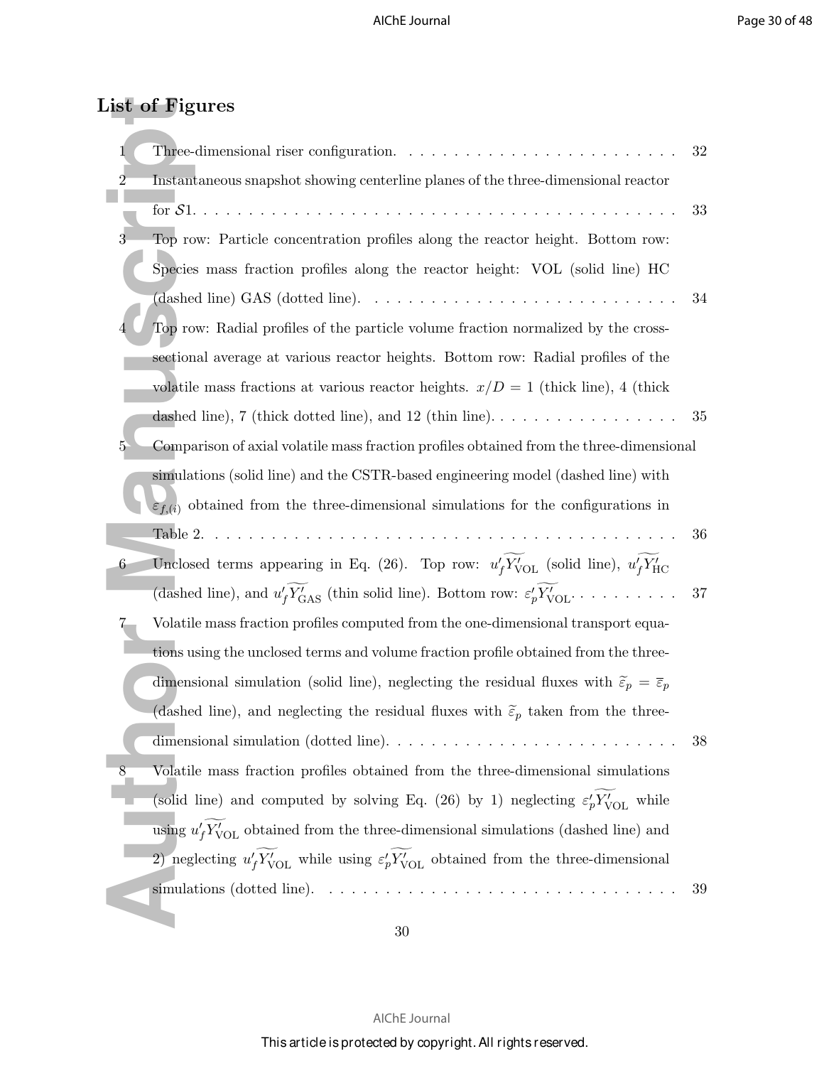## List of Figures

1. Three-dimensional riser configuration. . . . . . . . . . . . . . . . . . . . . . . . 32
2. Instantaneous snapshot showing centerline planes of the three-dimensional reactor for $\mathcal{S}1$. . . . . . . . . . . . . . . . . . . . . . . . . . . . . . . . . . . . . . 33
3. Top row: Particle concentration profiles along the reactor height. Bottom row: Species mass fraction profiles along the reactor height: VOL (solid line) HC (dashed line) GAS (dotted line). . . . . . . . . . . . . . . . . . . . . . . . . . . 34
4. Top row: Radial profiles of the particle volume fraction normalized by the cross-sectional average at various reactor heights. Bottom row: Radial profiles of the volatile mass fractions at various reactor heights. $x/D = 1$ (thick line), 4 (thick dashed line), 7 (thick dotted line), and 12 (thin line). . . . . . . . . . . . . . . . . 35
5. Comparison of axial volatile mass fraction profiles obtained from the three-dimensional simulations (solid line) and the CSTR-based engineering model (dashed line) with $\varepsilon_{f,(i)}$ obtained from the three-dimensional simulations for the configurations in Table 2. . . . . . . . . . . . . . . . . . . . . . . . . . . . . . . . . . . . . . . 36
6. Unclosed terms appearing in Eq. (26). Top row: $\widetilde{u_f' Y_{\text{VOL}}'}$ (solid line), $\widetilde{u_f' Y_{\text{HC}}'}$ (dashed line), and $\widetilde{u_f' Y_{\text{GAS}}'}$ (thin solid line). Bottom row: $\widetilde{\varepsilon_p' Y_{\text{VOL}}'}$. . . . . . . . . . 37
7. Volatile mass fraction profiles computed from the one-dimensional transport equations using the unclosed terms and volume fraction profile obtained from the three-dimensional simulation (solid line), neglecting the residual fluxes with $\widetilde{\varepsilon}_p = \overline{\varepsilon}_p$ (dashed line), and neglecting the residual fluxes with $\widetilde{\varepsilon}_p$ taken from the three-dimensional simulation (dotted line). . . . . . . . . . . . . . . . . . . . . . . . . 38
8. Volatile mass fraction profiles obtained from the three-dimensional simulations (solid line) and computed by solving Eq. (26) by 1) neglecting $\widetilde{\varepsilon_p' Y_{\text{VOL}}'}$ while using $\widetilde{u_f' Y_{\text{VOL}}'}$ obtained from the three-dimensional simulations (dashed line) and 2) neglecting $\widetilde{u_f' Y_{\text{VOL}}'}$ while using $\widetilde{\varepsilon_p' Y_{\text{VOL}}'}$ obtained from the three-dimensional simulations (dotted line). . . . . . . . . . . . . . . . . . . . . . . . . . . . . . . 39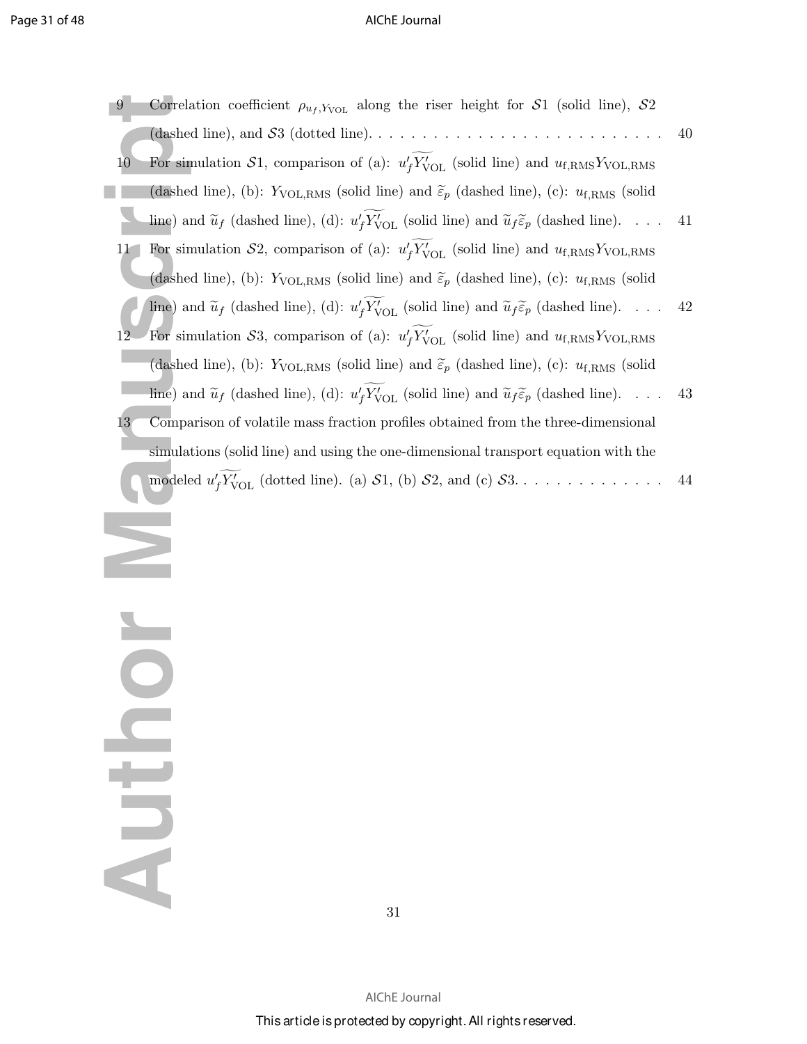9 Correlation coefficient $\rho_{u_f,Y_{\mathrm{VOL}}}$ along the riser height for $\mathcal{S}1$ (solid line), $\mathcal{S}2$ (dashed line), and $\mathcal{S}3$ (dotted line). . . . . . . . . . . . . . . . . . . . . . . . . . . . 40

10 For simulation $\mathcal{S}1$, comparison of (a): $\widetilde{u_f' Y_{\mathrm{VOL}}'}$ (solid line) and $u_{\mathrm{f,RMS}} Y_{\mathrm{VOL,RMS}}$ (dashed line), (b): $Y_{\mathrm{VOL,RMS}}$ (solid line) and $\widetilde{\varepsilon}_p$ (dashed line), (c): $u_{\mathrm{f,RMS}}$ (solid line) and $\widetilde{u}_f$ (dashed line), (d): $\widetilde{u_f' Y_{\mathrm{VOL}}'}$ (solid line) and $\widetilde{u}_f \widetilde{\varepsilon}_p$ (dashed line). . . . 41

11 For simulation $\mathcal{S}2$, comparison of (a): $\widetilde{u_f' Y_{\mathrm{VOL}}'}$ (solid line) and $u_{\mathrm{f,RMS}} Y_{\mathrm{VOL,RMS}}$ (dashed line), (b): $Y_{\mathrm{VOL,RMS}}$ (solid line) and $\widetilde{\varepsilon}_p$ (dashed line), (c): $u_{\mathrm{f,RMS}}$ (solid line) and $\widetilde{u}_f$ (dashed line), (d): $\widetilde{u_f' Y_{\mathrm{VOL}}'}$ (solid line) and $\widetilde{u}_f \widetilde{\varepsilon}_p$ (dashed line). . . . 42

12 For simulation $\mathcal{S}3$, comparison of (a): $\widetilde{u_f' Y_{\mathrm{VOL}}'}$ (solid line) and $u_{\mathrm{f,RMS}} Y_{\mathrm{VOL,RMS}}$ (dashed line), (b): $Y_{\mathrm{VOL,RMS}}$ (solid line) and $\widetilde{\varepsilon}_p$ (dashed line), (c): $u_{\mathrm{f,RMS}}$ (solid line) and $\widetilde{u}_f$ (dashed line), (d): $\widetilde{u_f' Y_{\mathrm{VOL}}'}$ (solid line) and $\widetilde{u}_f \widetilde{\varepsilon}_p$ (dashed line). . . . 43

13 Comparison of volatile mass fraction profiles obtained from the three-dimensional simulations (solid line) and using the one-dimensional transport equation with the modeled $\widetilde{u_f' Y_{\mathrm{VOL}}'}$ (dotted line). (a) $\mathcal{S}1$, (b) $\mathcal{S}2$, and (c) $\mathcal{S}3$. . . . . . . . . . . . . . . 44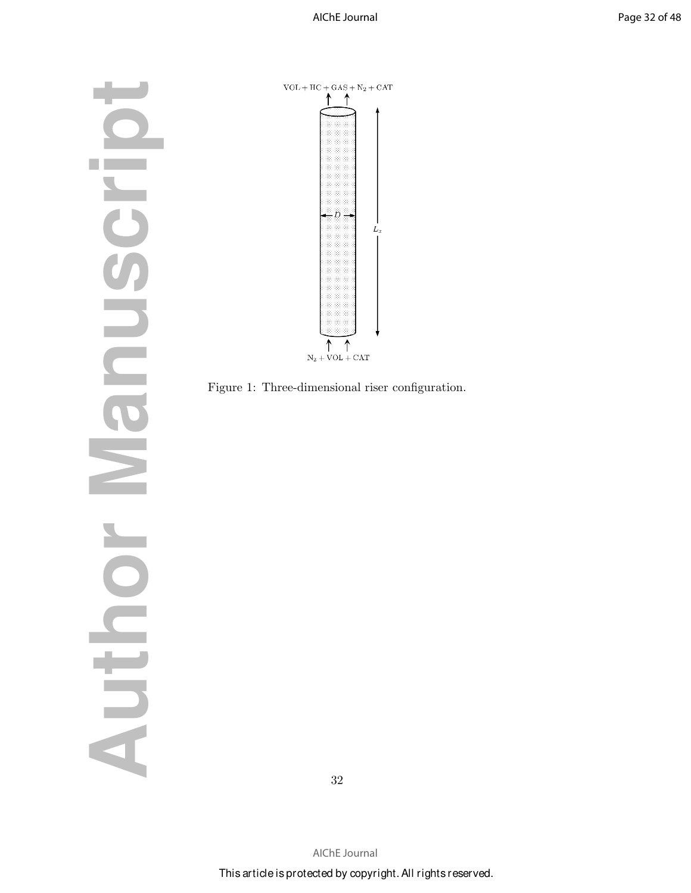$\mathrm{VOL} + \mathrm{HC} + \mathrm{GAS} + \mathrm{N_2} + \mathrm{CAT}$

$D$

$L_z$

$\mathrm{N_2} + \mathrm{VOL} + \mathrm{CAT}$

Figure 1: Three-dimensional riser configuration.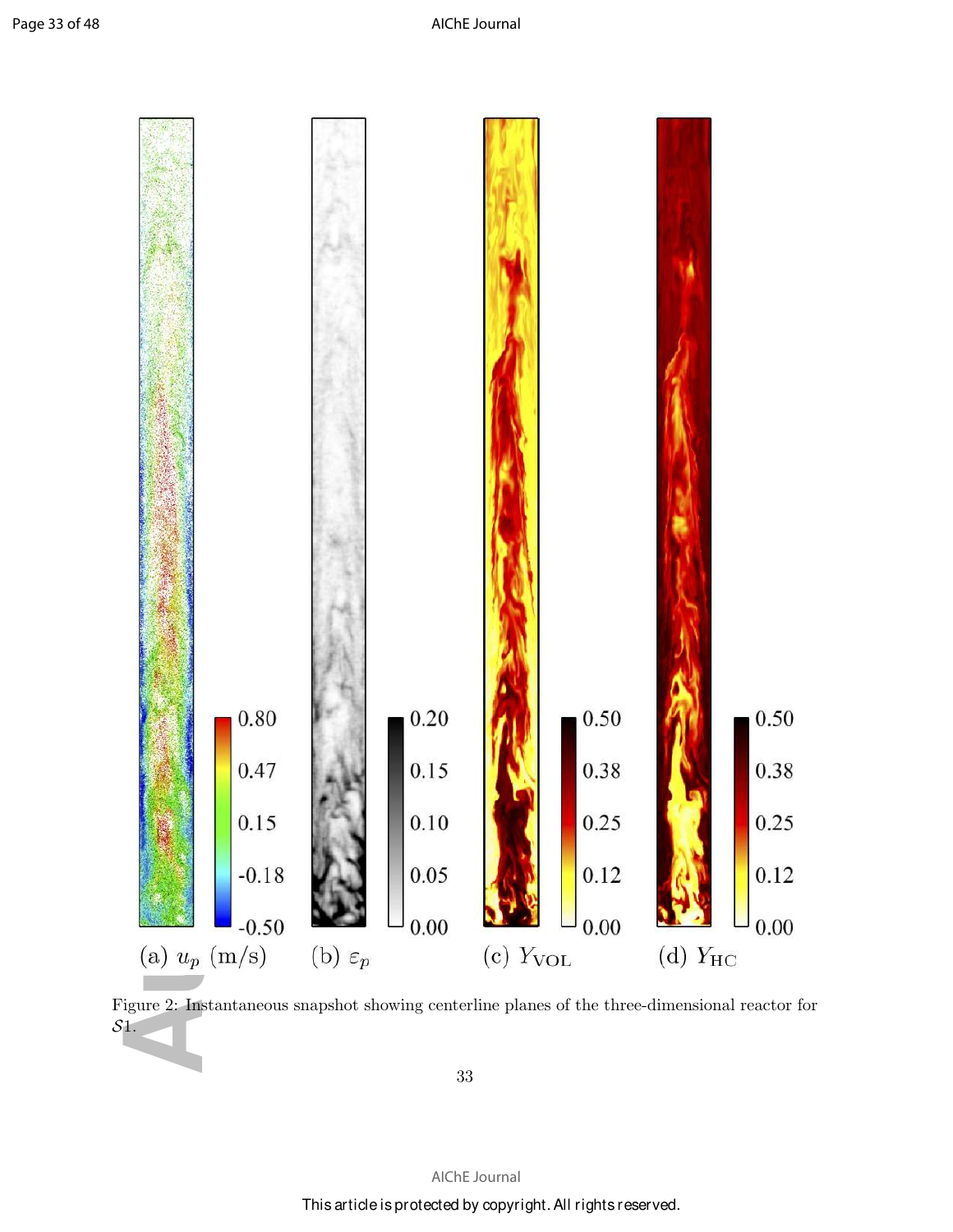Figure 2: Instantaneous snapshot showing centerline planes of the three-dimensional reactor for $\mathcal{S}1$.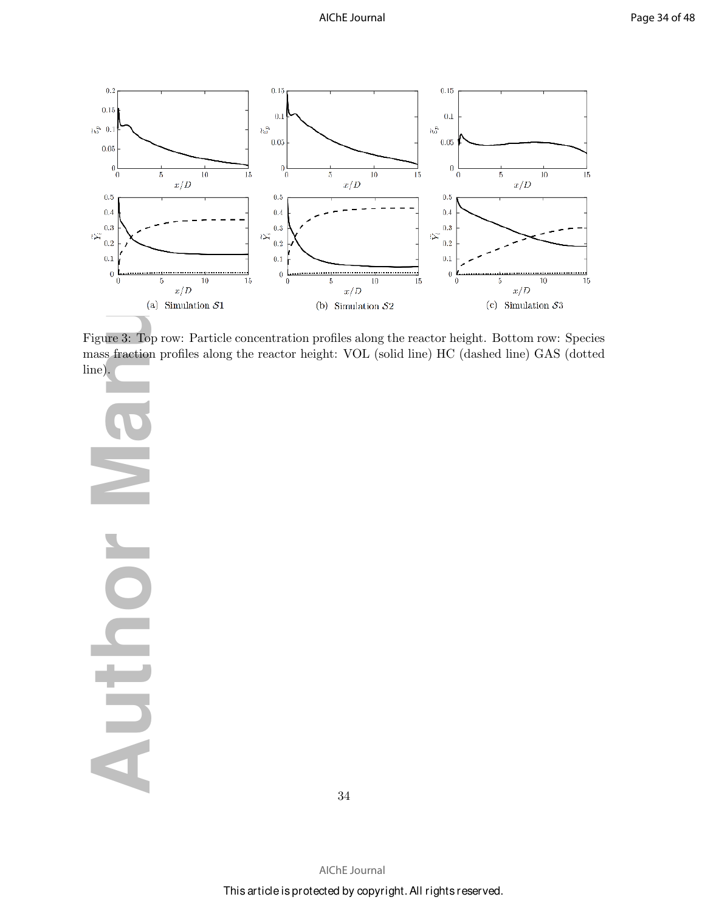Figure 3: Top row: Particle concentration profiles along the reactor height. Bottom row: Species mass fraction profiles along the reactor height: VOL (solid line) HC (dashed line) GAS (dotted line).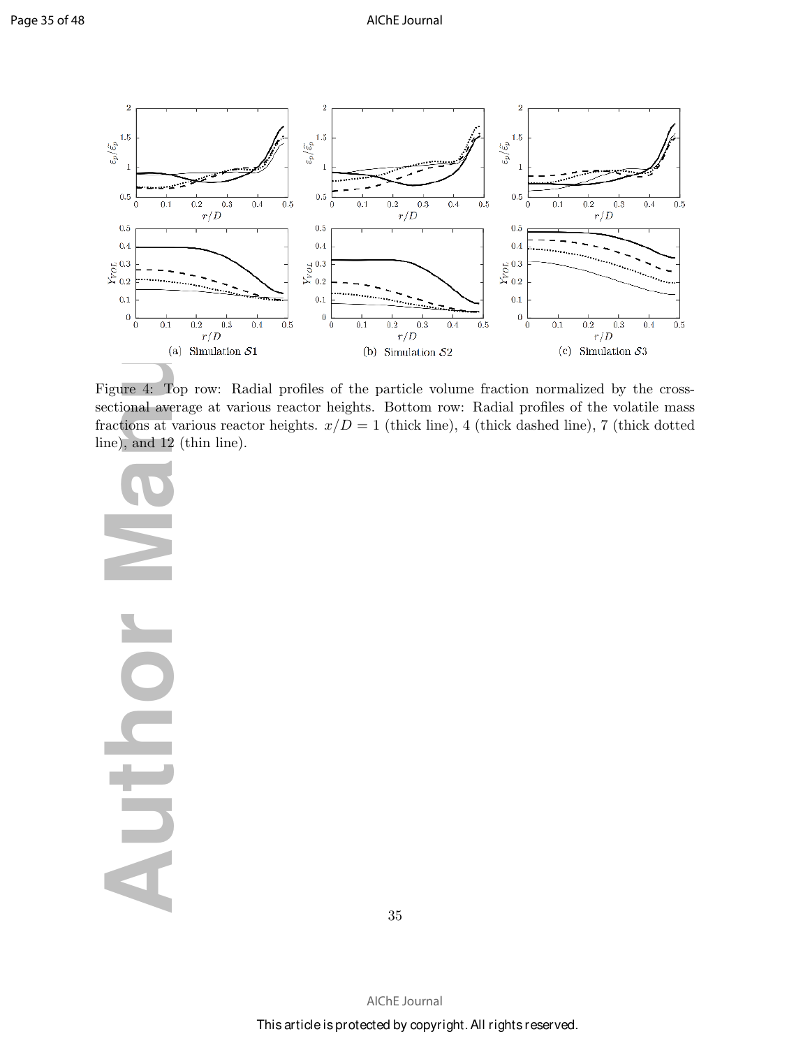(a) Simulation $\mathcal{S}1$ (b) Simulation $\mathcal{S}2$ (c) Simulation $\mathcal{S}3$

Figure 4: Top row: Radial profiles of the particle volume fraction normalized by the cross-sectional average at various reactor heights. Bottom row: Radial profiles of the volatile mass fractions at various reactor heights. $x/D = 1$ (thick line), 4 (thick dashed line), 7 (thick dotted line), and 12 (thin line).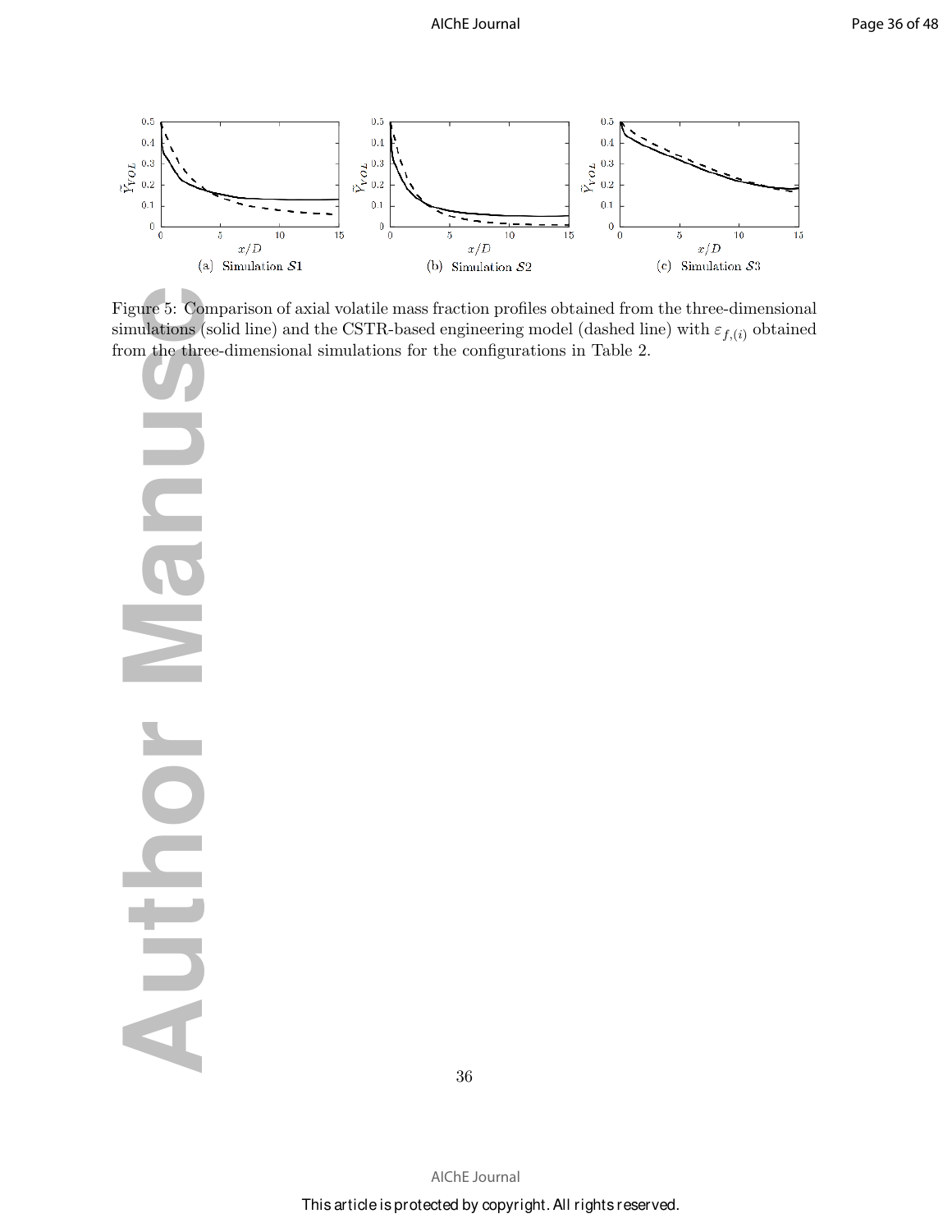Figure 5: Comparison of axial volatile mass fraction profiles obtained from the three-dimensional simulations (solid line) and the CSTR-based engineering model (dashed line) with $\varepsilon_{f,(i)}$ obtained from the three-dimensional simulations for the configurations in Table 2.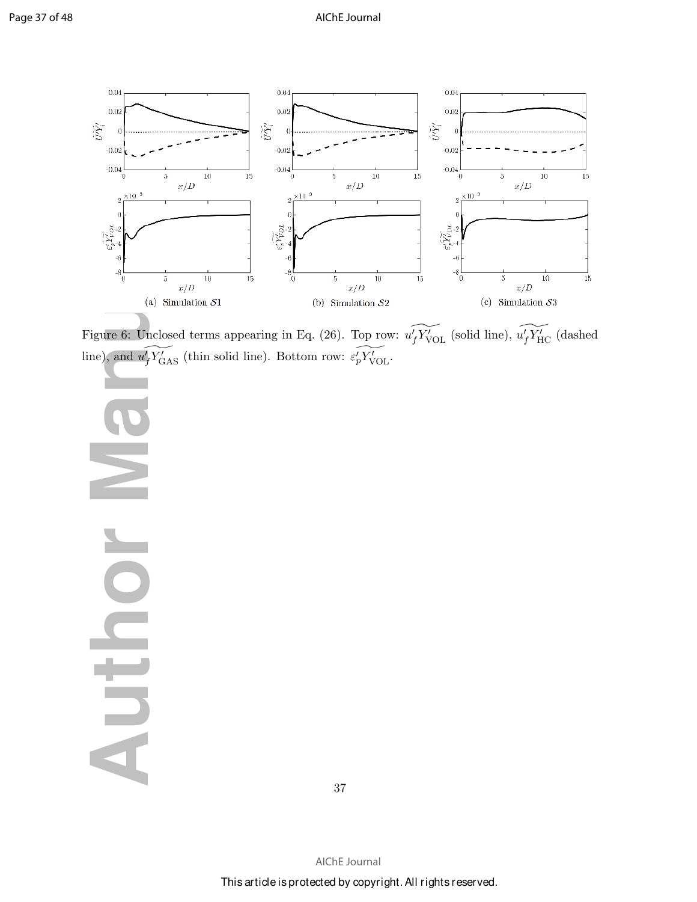(a) Simulation $\mathcal{S}1$

(b) Simulation $\mathcal{S}2$

(c) Simulation $\mathcal{S}3$

Figure 6: Unclosed terms appearing in Eq. (26). Top row: $\widetilde{u'_f Y'_{\mathrm{VOL}}}$ (solid line), $\widetilde{u'_f Y'_{\mathrm{HC}}}$ (dashed line), and $\widetilde{u'_f Y'_{\mathrm{GAS}}}$ (thin solid line). Bottom row: $\widetilde{\varepsilon'_p Y'_{\mathrm{VOL}}}$.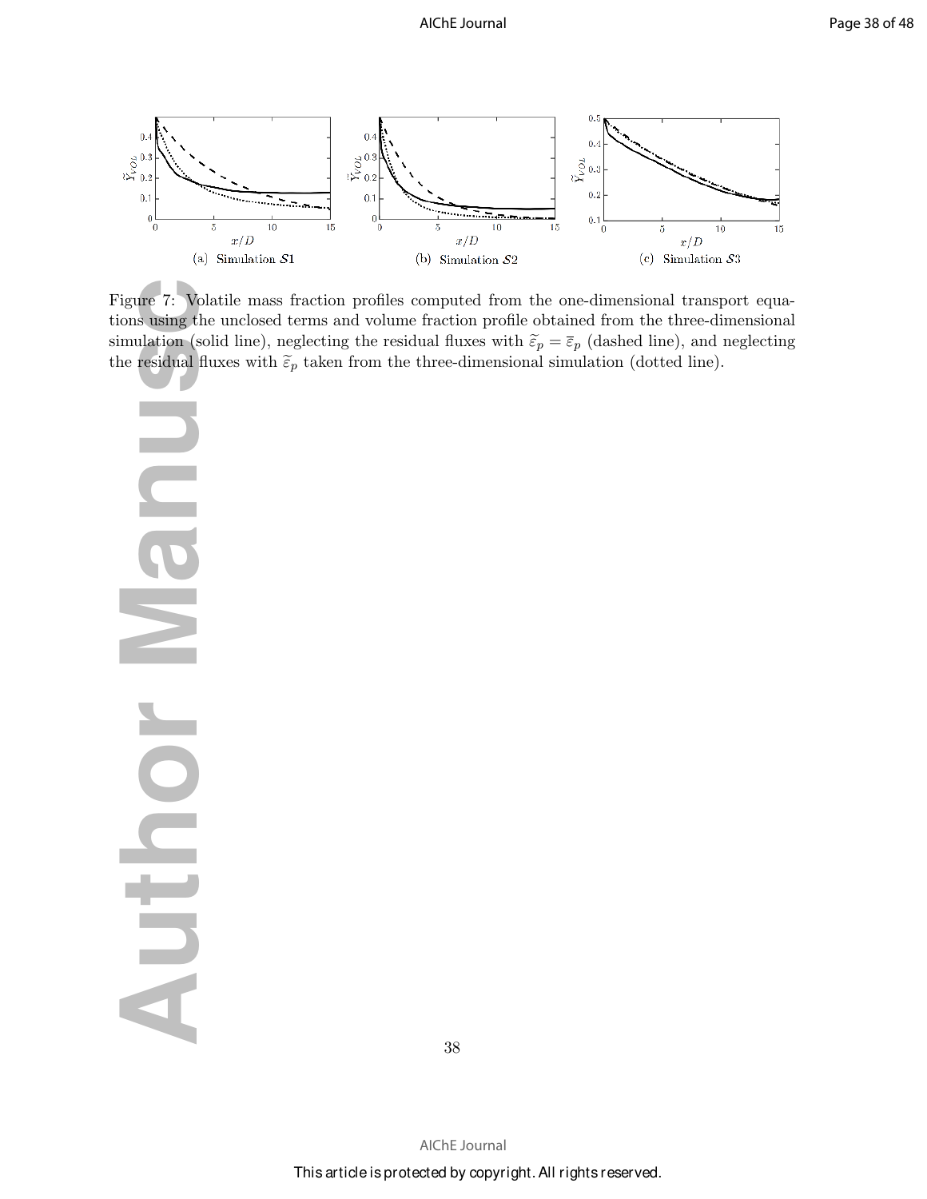Figure 7: Volatile mass fraction profiles computed from the one-dimensional transport equations using the unclosed terms and volume fraction profile obtained from the three-dimensional simulation (solid line), neglecting the residual fluxes with $\widetilde{\varepsilon}_p = \overline{\varepsilon}_p$ (dashed line), and neglecting the residual fluxes with $\widetilde{\varepsilon}_p$ taken from the three-dimensional simulation (dotted line).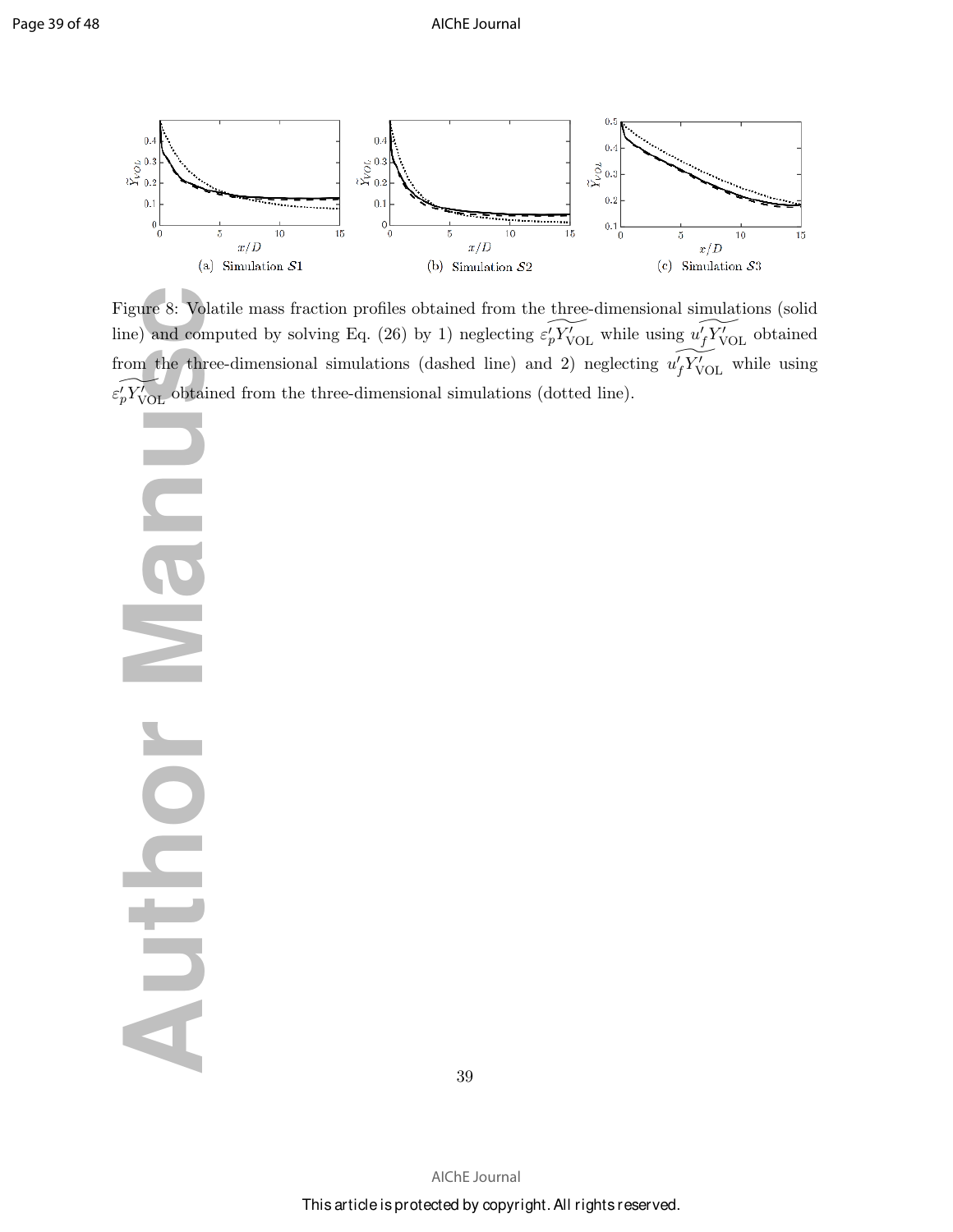Figure 8: Volatile mass fraction profiles obtained from the three-dimensional simulations (solid line) and computed by solving Eq. (26) by 1) neglecting $\widetilde{\varepsilon_p' Y_{\mathrm{VOL}}'}$ while using $\widetilde{u_f' Y_{\mathrm{VOL}}'}$ obtained from the three-dimensional simulations (dashed line) and 2) neglecting $\widetilde{u_f' Y_{\mathrm{VOL}}'}$ while using $\widetilde{\varepsilon_p' Y_{\mathrm{VOL}}'}$ obtained from the three-dimensional simulations (dotted line).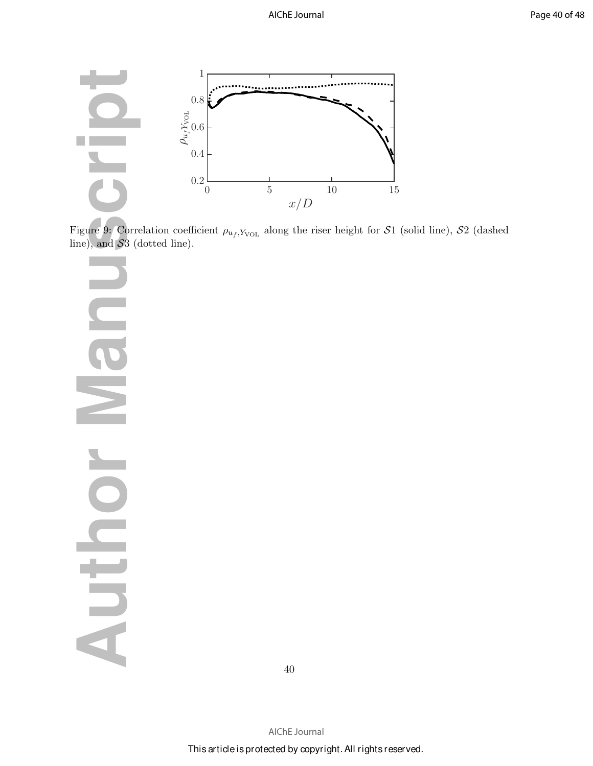Figure 9: Correlation coefficient $\rho_{u_f,Y_{\mathrm{VOL}}}$ along the riser height for $\mathcal{S}1$ (solid line), $\mathcal{S}2$ (dashed line), and $\mathcal{S}3$ (dotted line).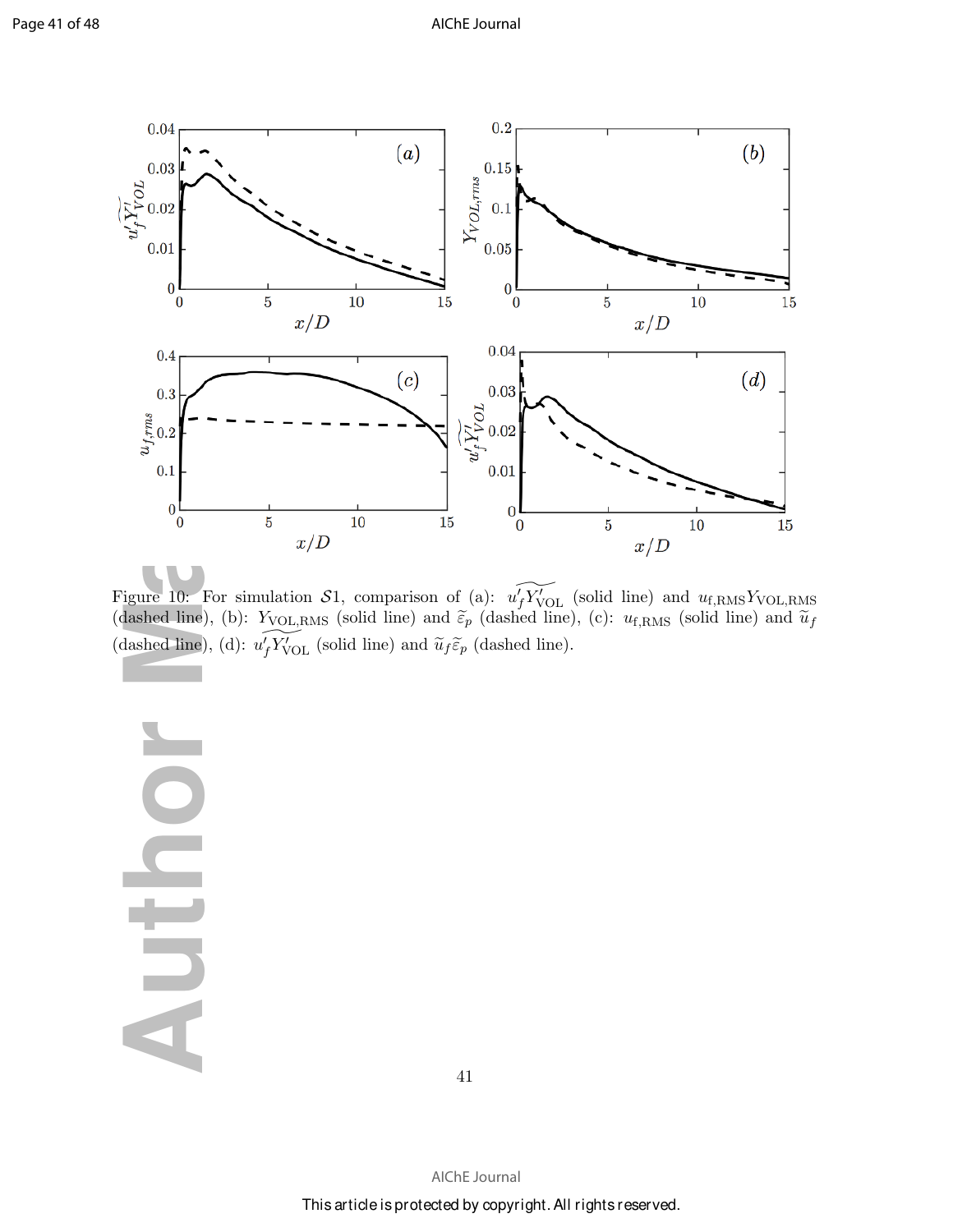Figure 10: For simulation $\mathcal{S}1$, comparison of (a): $\widetilde{u_f' Y_{\mathrm{VOL}}'}$ (solid line) and $u_{\mathrm{f,RMS}} Y_{\mathrm{VOL,RMS}}$ (dashed line), (b): $Y_{\mathrm{VOL,RMS}}$ (solid line) and $\widetilde{\varepsilon}_p$ (dashed line), (c): $u_{\mathrm{f,RMS}}$ (solid line) and $\widetilde{u}_f$ (dashed line), (d): $\widetilde{u_f' Y_{\mathrm{VOL}}'}$ (solid line) and $\widetilde{u}_f \widetilde{\varepsilon}_p$ (dashed line).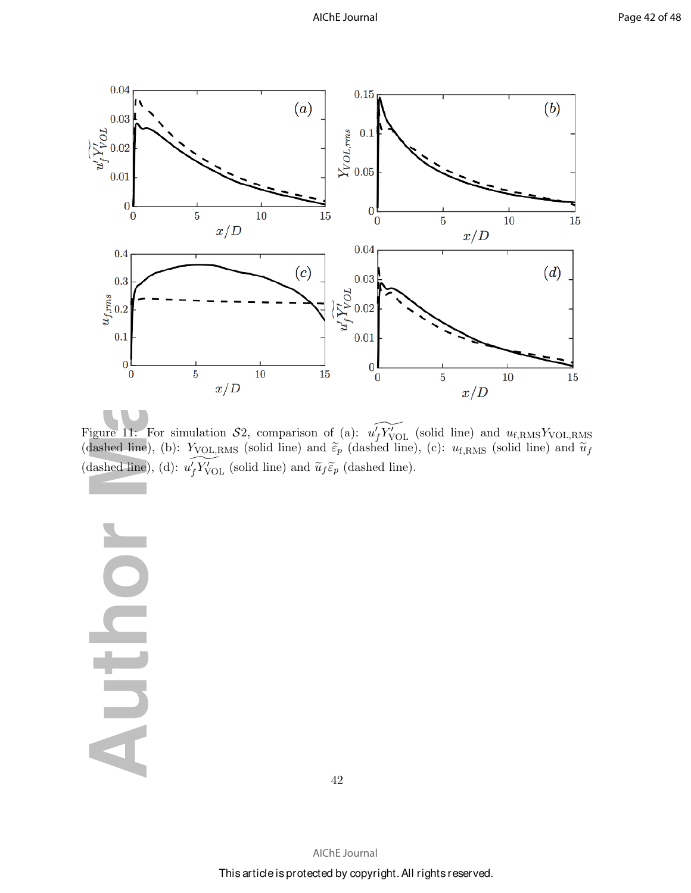Figure 11: For simulation $\mathcal{S}2$, comparison of (a): $\widetilde{u_f' Y_{\mathrm{VOL}}'}$ (solid line) and $u_{\mathrm{f,RMS}} Y_{\mathrm{VOL,RMS}}$ (dashed line), (b): $Y_{\mathrm{VOL,RMS}}$ (solid line) and $\widetilde{\varepsilon}_p$ (dashed line), (c): $u_{\mathrm{f,RMS}}$ (solid line) and $\widetilde{u}_f$ (dashed line), (d): $\widetilde{u_f' Y_{\mathrm{VOL}}'}$ (solid line) and $\widetilde{u}_f \widetilde{\varepsilon}_p$ (dashed line).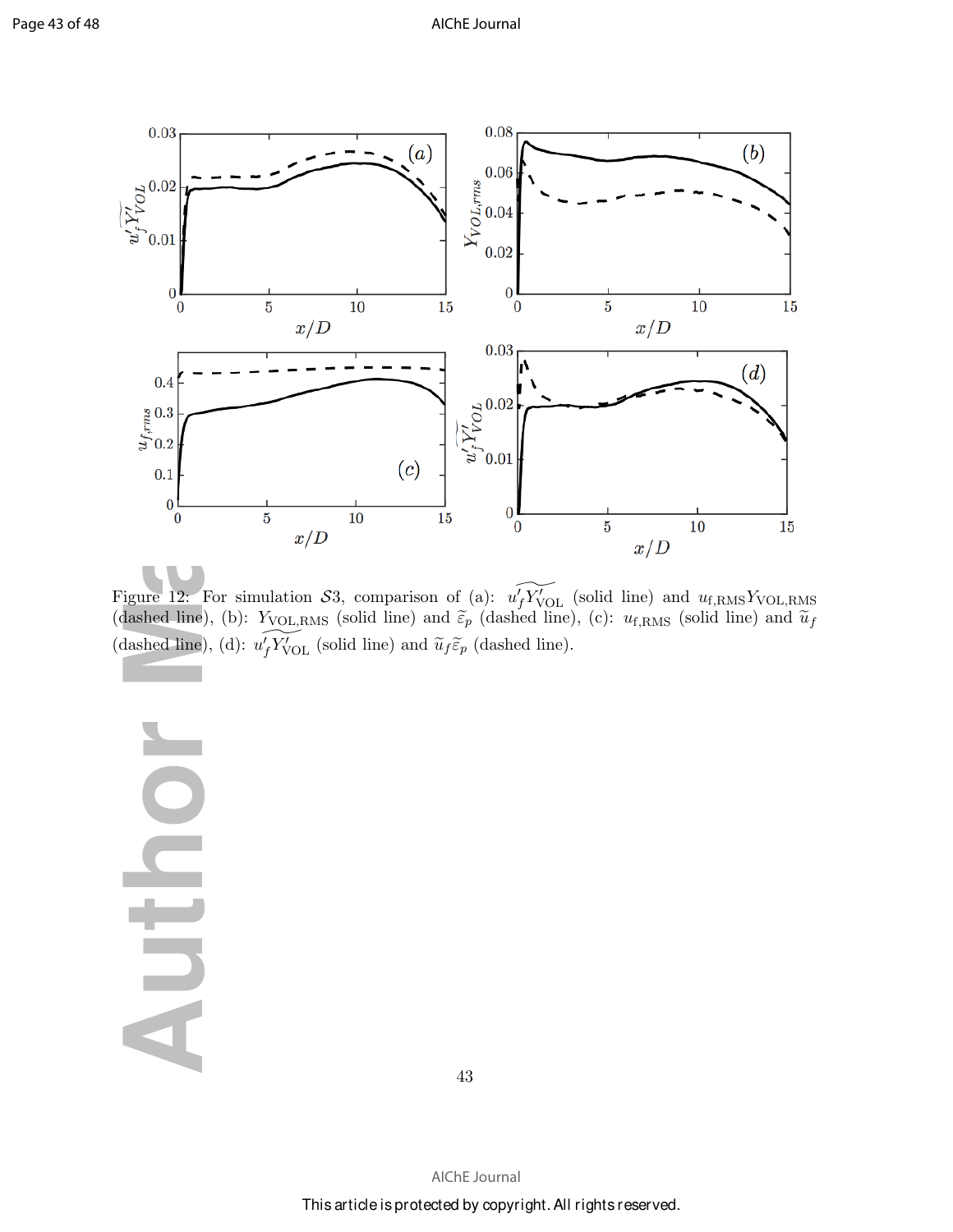Figure 12: For simulation $\mathcal{S}3$, comparison of (a): $\widetilde{u'_f Y'_{\mathrm{VOL}}}$ (solid line) and $u_{\mathrm{f,RMS}} Y_{\mathrm{VOL,RMS}}$ (dashed line), (b): $Y_{\mathrm{VOL,RMS}}$ (solid line) and $\widetilde{\varepsilon}_p$ (dashed line), (c): $u_{\mathrm{f,RMS}}$ (solid line) and $\widetilde{u}_f$ (dashed line), (d): $\widetilde{u'_f Y'_{\mathrm{VOL}}}$ (solid line) and $\widetilde{u}_f \widetilde{\varepsilon}_p$ (dashed line).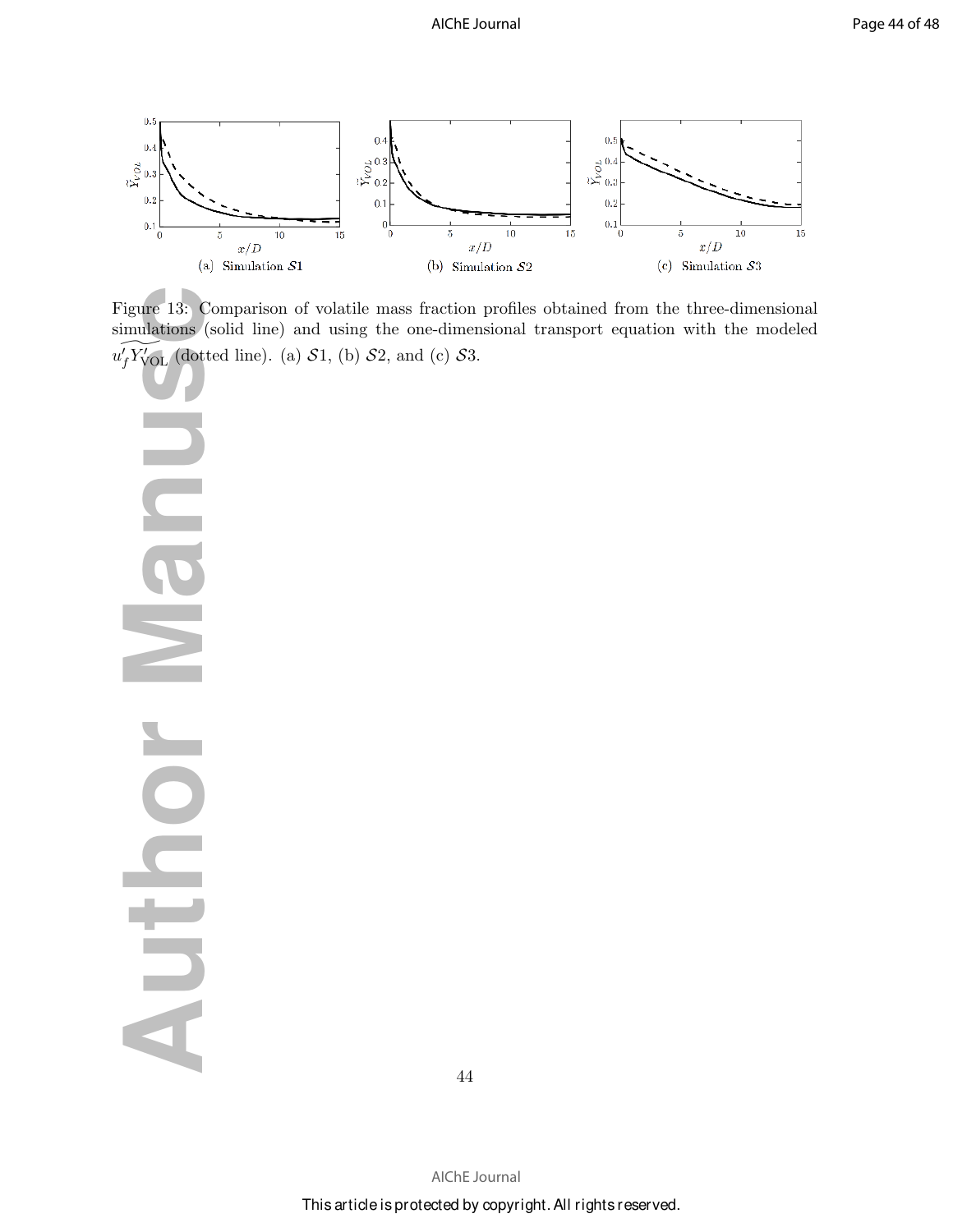(a) Simulation $\mathcal{S}1$

(b) Simulation $\mathcal{S}2$

(c) Simulation $\mathcal{S}3$

Figure 13: Comparison of volatile mass fraction profiles obtained from the three-dimensional simulations (solid line) and using the one-dimensional transport equation with the modeled $\widetilde{u_f' Y_{\mathrm{VOL}}'}$ (dotted line). (a) $\mathcal{S}1$, (b) $\mathcal{S}2$, and (c) $\mathcal{S}3$.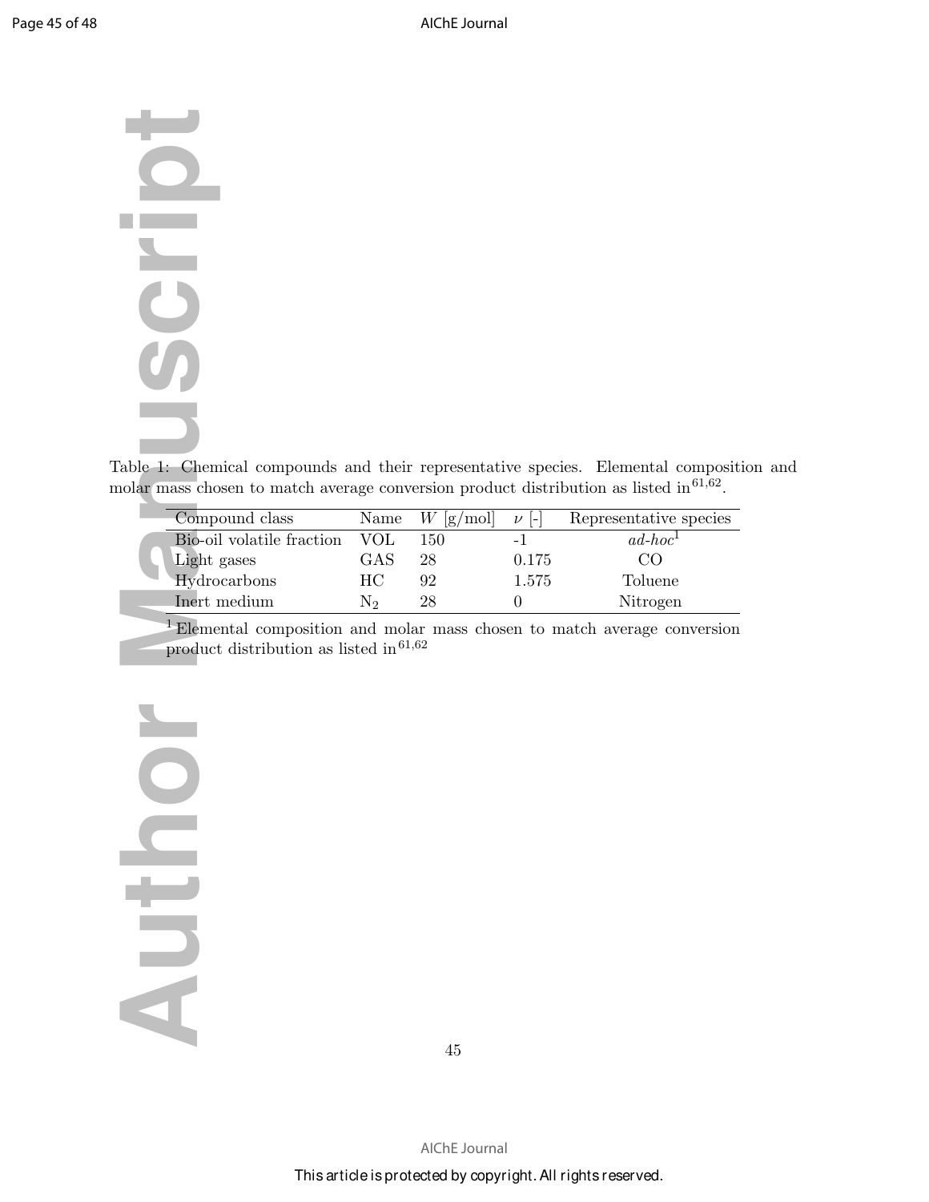Table 1: Chemical compounds and their representative species. Elemental composition and molar mass chosen to match average conversion product distribution as listed in[61,62].

| Compound class | Name | $W$ [g/mol] | $\nu$ [-] | Representative species |
|---|---|---|---|---|
| Bio-oil volatile fraction | VOL | 150 | -1 | *ad-hoc*[1] |
| Light gases | GAS | 28 | 0.175 | CO |
| Hydrocarbons | HC | 92 | 1.575 | Toluene |
| Inert medium | $N_2$ | 28 | 0 | Nitrogen |

[1] Elemental composition and molar mass chosen to match average conversion product distribution as listed in[61,62]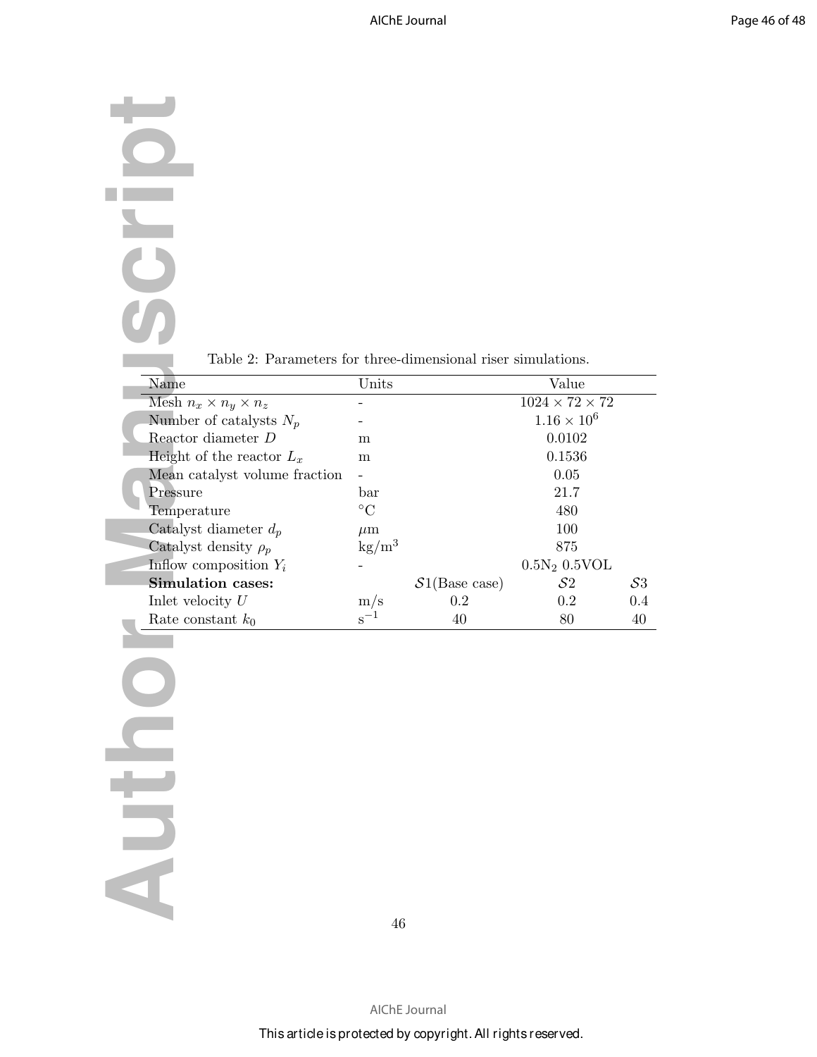Table 2: Parameters for three-dimensional riser simulations.

| Name | Units | Value | | |
|---|---|---|---|---|
| Mesh $n_x \times n_y \times n_z$ | - | | $1024 \times 72 \times 72$ | |
| Number of catalysts $N_p$ | - | | $1.16 \times 10^6$ | |
| Reactor diameter $D$ | m | | 0.0102 | |
| Height of the reactor $L_x$ | m | | 0.1536 | |
| Mean catalyst volume fraction | - | | 0.05 | |
| Pressure | bar | | 21.7 | |
| Temperature | $^\circ$C | | 480 | |
| Catalyst diameter $d_p$ | $\mu$m | | 100 | |
| Catalyst density $\rho_p$ | kg/m$^3$ | | 875 | |
| Inflow composition $Y_i$ | - | | $0.5N_2$ 0.5VOL | |
| **Simulation cases:** | | $\mathcal{S}1$(Base case) | $\mathcal{S}2$ | $\mathcal{S}3$ |
| Inlet velocity $U$ | m/s | 0.2 | 0.2 | 0.4 |
| Rate constant $k_0$ | s$^{-1}$ | 40 | 80 | 40 |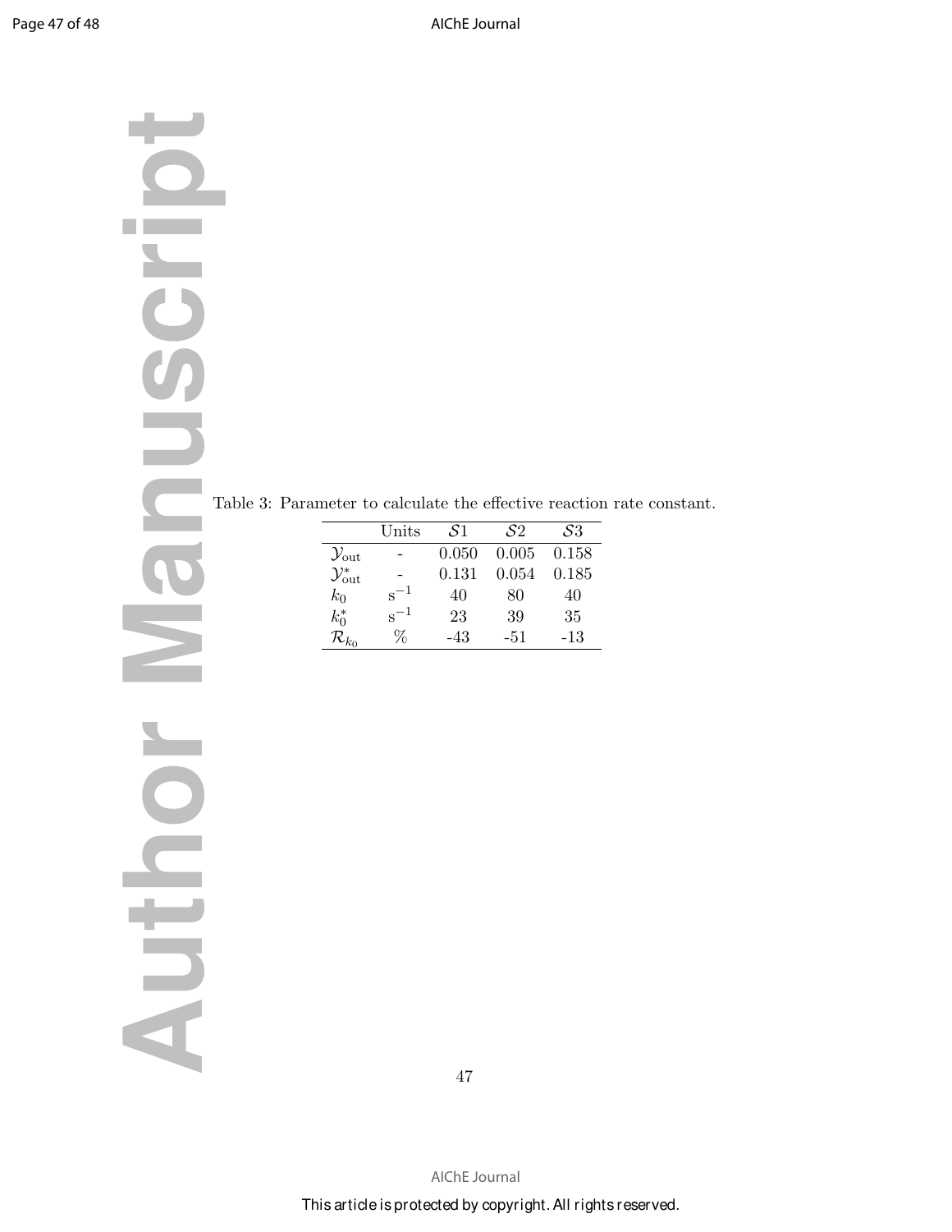Table 3: Parameter to calculate the effective reaction rate constant.

| | Units | $\mathcal{S}1$ | $\mathcal{S}2$ | $\mathcal{S}3$ |
|---|---|---|---|---|
| $\mathcal{Y}_{\text{out}}$ | - | 0.050 | 0.005 | 0.158 |
| $\mathcal{Y}^*_{\text{out}}$ | - | 0.131 | 0.054 | 0.185 |
| $k_0$ | $\text{s}^{-1}$ | 40 | 80 | 40 |
| $k^*_0$ | $\text{s}^{-1}$ | 23 | 39 | 35 |
| $\mathcal{R}_{k_0}$ | % | -43 | -51 | -13 |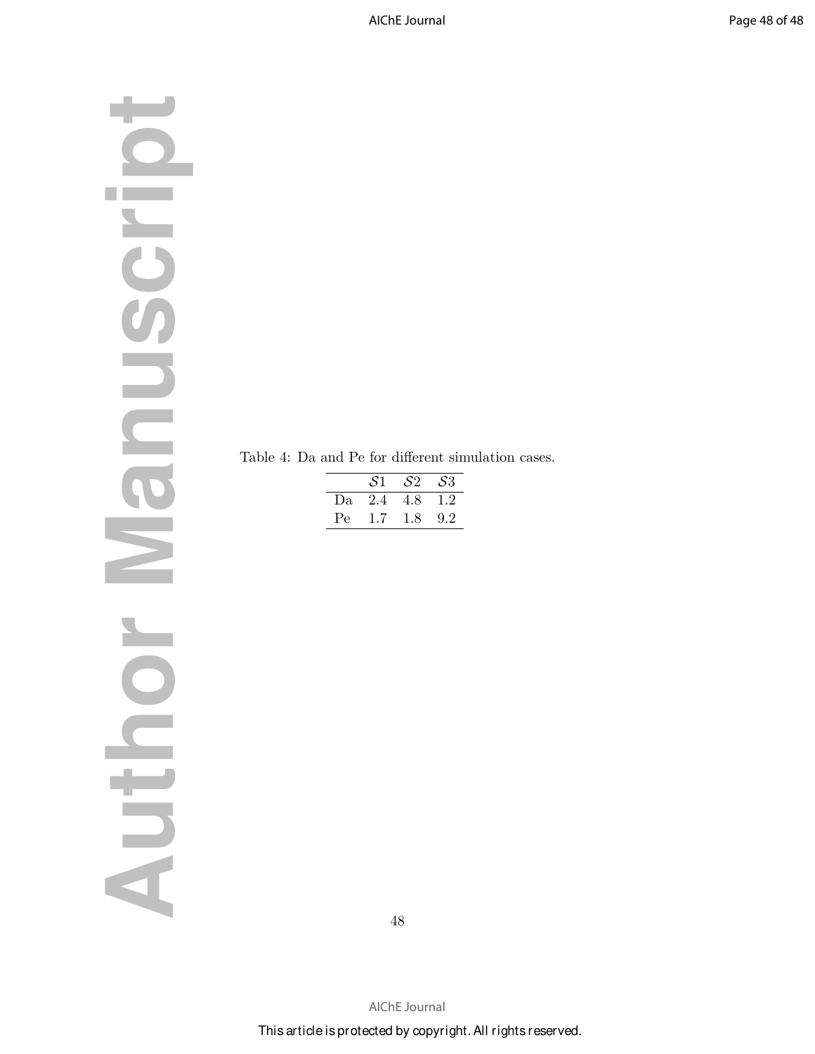Table 4: Da and Pe for different simulation cases.

| | $\mathcal{S}1$ | $\mathcal{S}2$ | $\mathcal{S}3$ |
|---|---|---|---|
| Da | 2.4 | 4.8 | 1.2 |
| Pe | 1.7 | 1.8 | 9.2 |

This article is protected by copyright. All rights reserved.